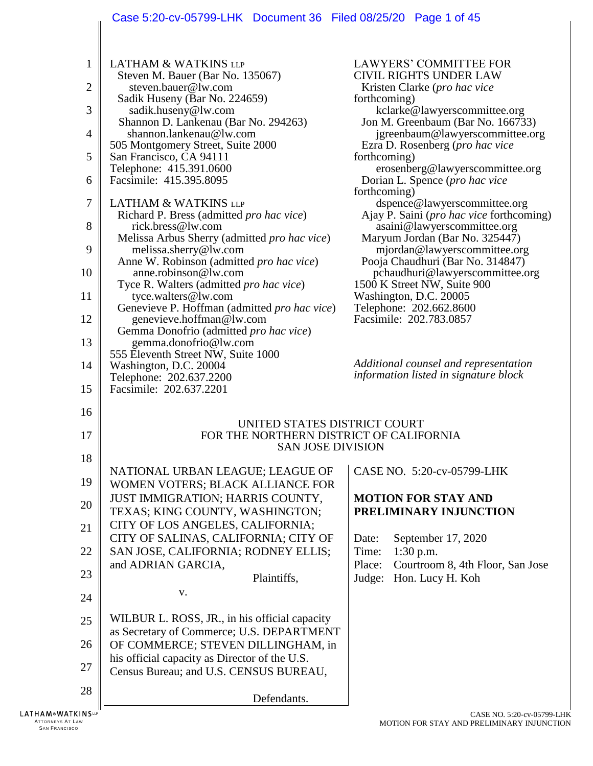LATHAM & WATKINS LLP
Steven M. Bauer (Bar No. 135067)
steven.bauer@lw.com
Sadik Huseny (Bar No. 224659)
sadik.huseny@lw.com
Shannon D. Lankenau (Bar No. 294263)
shannon.lankenau@lw.com
505 Montgomery Street, Suite 2000
San Francisco, CA 94111
Telephone: 415.391.0600
Facsimile: 415.395.8095

LATHAM & WATKINS LLP
Richard P. Bress (admitted *pro hac vice*)
rick.bress@lw.com
Melissa Arbus Sherry (admitted *pro hac vice*)
melissa.sherry@lw.com
Anne W. Robinson (admitted *pro hac vice*)
anne.robinson@lw.com
Tyce R. Walters (admitted *pro hac vice*)
tyce.walters@lw.com
Genevieve P. Hoffman (admitted *pro hac vice*)
genevieve.hoffman@lw.com
Gemma Donofrio (admitted *pro hac vice*)
gemma.donofrio@lw.com
555 Eleventh Street NW, Suite 1000
Washington, D.C. 20004
Telephone: 202.637.2200
Facsimile: 202.637.2201

LAWYERS' COMMITTEE FOR CIVIL RIGHTS UNDER LAW
Kristen Clarke (*pro hac vice* forthcoming)
kclarke@lawyerscommittee.org
Jon M. Greenbaum (Bar No. 166733)
jgreenbaum@lawyerscommittee.org
Ezra D. Rosenberg (*pro hac vice* forthcoming)
erosenberg@lawyerscommittee.org
Dorian L. Spence (*pro hac vice* forthcoming)
dspence@lawyerscommittee.org
Ajay P. Saini (*pro hac vice* forthcoming)
asaini@lawyerscommittee.org
Maryum Jordan (Bar No. 325447)
mjordan@lawyerscommittee.org
Pooja Chaudhuri (Bar No. 314847)
pchaudhuri@lawyerscommittee.org
1500 K Street NW, Suite 900
Washington, D.C. 20005
Telephone: 202.662.8600
Facsimile: 202.783.0857

*Additional counsel and representation information listed in signature block*

UNITED STATES DISTRICT COURT
FOR THE NORTHERN DISTRICT OF CALIFORNIA
SAN JOSE DIVISION

NATIONAL URBAN LEAGUE; LEAGUE OF WOMEN VOTERS; BLACK ALLIANCE FOR JUST IMMIGRATION; HARRIS COUNTY, TEXAS; KING COUNTY, WASHINGTON; CITY OF LOS ANGELES, CALIFORNIA; CITY OF SALINAS, CALIFORNIA; CITY OF SAN JOSE, CALIFORNIA; RODNEY ELLIS; and ADRIAN GARCIA,

Plaintiffs,

v.

WILBUR L. ROSS, JR., in his official capacity as Secretary of Commerce; U.S. DEPARTMENT OF COMMERCE; STEVEN DILLINGHAM, in his official capacity as Director of the U.S. Census Bureau; and U.S. CENSUS BUREAU,

Defendants.

CASE NO. 5:20-cv-05799-LHK

**MOTION FOR STAY AND PRELIMINARY INJUNCTION**

Date: September 17, 2020
Time: 1:30 p.m.
Place: Courtroom 8, 4th Floor, San Jose
Judge: Hon. Lucy H. Koh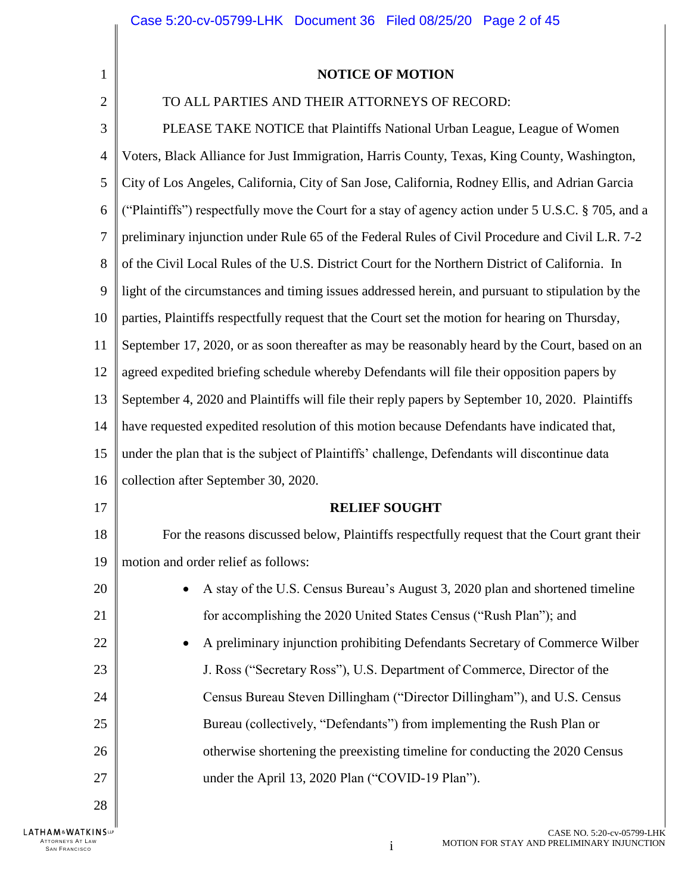## NOTICE OF MOTION

TO ALL PARTIES AND THEIR ATTORNEYS OF RECORD:

PLEASE TAKE NOTICE that Plaintiffs National Urban League, League of Women Voters, Black Alliance for Just Immigration, Harris County, Texas, King County, Washington, City of Los Angeles, California, City of San Jose, California, Rodney Ellis, and Adrian Garcia ("Plaintiffs") respectfully move the Court for a stay of agency action under 5 U.S.C. § 705, and a preliminary injunction under Rule 65 of the Federal Rules of Civil Procedure and Civil L.R. 7-2 of the Civil Local Rules of the U.S. District Court for the Northern District of California. In light of the circumstances and timing issues addressed herein, and pursuant to stipulation by the parties, Plaintiffs respectfully request that the Court set the motion for hearing on Thursday, September 17, 2020, or as soon thereafter as may be reasonably heard by the Court, based on an agreed expedited briefing schedule whereby Defendants will file their opposition papers by September 4, 2020 and Plaintiffs will file their reply papers by September 10, 2020. Plaintiffs have requested expedited resolution of this motion because Defendants have indicated that, under the plan that is the subject of Plaintiffs' challenge, Defendants will discontinue data collection after September 30, 2020.

## RELIEF SOUGHT

For the reasons discussed below, Plaintiffs respectfully request that the Court grant their motion and order relief as follows:

- A stay of the U.S. Census Bureau's August 3, 2020 plan and shortened timeline for accomplishing the 2020 United States Census ("Rush Plan"); and
- A preliminary injunction prohibiting Defendants Secretary of Commerce Wilber J. Ross ("Secretary Ross"), U.S. Department of Commerce, Director of the Census Bureau Steven Dillingham ("Director Dillingham"), and U.S. Census Bureau (collectively, "Defendants") from implementing the Rush Plan or otherwise shortening the preexisting timeline for conducting the 2020 Census under the April 13, 2020 Plan ("COVID-19 Plan").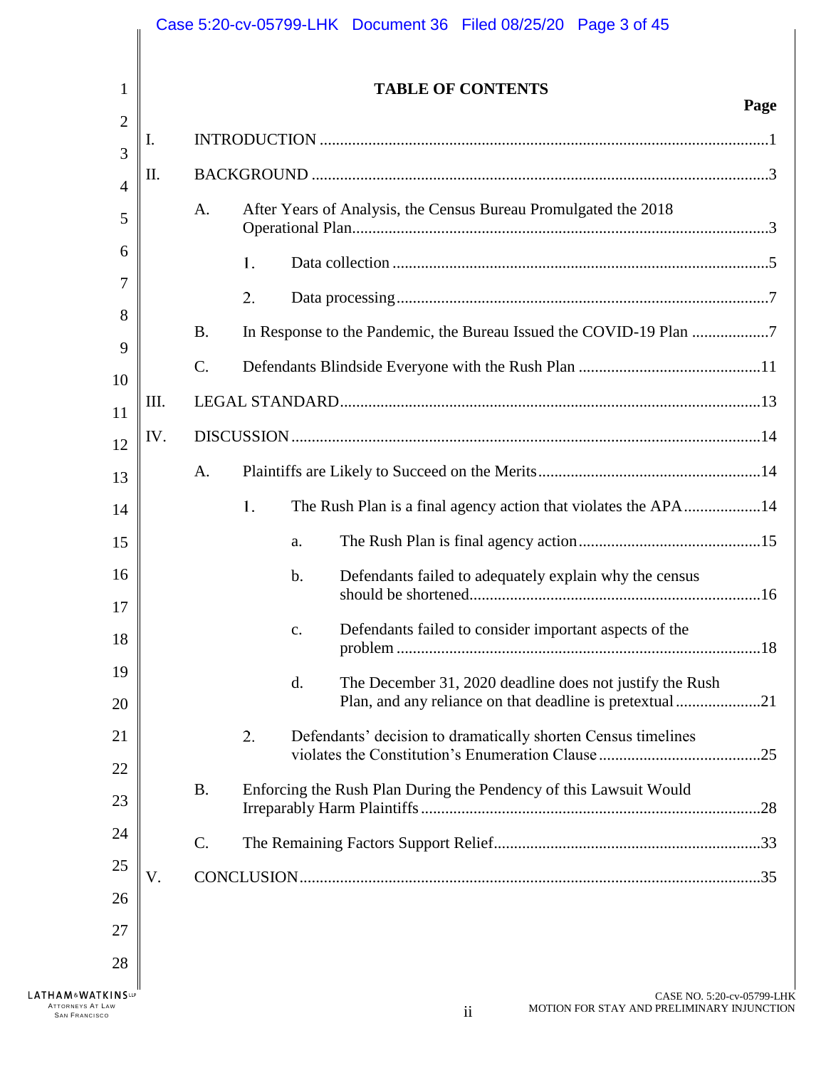# TABLE OF CONTENTS

**Page**

I. INTRODUCTION ..... 1

II. BACKGROUND ..... 3

- A. After Years of Analysis, the Census Bureau Promulgated the 2018 Operational Plan ..... 3
  - 1. Data collection ..... 5
  - 2. Data processing ..... 7
- B. In Response to the Pandemic, the Bureau Issued the COVID-19 Plan ..... 7
- C. Defendants Blindside Everyone with the Rush Plan ..... 11

III. LEGAL STANDARD ..... 13

IV. DISCUSSION ..... 14

- A. Plaintiffs are Likely to Succeed on the Merits ..... 14
  - 1. The Rush Plan is a final agency action that violates the APA ..... 14
    - a. The Rush Plan is final agency action ..... 15
    - b. Defendants failed to adequately explain why the census should be shortened ..... 16
    - c. Defendants failed to consider important aspects of the problem ..... 18
    - d. The December 31, 2020 deadline does not justify the Rush Plan, and any reliance on that deadline is pretextual ..... 21
  - 2. Defendants' decision to dramatically shorten Census timelines violates the Constitution's Enumeration Clause ..... 25
- B. Enforcing the Rush Plan During the Pendency of this Lawsuit Would Irreparably Harm Plaintiffs ..... 28
- C. The Remaining Factors Support Relief ..... 33

V. CONCLUSION ..... 35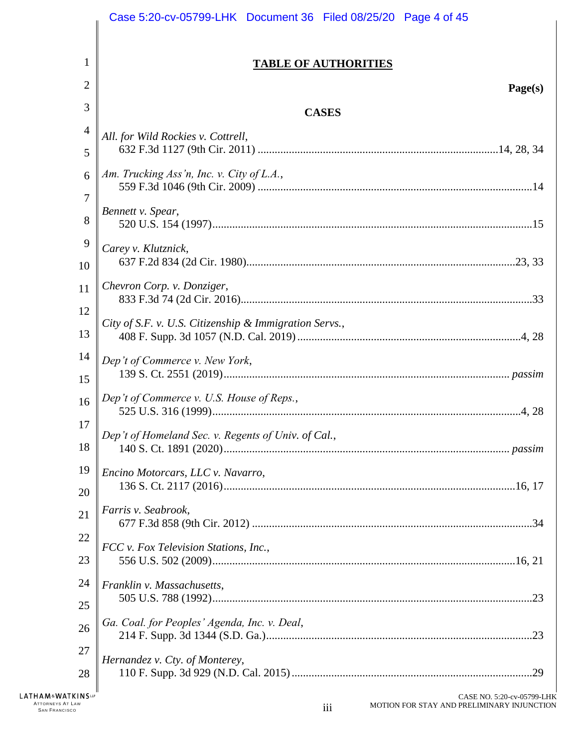# TABLE OF AUTHORITIES

**Page(s)**

## CASES

*All. for Wild Rockies v. Cottrell*,
632 F.3d 1127 (9th Cir. 2011) ....................................................................................14, 28, 34

*Am. Trucking Ass'n, Inc. v. City of L.A.*,
559 F.3d 1046 (9th Cir. 2009) ................................................................................................14

*Bennett v. Spear*,
520 U.S. 154 (1997)................................................................................................................15

*Carey v. Klutznick*,
637 F.2d 834 (2d Cir. 1980)...............................................................................................23, 33

*Chevron Corp. v. Donziger*,
833 F.3d 74 (2d Cir. 2016)......................................................................................................33

*City of S.F. v. U.S. Citizenship & Immigration Servs.*,
408 F. Supp. 3d 1057 (N.D. Cal. 2019)..............................................................................4, 28

*Dep't of Commerce v. New York*,
139 S. Ct. 2551 (2019).................................................................................................... *passim*

*Dep't of Commerce v. U.S. House of Reps.*,
525 U.S. 316 (1999)...........................................................................................................4, 28

*Dep't of Homeland Sec. v. Regents of Univ. of Cal.*,
140 S. Ct. 1891 (2020).................................................................................................... *passim*

*Encino Motorcars, LLC v. Navarro*,
136 S. Ct. 2117 (2016)......................................................................................................16, 17

*Farris v. Seabrook*,
677 F.3d 858 (9th Cir. 2012) .................................................................................................34

*FCC v. Fox Television Stations, Inc.*,
556 U.S. 502 (2009)...........................................................................................................16, 21

*Franklin v. Massachusetts*,
505 U.S. 788 (1992)................................................................................................................23

*Ga. Coal. for Peoples' Agenda, Inc. v. Deal*,
214 F. Supp. 3d 1344 (S.D. Ga.).............................................................................................23

*Hernandez v. Cty. of Monterey*,
110 F. Supp. 3d 929 (N.D. Cal. 2015) ....................................................................................29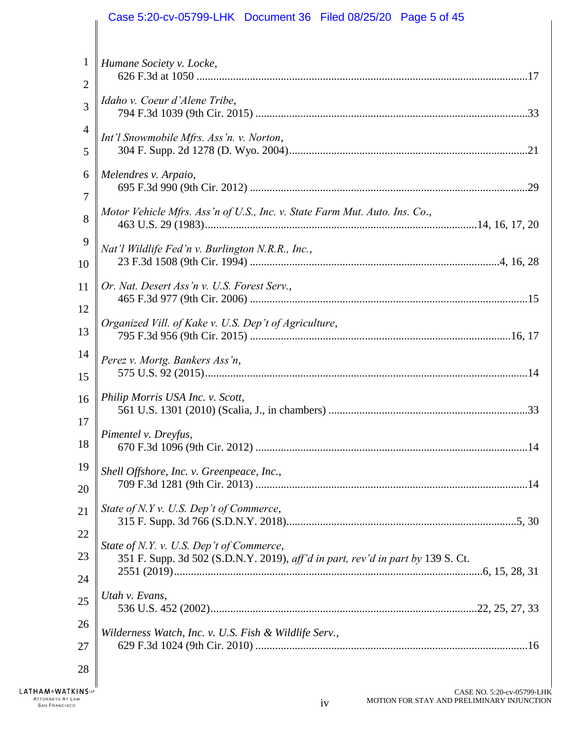*Humane Society v. Locke*,
626 F.3d at 1050 ....................................................................................................17

*Idaho v. Coeur d'Alene Tribe*,
794 F.3d 1039 (9th Cir. 2015) ................................................................................................33

*Int'l Snowmobile Mfrs. Ass'n. v. Norton*,
304 F. Supp. 2d 1278 (D. Wyo. 2004)....................................................................................21

*Melendres v. Arpaio*,
695 F.3d 990 (9th Cir. 2012) ..................................................................................................29

*Motor Vehicle Mfrs. Ass'n of U.S., Inc. v. State Farm Mut. Auto. Ins. Co.*,
463 U.S. 29 (1983)................................................................................................14, 16, 17, 20

*Nat'l Wildlife Fed'n v. Burlington N.R.R., Inc.*,
23 F.3d 1508 (9th Cir. 1994) ......................................................................................4, 16, 28

*Or. Nat. Desert Ass'n v. U.S. Forest Serv.*,
465 F.3d 977 (9th Cir. 2006) ..................................................................................................15

*Organized Vill. of Kake v. U.S. Dep't of Agriculture*,
795 F.3d 956 (9th Cir. 2015) ............................................................................................16, 17

*Perez v. Mortg. Bankers Ass'n*,
575 U.S. 92 (2015)..................................................................................................................14

*Philip Morris USA Inc. v. Scott*,
561 U.S. 1301 (2010) (Scalia, J., in chambers) ......................................................................33

*Pimentel v. Dreyfus*,
670 F.3d 1096 (9th Cir. 2012) ................................................................................................14

*Shell Offshore, Inc. v. Greenpeace, Inc.*,
709 F.3d 1281 (9th Cir. 2013) ................................................................................................14

*State of N.Y v. U.S. Dep't of Commerce*,
315 F. Supp. 3d 766 (S.D.N.Y. 2018)..................................................................................5, 30

*State of N.Y. v. U.S. Dep't of Commerce*,
351 F. Supp. 3d 502 (S.D.N.Y. 2019), *aff'd in part, rev'd in part by* 139 S. Ct. 2551 (2019)............................................................................................................6, 15, 28, 31

*Utah v. Evans*,
536 U.S. 452 (2002)..............................................................................................22, 25, 27, 33

*Wilderness Watch, Inc. v. U.S. Fish & Wildlife Serv.*,
629 F.3d 1024 (9th Cir. 2010) ................................................................................................16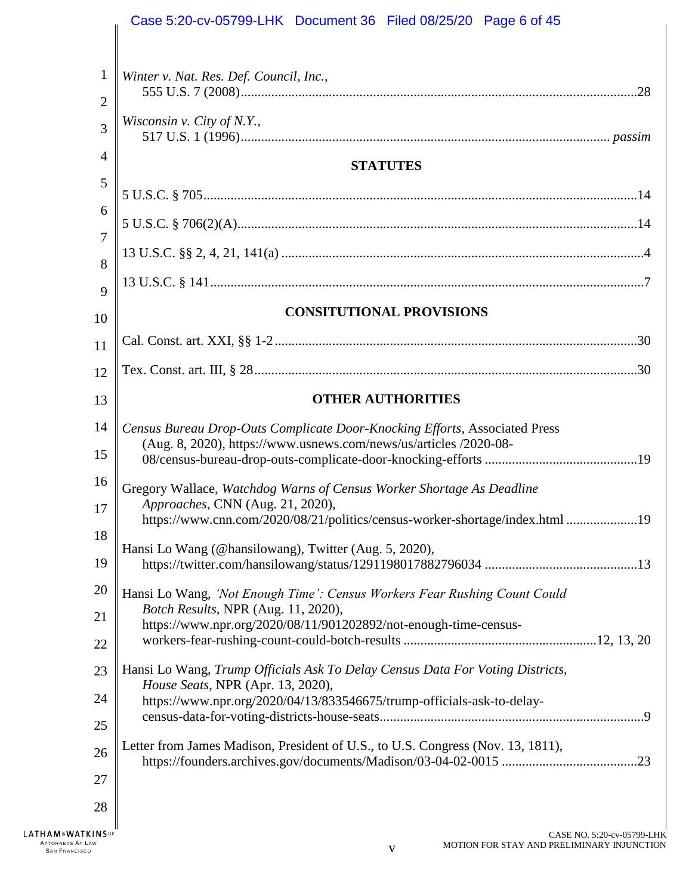*Winter v. Nat. Res. Def. Council, Inc.*,
555 U.S. 7 (2008) ... 28

*Wisconsin v. City of N.Y.*,
517 U.S. 1 (1996) ... *passim*

## STATUTES

5 U.S.C. § 705 ... 14

5 U.S.C. § 706(2)(A) ... 14

13 U.S.C. §§ 2, 4, 21, 141(a) ... 4

13 U.S.C. § 141 ... 7

## CONSITUTIONAL PROVISIONS

Cal. Const. art. XXI, §§ 1-2 ... 30

Tex. Const. art. III, § 28 ... 30

## OTHER AUTHORITIES

*Census Bureau Drop-Outs Complicate Door-Knocking Efforts*, Associated Press (Aug. 8, 2020), https://www.usnews.com/news/us/articles /2020-08-08/census-bureau-drop-outs-complicate-door-knocking-efforts ... 19

Gregory Wallace, *Watchdog Warns of Census Worker Shortage As Deadline Approaches*, CNN (Aug. 21, 2020), https://www.cnn.com/2020/08/21/politics/census-worker-shortage/index.html ... 19

Hansi Lo Wang (@hansilowang), Twitter (Aug. 5, 2020), https://twitter.com/hansilowang/status/1291198017882796034 ... 13

Hansi Lo Wang, *'Not Enough Time': Census Workers Fear Rushing Count Could Botch Results*, NPR (Aug. 11, 2020), https://www.npr.org/2020/08/11/901202892/not-enough-time-census-workers-fear-rushing-count-could-botch-results ... 12, 13, 20

Hansi Lo Wang, *Trump Officials Ask To Delay Census Data For Voting Districts, House Seats*, NPR (Apr. 13, 2020), https://www.npr.org/2020/04/13/833546675/trump-officials-ask-to-delay-census-data-for-voting-districts-house-seats ... 9

Letter from James Madison, President of U.S., to U.S. Congress (Nov. 13, 1811), https://founders.archives.gov/documents/Madison/03-04-02-0015 ... 23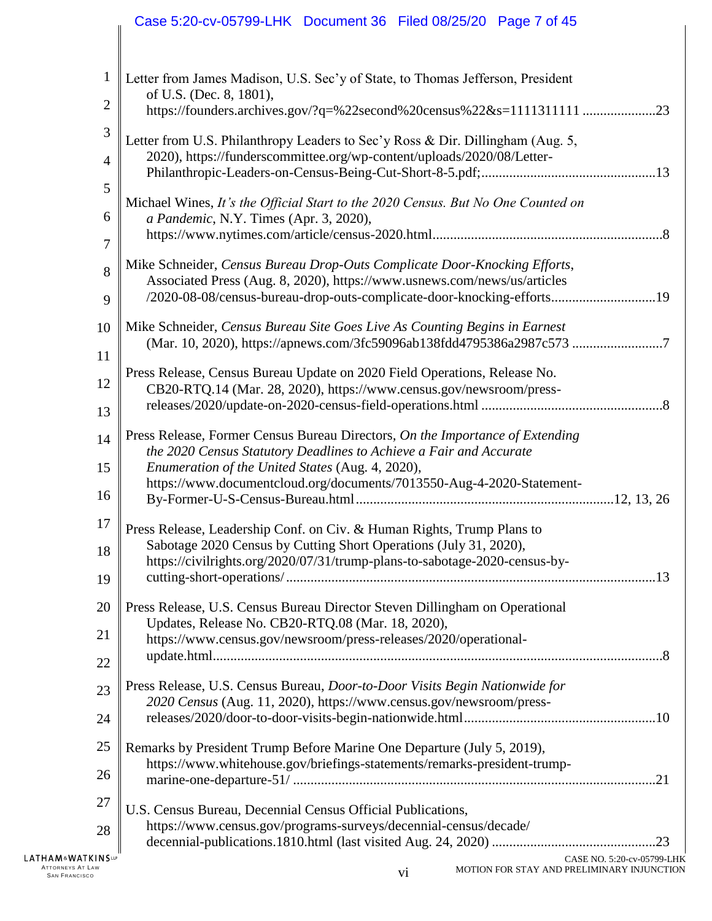Letter from James Madison, U.S. Sec'y of State, to Thomas Jefferson, President of U.S. (Dec. 8, 1801), https://founders.archives.gov/?q=%22second%20census%22&s=1111311111 ....................23

Letter from U.S. Philanthropy Leaders to Sec'y Ross & Dir. Dillingham (Aug. 5, 2020), https://funderscommittee.org/wp-content/uploads/2020/08/Letter-Philanthropic-Leaders-on-Census-Being-Cut-Short-8-5.pdf;.................................................13

Michael Wines, *It's the Official Start to the 2020 Census. But No One Counted on a Pandemic*, N.Y. Times (Apr. 3, 2020), https://www.nytimes.com/article/census-2020.html.................................................................8

Mike Schneider, *Census Bureau Drop-Outs Complicate Door-Knocking Efforts*, Associated Press (Aug. 8, 2020), https://www.usnews.com/news/us/articles /2020-08-08/census-bureau-drop-outs-complicate-door-knocking-efforts.............................19

Mike Schneider, *Census Bureau Site Goes Live As Counting Begins in Earnest* (Mar. 10, 2020), https://apnews.com/3fc59096ab138fdd4795386a2987c573 .........................7

Press Release, Census Bureau Update on 2020 Field Operations, Release No. CB20-RTQ.14 (Mar. 28, 2020), https://www.census.gov/newsroom/press-releases/2020/update-on-2020-census-field-operations.html ...................................................8

Press Release, Former Census Bureau Directors, *On the Importance of Extending the 2020 Census Statutory Deadlines to Achieve a Fair and Accurate Enumeration of the United States* (Aug. 4, 2020), https://www.documentcloud.org/documents/7013550-Aug-4-2020-Statement-By-Former-U-S-Census-Bureau.html.........................................................................12, 13, 26

Press Release, Leadership Conf. on Civ. & Human Rights, Trump Plans to Sabotage 2020 Census by Cutting Short Operations (July 31, 2020), https://civilrights.org/2020/07/31/trump-plans-to-sabotage-2020-census-by-cutting-short-operations/.........................................................................................................13

Press Release, U.S. Census Bureau Director Steven Dillingham on Operational Updates, Release No. CB20-RTQ.08 (Mar. 18, 2020), https://www.census.gov/newsroom/press-releases/2020/operational-update.html...............................................................................................................8

Press Release, U.S. Census Bureau, *Door-to-Door Visits Begin Nationwide for 2020 Census* (Aug. 11, 2020), https://www.census.gov/newsroom/press-releases/2020/door-to-door-visits-begin-nationwide.html......................................................10

Remarks by President Trump Before Marine One Departure (July 5, 2019), https://www.whitehouse.gov/briefings-statements/remarks-president-trump-marine-one-departure-51/ .......................................................................................................21

U.S. Census Bureau, Decennial Census Official Publications, https://www.census.gov/programs-surveys/decennial-census/decade/ decennial-publications.1810.html (last visited Aug. 24, 2020) ..............................................23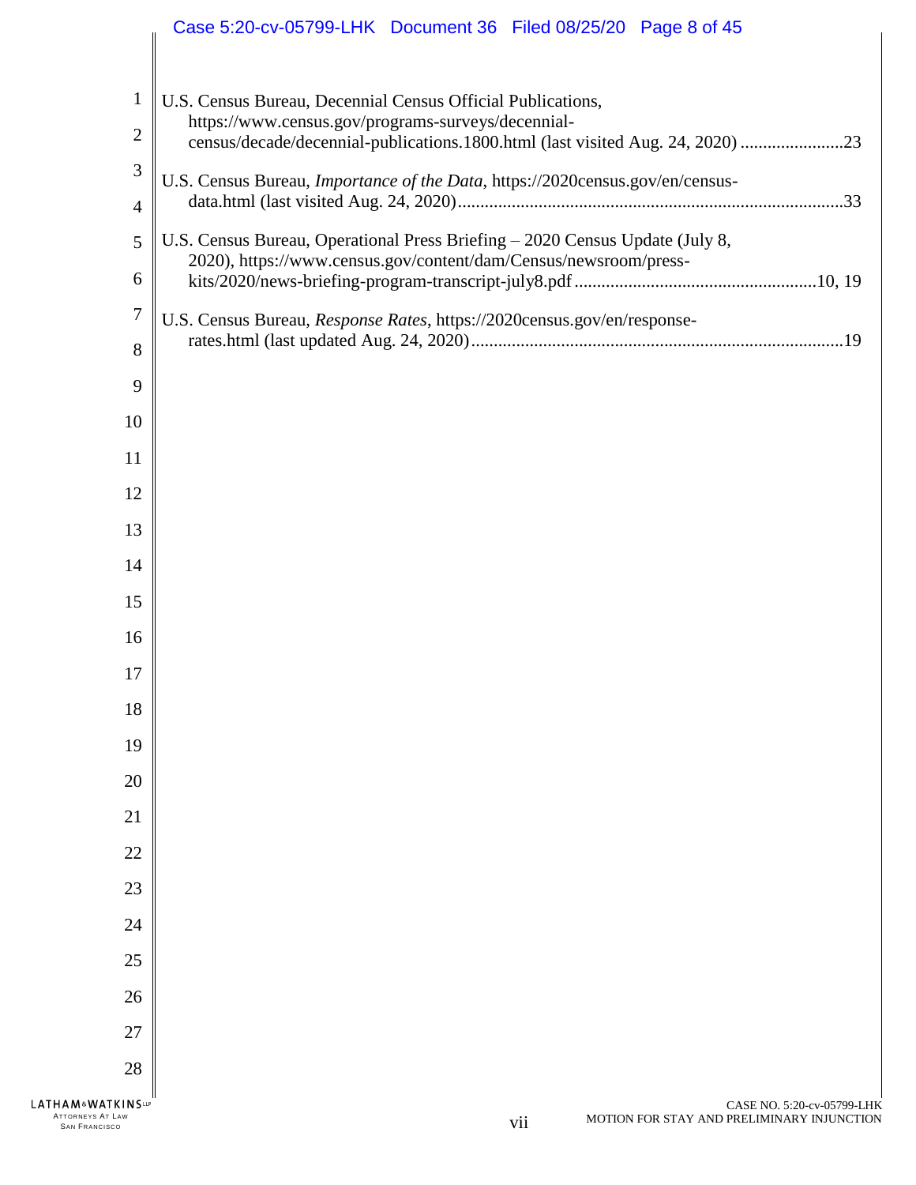U.S. Census Bureau, Decennial Census Official Publications, https://www.census.gov/programs-surveys/decennial-census/decade/decennial-publications.1800.html (last visited Aug. 24, 2020) .......................23

U.S. Census Bureau, *Importance of the Data*, https://2020census.gov/en/census-data.html (last visited Aug. 24, 2020).....................................................................................33

U.S. Census Bureau, Operational Press Briefing – 2020 Census Update (July 8, 2020), https://www.census.gov/content/dam/Census/newsroom/press-kits/2020/news-briefing-program-transcript-july8.pdf .....................................................10, 19

U.S. Census Bureau, *Response Rates*, https://2020census.gov/en/response-rates.html (last updated Aug. 24, 2020)..................................................................................19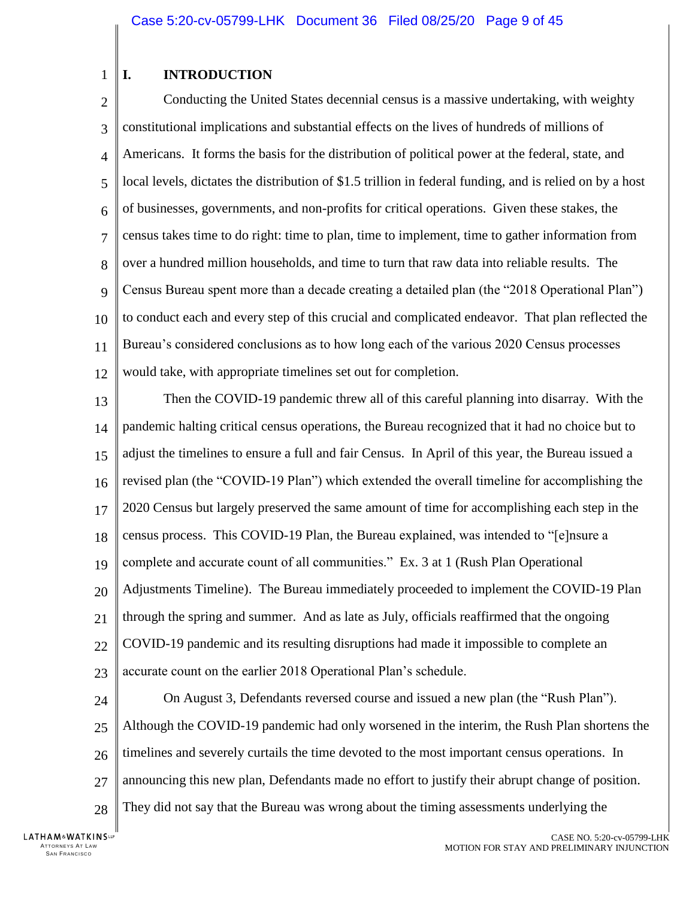# I. INTRODUCTION

Conducting the United States decennial census is a massive undertaking, with weighty constitutional implications and substantial effects on the lives of hundreds of millions of Americans. It forms the basis for the distribution of political power at the federal, state, and local levels, dictates the distribution of $1.5 trillion in federal funding, and is relied on by a host of businesses, governments, and non-profits for critical operations. Given these stakes, the census takes time to do right: time to plan, time to implement, time to gather information from over a hundred million households, and time to turn that raw data into reliable results. The Census Bureau spent more than a decade creating a detailed plan (the "2018 Operational Plan") to conduct each and every step of this crucial and complicated endeavor. That plan reflected the Bureau's considered conclusions as to how long each of the various 2020 Census processes would take, with appropriate timelines set out for completion.

Then the COVID-19 pandemic threw all of this careful planning into disarray. With the pandemic halting critical census operations, the Bureau recognized that it had no choice but to adjust the timelines to ensure a full and fair Census. In April of this year, the Bureau issued a revised plan (the "COVID-19 Plan") which extended the overall timeline for accomplishing the 2020 Census but largely preserved the same amount of time for accomplishing each step in the census process. This COVID-19 Plan, the Bureau explained, was intended to "[e]nsure a complete and accurate count of all communities." Ex. 3 at 1 (Rush Plan Operational Adjustments Timeline). The Bureau immediately proceeded to implement the COVID-19 Plan through the spring and summer. And as late as July, officials reaffirmed that the ongoing COVID-19 pandemic and its resulting disruptions had made it impossible to complete an accurate count on the earlier 2018 Operational Plan's schedule.

On August 3, Defendants reversed course and issued a new plan (the "Rush Plan"). Although the COVID-19 pandemic had only worsened in the interim, the Rush Plan shortens the timelines and severely curtails the time devoted to the most important census operations. In announcing this new plan, Defendants made no effort to justify their abrupt change of position. They did not say that the Bureau was wrong about the timing assessments underlying the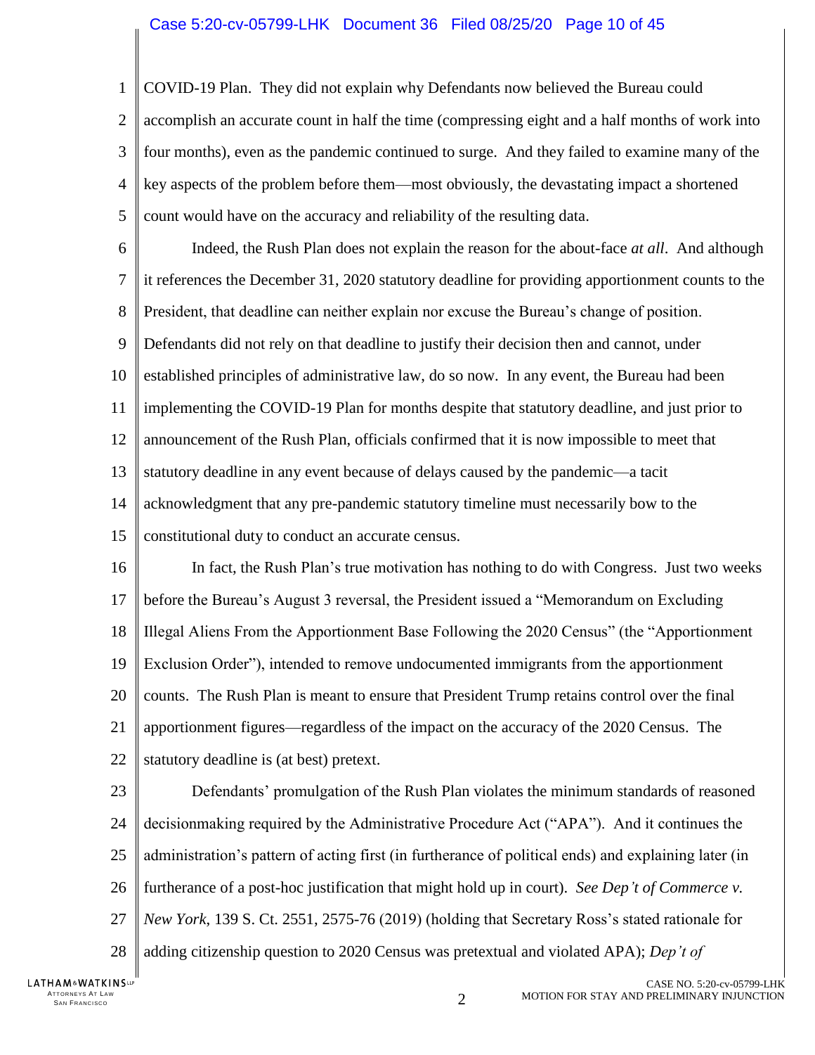COVID-19 Plan. They did not explain why Defendants now believed the Bureau could accomplish an accurate count in half the time (compressing eight and a half months of work into four months), even as the pandemic continued to surge. And they failed to examine many of the key aspects of the problem before them—most obviously, the devastating impact a shortened count would have on the accuracy and reliability of the resulting data.

Indeed, the Rush Plan does not explain the reason for the about-face *at all*. And although it references the December 31, 2020 statutory deadline for providing apportionment counts to the President, that deadline can neither explain nor excuse the Bureau's change of position. Defendants did not rely on that deadline to justify their decision then and cannot, under established principles of administrative law, do so now. In any event, the Bureau had been implementing the COVID-19 Plan for months despite that statutory deadline, and just prior to announcement of the Rush Plan, officials confirmed that it is now impossible to meet that statutory deadline in any event because of delays caused by the pandemic—a tacit acknowledgment that any pre-pandemic statutory timeline must necessarily bow to the constitutional duty to conduct an accurate census.

In fact, the Rush Plan's true motivation has nothing to do with Congress. Just two weeks before the Bureau's August 3 reversal, the President issued a "Memorandum on Excluding Illegal Aliens From the Apportionment Base Following the 2020 Census" (the "Apportionment Exclusion Order"), intended to remove undocumented immigrants from the apportionment counts. The Rush Plan is meant to ensure that President Trump retains control over the final apportionment figures—regardless of the impact on the accuracy of the 2020 Census. The statutory deadline is (at best) pretext.

Defendants' promulgation of the Rush Plan violates the minimum standards of reasoned decisionmaking required by the Administrative Procedure Act ("APA"). And it continues the administration's pattern of acting first (in furtherance of political ends) and explaining later (in furtherance of a post-hoc justification that might hold up in court). *See Dep't of Commerce v. New York*, 139 S. Ct. 2551, 2575-76 (2019) (holding that Secretary Ross's stated rationale for adding citizenship question to 2020 Census was pretextual and violated APA); *Dep't of*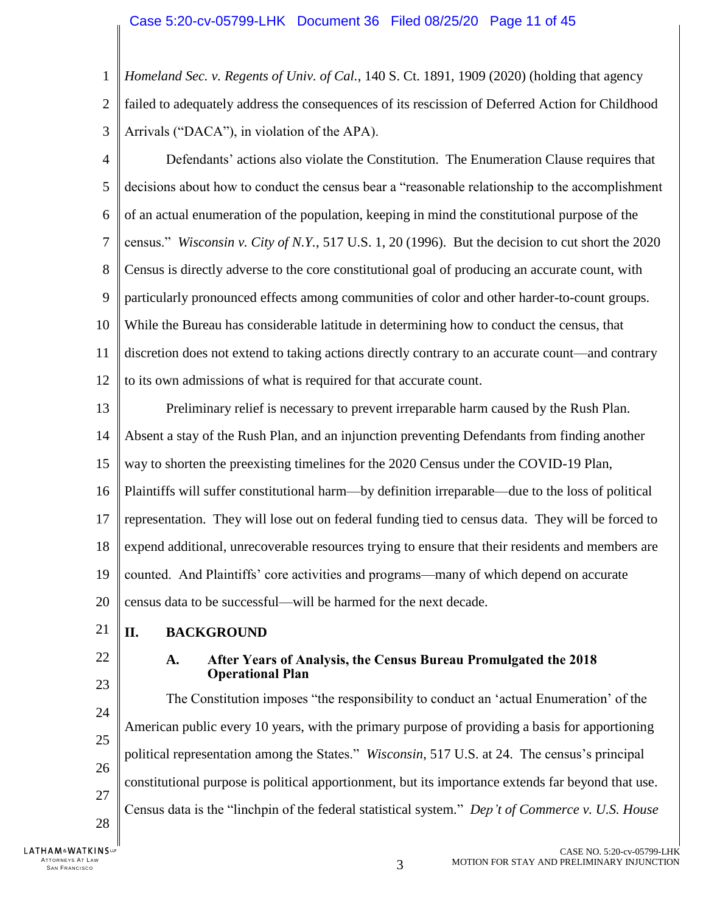*Homeland Sec. v. Regents of Univ. of Cal.*, 140 S. Ct. 1891, 1909 (2020) (holding that agency failed to adequately address the consequences of its rescission of Deferred Action for Childhood Arrivals ("DACA"), in violation of the APA).

Defendants' actions also violate the Constitution. The Enumeration Clause requires that decisions about how to conduct the census bear a "reasonable relationship to the accomplishment of an actual enumeration of the population, keeping in mind the constitutional purpose of the census." *Wisconsin v. City of N.Y.*, 517 U.S. 1, 20 (1996). But the decision to cut short the 2020 Census is directly adverse to the core constitutional goal of producing an accurate count, with particularly pronounced effects among communities of color and other harder-to-count groups. While the Bureau has considerable latitude in determining how to conduct the census, that discretion does not extend to taking actions directly contrary to an accurate count—and contrary to its own admissions of what is required for that accurate count.

Preliminary relief is necessary to prevent irreparable harm caused by the Rush Plan. Absent a stay of the Rush Plan, and an injunction preventing Defendants from finding another way to shorten the preexisting timelines for the 2020 Census under the COVID-19 Plan, Plaintiffs will suffer constitutional harm—by definition irreparable—due to the loss of political representation. They will lose out on federal funding tied to census data. They will be forced to expend additional, unrecoverable resources trying to ensure that their residents and members are counted. And Plaintiffs' core activities and programs—many of which depend on accurate census data to be successful—will be harmed for the next decade.

## II. BACKGROUND

### A. After Years of Analysis, the Census Bureau Promulgated the 2018 Operational Plan

The Constitution imposes "the responsibility to conduct an 'actual Enumeration' of the American public every 10 years, with the primary purpose of providing a basis for apportioning political representation among the States." *Wisconsin*, 517 U.S. at 24. The census's principal constitutional purpose is political apportionment, but its importance extends far beyond that use. Census data is the "linchpin of the federal statistical system." *Dep't of Commerce v. U.S. House*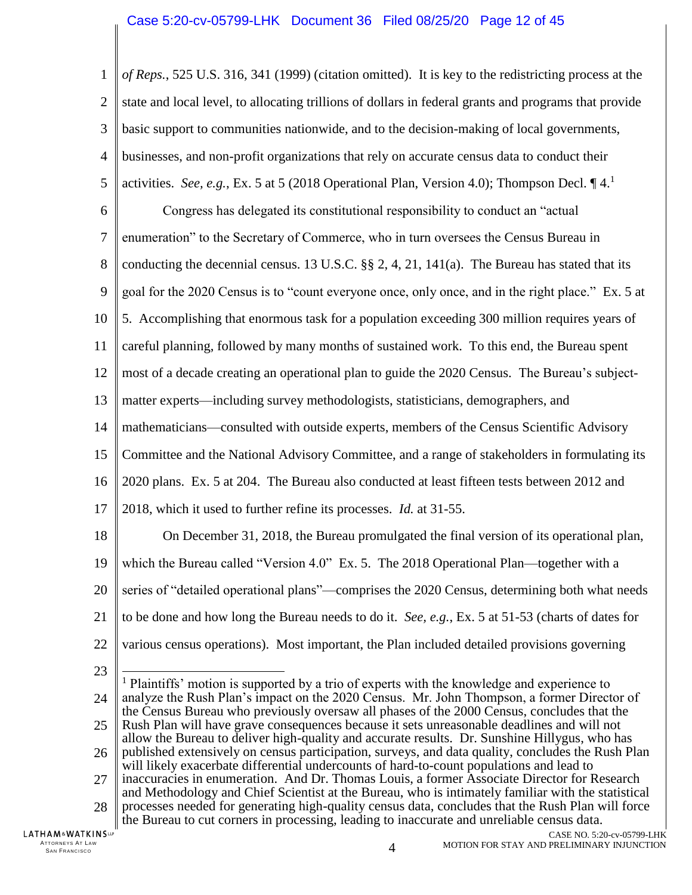*of Reps.*, 525 U.S. 316, 341 (1999) (citation omitted). It is key to the redistricting process at the state and local level, to allocating trillions of dollars in federal grants and programs that provide basic support to communities nationwide, and to the decision-making of local governments, businesses, and non-profit organizations that rely on accurate census data to conduct their activities. *See, e.g.*, Ex. 5 at 5 (2018 Operational Plan, Version 4.0); Thompson Decl. ¶ 4.[1]

Congress has delegated its constitutional responsibility to conduct an "actual enumeration" to the Secretary of Commerce, who in turn oversees the Census Bureau in conducting the decennial census. 13 U.S.C. §§ 2, 4, 21, 141(a). The Bureau has stated that its goal for the 2020 Census is to "count everyone once, only once, and in the right place." Ex. 5 at 5. Accomplishing that enormous task for a population exceeding 300 million requires years of careful planning, followed by many months of sustained work. To this end, the Bureau spent most of a decade creating an operational plan to guide the 2020 Census. The Bureau's subject-matter experts—including survey methodologists, statisticians, demographers, and mathematicians—consulted with outside experts, members of the Census Scientific Advisory Committee and the National Advisory Committee, and a range of stakeholders in formulating its 2020 plans. Ex. 5 at 204. The Bureau also conducted at least fifteen tests between 2012 and 2018, which it used to further refine its processes. *Id.* at 31-55.

On December 31, 2018, the Bureau promulgated the final version of its operational plan, which the Bureau called "Version 4.0" Ex. 5. The 2018 Operational Plan—together with a series of "detailed operational plans"—comprises the 2020 Census, determining both what needs to be done and how long the Bureau needs to do it. *See, e.g.*, Ex. 5 at 51-53 (charts of dates for various census operations). Most important, the Plan included detailed provisions governing

---

[1] Plaintiffs' motion is supported by a trio of experts with the knowledge and experience to analyze the Rush Plan's impact on the 2020 Census. Mr. John Thompson, a former Director of the Census Bureau who previously oversaw all phases of the 2000 Census, concludes that the Rush Plan will have grave consequences because it sets unreasonable deadlines and will not allow the Bureau to deliver high-quality and accurate results. Dr. Sunshine Hillygus, who has published extensively on census participation, surveys, and data quality, concludes the Rush Plan will likely exacerbate differential undercounts of hard-to-count populations and lead to inaccuracies in enumeration. And Dr. Thomas Louis, a former Associate Director for Research and Methodology and Chief Scientist at the Bureau, who is intimately familiar with the statistical processes needed for generating high-quality census data, concludes that the Rush Plan will force the Bureau to cut corners in processing, leading to inaccurate and unreliable census data.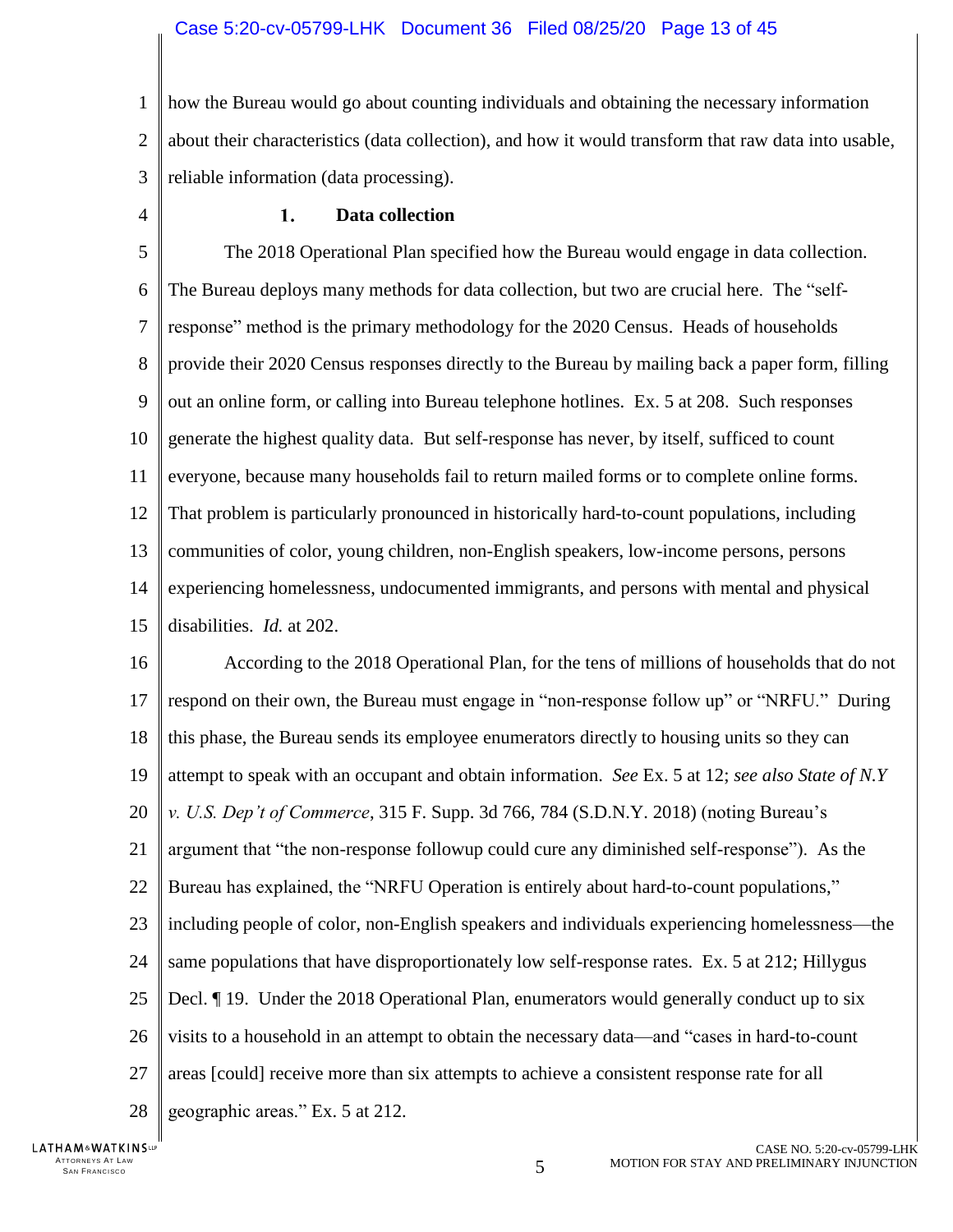how the Bureau would go about counting individuals and obtaining the necessary information about their characteristics (data collection), and how it would transform that raw data into usable, reliable information (data processing).

### 1. Data collection

The 2018 Operational Plan specified how the Bureau would engage in data collection. The Bureau deploys many methods for data collection, but two are crucial here. The "self-response" method is the primary methodology for the 2020 Census. Heads of households provide their 2020 Census responses directly to the Bureau by mailing back a paper form, filling out an online form, or calling into Bureau telephone hotlines. Ex. 5 at 208. Such responses generate the highest quality data. But self-response has never, by itself, sufficed to count everyone, because many households fail to return mailed forms or to complete online forms. That problem is particularly pronounced in historically hard-to-count populations, including communities of color, young children, non-English speakers, low-income persons, persons experiencing homelessness, undocumented immigrants, and persons with mental and physical disabilities. *Id.* at 202.

According to the 2018 Operational Plan, for the tens of millions of households that do not respond on their own, the Bureau must engage in "non-response follow up" or "NRFU." During this phase, the Bureau sends its employee enumerators directly to housing units so they can attempt to speak with an occupant and obtain information. *See* Ex. 5 at 12; *see also State of N.Y v. U.S. Dep't of Commerce*, 315 F. Supp. 3d 766, 784 (S.D.N.Y. 2018) (noting Bureau's argument that "the non-response followup could cure any diminished self-response"). As the Bureau has explained, the "NRFU Operation is entirely about hard-to-count populations," including people of color, non-English speakers and individuals experiencing homelessness—the same populations that have disproportionately low self-response rates. Ex. 5 at 212; Hillygus Decl. ¶ 19. Under the 2018 Operational Plan, enumerators would generally conduct up to six visits to a household in an attempt to obtain the necessary data—and "cases in hard-to-count areas [could] receive more than six attempts to achieve a consistent response rate for all geographic areas." Ex. 5 at 212.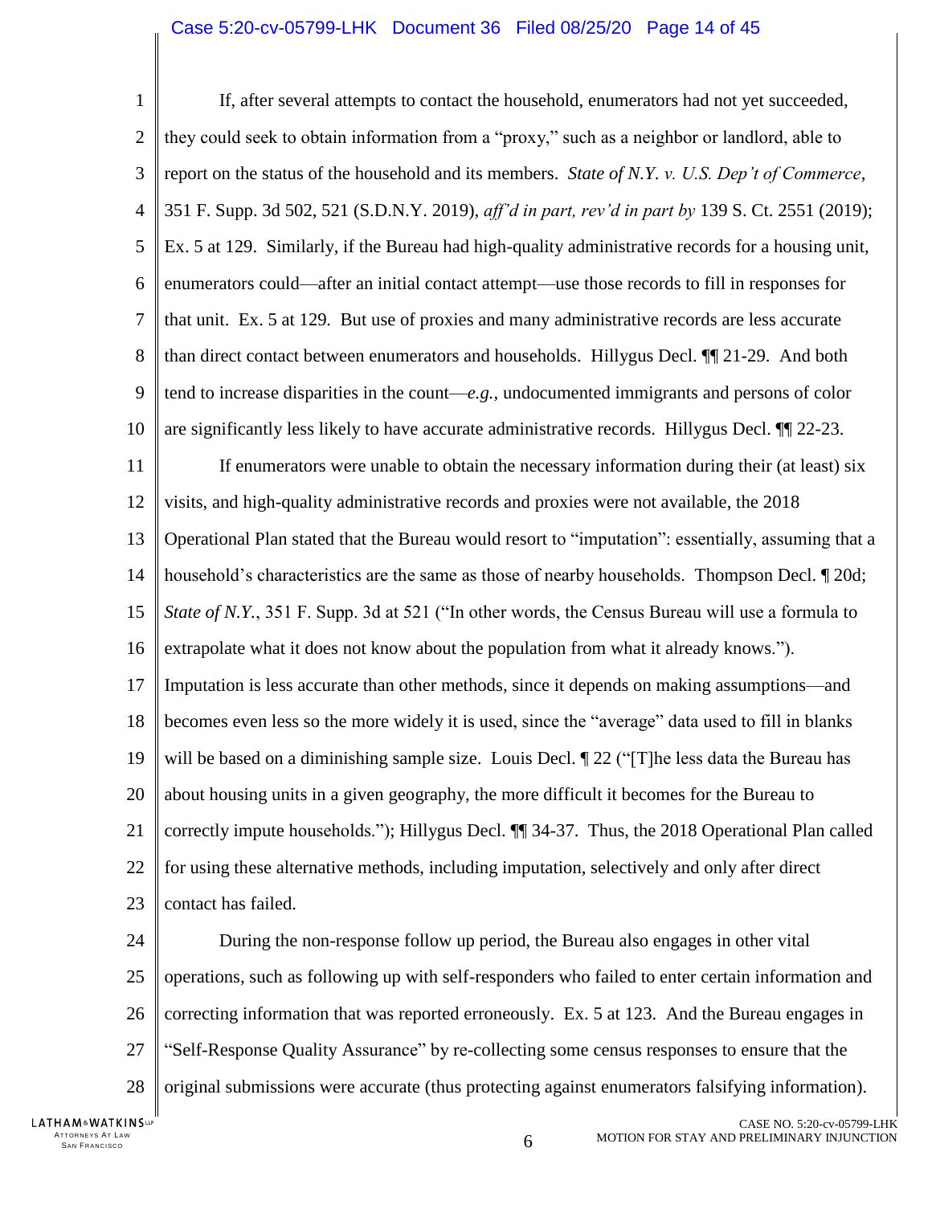If, after several attempts to contact the household, enumerators had not yet succeeded, they could seek to obtain information from a "proxy," such as a neighbor or landlord, able to report on the status of the household and its members. *State of N.Y. v. U.S. Dep't of Commerce*, 351 F. Supp. 3d 502, 521 (S.D.N.Y. 2019), *aff'd in part, rev'd in part by* 139 S. Ct. 2551 (2019); Ex. 5 at 129. Similarly, if the Bureau had high-quality administrative records for a housing unit, enumerators could—after an initial contact attempt—use those records to fill in responses for that unit. Ex. 5 at 129. But use of proxies and many administrative records are less accurate than direct contact between enumerators and households. Hillygus Decl. ¶¶ 21-29. And both tend to increase disparities in the count—*e.g.*, undocumented immigrants and persons of color are significantly less likely to have accurate administrative records. Hillygus Decl. ¶¶ 22-23.

If enumerators were unable to obtain the necessary information during their (at least) six visits, and high-quality administrative records and proxies were not available, the 2018 Operational Plan stated that the Bureau would resort to "imputation": essentially, assuming that a household's characteristics are the same as those of nearby households. Thompson Decl. ¶ 20d; *State of N.Y.*, 351 F. Supp. 3d at 521 ("In other words, the Census Bureau will use a formula to extrapolate what it does not know about the population from what it already knows."). Imputation is less accurate than other methods, since it depends on making assumptions—and becomes even less so the more widely it is used, since the "average" data used to fill in blanks will be based on a diminishing sample size. Louis Decl. ¶ 22 ("[T]he less data the Bureau has about housing units in a given geography, the more difficult it becomes for the Bureau to correctly impute households."); Hillygus Decl. ¶¶ 34-37. Thus, the 2018 Operational Plan called for using these alternative methods, including imputation, selectively and only after direct contact has failed.

During the non-response follow up period, the Bureau also engages in other vital operations, such as following up with self-responders who failed to enter certain information and correcting information that was reported erroneously. Ex. 5 at 123. And the Bureau engages in "Self-Response Quality Assurance" by re-collecting some census responses to ensure that the original submissions were accurate (thus protecting against enumerators falsifying information).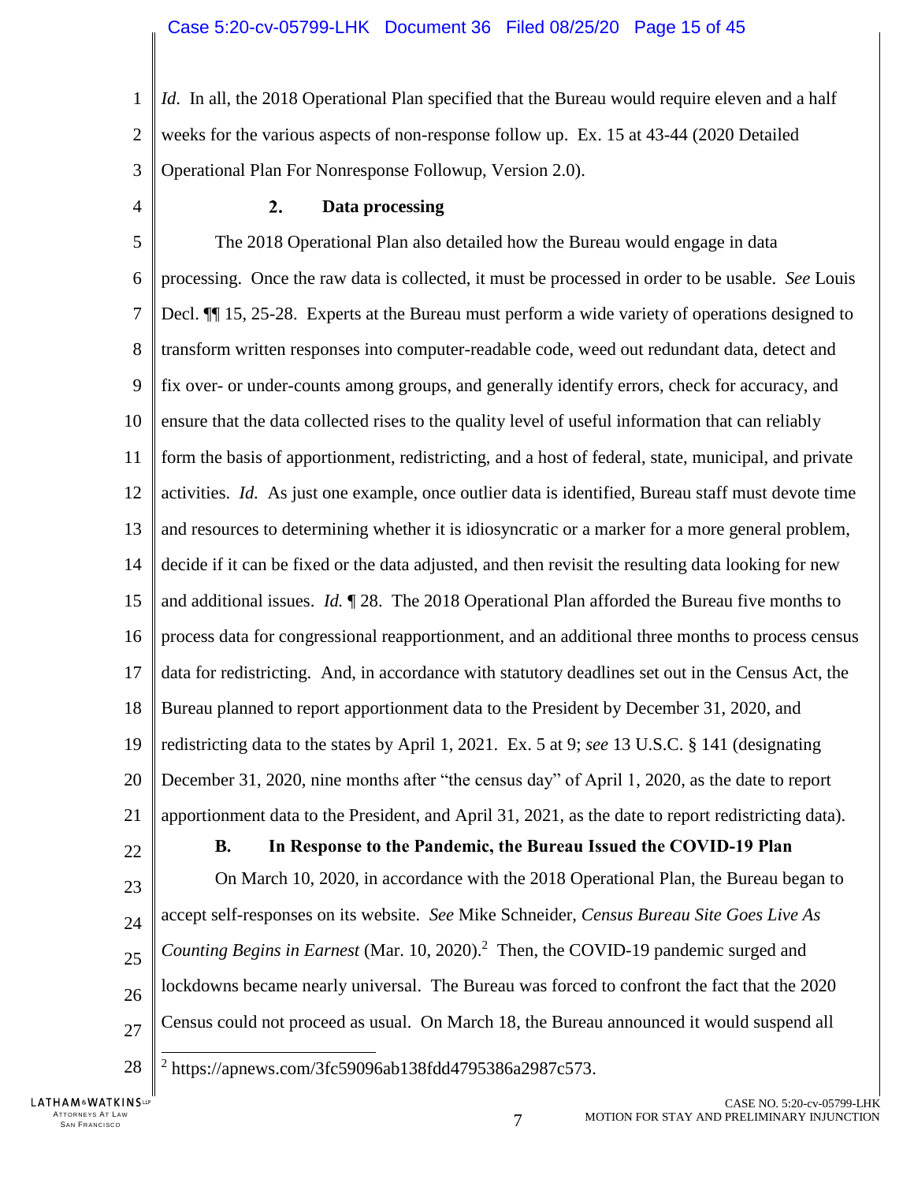*Id*. In all, the 2018 Operational Plan specified that the Bureau would require eleven and a half weeks for the various aspects of non-response follow up. Ex. 15 at 43-44 (2020 Detailed Operational Plan For Nonresponse Followup, Version 2.0).

### 2. Data processing

The 2018 Operational Plan also detailed how the Bureau would engage in data processing. Once the raw data is collected, it must be processed in order to be usable. *See* Louis Decl. ¶¶ 15, 25-28. Experts at the Bureau must perform a wide variety of operations designed to transform written responses into computer-readable code, weed out redundant data, detect and fix over- or under-counts among groups, and generally identify errors, check for accuracy, and ensure that the data collected rises to the quality level of useful information that can reliably form the basis of apportionment, redistricting, and a host of federal, state, municipal, and private activities. *Id.* As just one example, once outlier data is identified, Bureau staff must devote time and resources to determining whether it is idiosyncratic or a marker for a more general problem, decide if it can be fixed or the data adjusted, and then revisit the resulting data looking for new and additional issues. *Id.* ¶ 28. The 2018 Operational Plan afforded the Bureau five months to process data for congressional reapportionment, and an additional three months to process census data for redistricting. And, in accordance with statutory deadlines set out in the Census Act, the Bureau planned to report apportionment data to the President by December 31, 2020, and redistricting data to the states by April 1, 2021. Ex. 5 at 9; *see* 13 U.S.C. § 141 (designating December 31, 2020, nine months after "the census day" of April 1, 2020, as the date to report apportionment data to the President, and April 31, 2021, as the date to report redistricting data).

## B. In Response to the Pandemic, the Bureau Issued the COVID-19 Plan

On March 10, 2020, in accordance with the 2018 Operational Plan, the Bureau began to accept self-responses on its website. *See* Mike Schneider, *Census Bureau Site Goes Live As Counting Begins in Earnest* (Mar. 10, 2020).[2] Then, the COVID-19 pandemic surged and lockdowns became nearly universal. The Bureau was forced to confront the fact that the 2020 Census could not proceed as usual. On March 18, the Bureau announced it would suspend all

---

[2] https://apnews.com/3fc59096ab138fdd4795386a2987c573.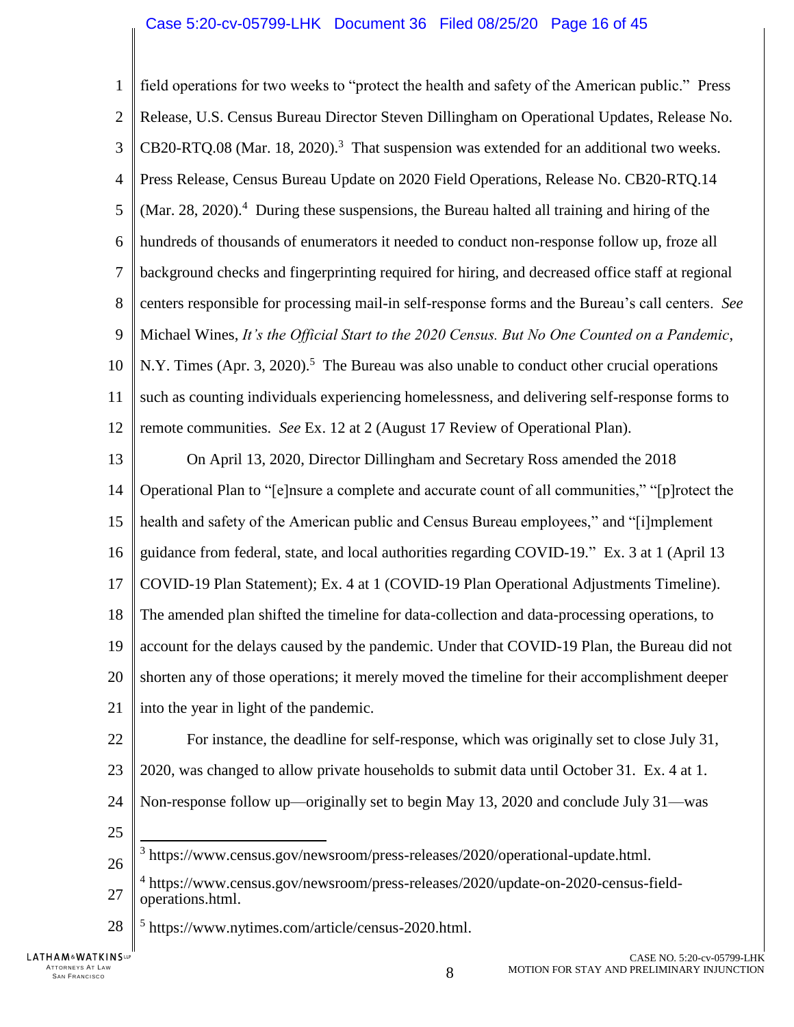field operations for two weeks to "protect the health and safety of the American public." Press Release, U.S. Census Bureau Director Steven Dillingham on Operational Updates, Release No. CB20-RTQ.08 (Mar. 18, 2020).[3] That suspension was extended for an additional two weeks. Press Release, Census Bureau Update on 2020 Field Operations, Release No. CB20-RTQ.14 (Mar. 28, 2020).[4] During these suspensions, the Bureau halted all training and hiring of the hundreds of thousands of enumerators it needed to conduct non-response follow up, froze all background checks and fingerprinting required for hiring, and decreased office staff at regional centers responsible for processing mail-in self-response forms and the Bureau's call centers. *See* Michael Wines, *It's the Official Start to the 2020 Census. But No One Counted on a Pandemic*, N.Y. Times (Apr. 3, 2020).[5] The Bureau was also unable to conduct other crucial operations such as counting individuals experiencing homelessness, and delivering self-response forms to remote communities. *See* Ex. 12 at 2 (August 17 Review of Operational Plan).

On April 13, 2020, Director Dillingham and Secretary Ross amended the 2018 Operational Plan to "[e]nsure a complete and accurate count of all communities," "[p]rotect the health and safety of the American public and Census Bureau employees," and "[i]mplement guidance from federal, state, and local authorities regarding COVID-19." Ex. 3 at 1 (April 13 COVID-19 Plan Statement); Ex. 4 at 1 (COVID-19 Plan Operational Adjustments Timeline). The amended plan shifted the timeline for data-collection and data-processing operations, to account for the delays caused by the pandemic. Under that COVID-19 Plan, the Bureau did not shorten any of those operations; it merely moved the timeline for their accomplishment deeper into the year in light of the pandemic.

For instance, the deadline for self-response, which was originally set to close July 31, 2020, was changed to allow private households to submit data until October 31. Ex. 4 at 1. Non-response follow up—originally set to begin May 13, 2020 and conclude July 31—was

---

[3] https://www.census.gov/newsroom/press-releases/2020/operational-update.html.

[4] https://www.census.gov/newsroom/press-releases/2020/update-on-2020-census-field-operations.html.

[5] https://www.nytimes.com/article/census-2020.html.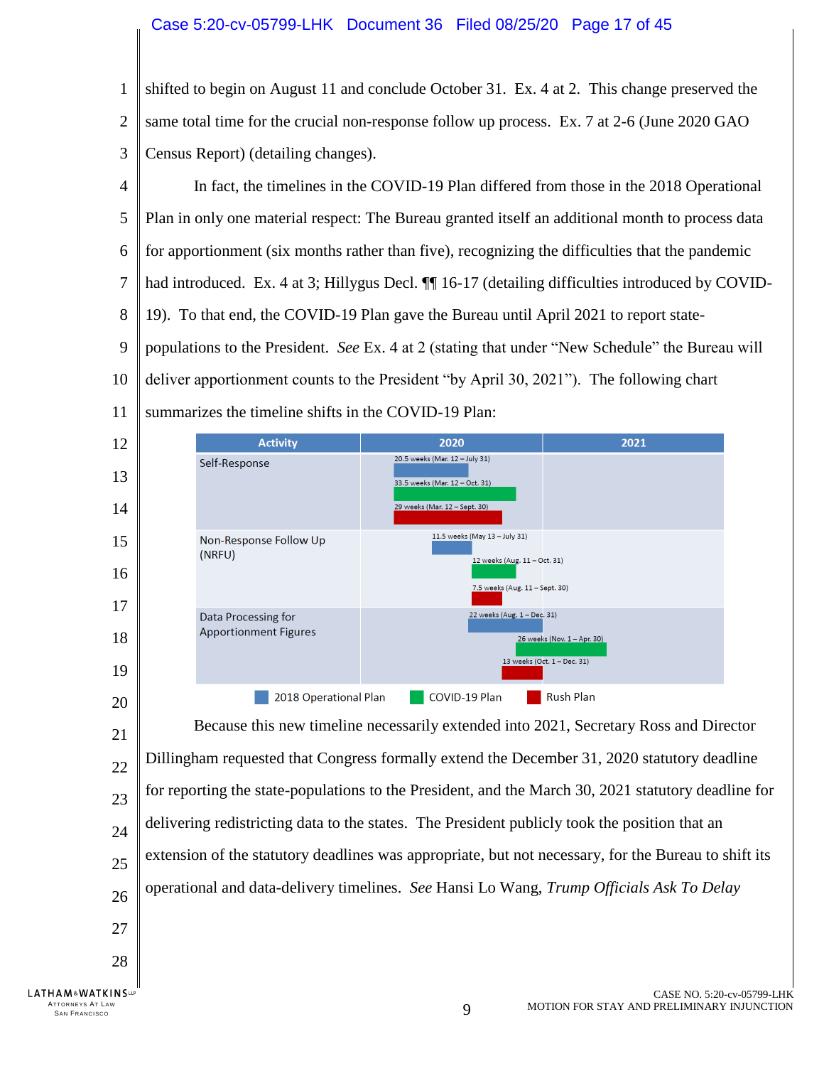shifted to begin on August 11 and conclude October 31. Ex. 4 at 2. This change preserved the same total time for the crucial non-response follow up process. Ex. 7 at 2-6 (June 2020 GAO Census Report) (detailing changes).

In fact, the timelines in the COVID-19 Plan differed from those in the 2018 Operational Plan in only one material respect: The Bureau granted itself an additional month to process data for apportionment (six months rather than five), recognizing the difficulties that the pandemic had introduced. Ex. 4 at 3; Hillygus Decl. ¶¶ 16-17 (detailing difficulties introduced by COVID-19). To that end, the COVID-19 Plan gave the Bureau until April 2021 to report state-populations to the President. *See* Ex. 4 at 2 (stating that under "New Schedule" the Bureau will deliver apportionment counts to the President "by April 30, 2021"). The following chart summarizes the timeline shifts in the COVID-19 Plan:

| Activity | 2018 Operational Plan | COVID-19 Plan | Rush Plan |
|---|---|---|---|
| Self-Response | 20.5 weeks (Mar. 12 – July 31) | 33.5 weeks (Mar. 12 – Oct. 31) | 29 weeks (Mar. 12 – Sept. 30) |
| Non-Response Follow Up (NRFU) | 11.5 weeks (May 13 – July 31) | 12 weeks (Aug. 11 – Oct. 31) | 7.5 weeks (Aug. 11 – Sept. 30) |
| Data Processing for Apportionment Figures | 22 weeks (Aug. 1 – Dec. 31) | 26 weeks (Nov. 1 – Apr. 30) | 13 weeks (Oct. 1 – Dec. 31) |

Because this new timeline necessarily extended into 2021, Secretary Ross and Director Dillingham requested that Congress formally extend the December 31, 2020 statutory deadline for reporting the state-populations to the President, and the March 30, 2021 statutory deadline for delivering redistricting data to the states. The President publicly took the position that an extension of the statutory deadlines was appropriate, but not necessary, for the Bureau to shift its operational and data-delivery timelines. *See* Hansi Lo Wang, *Trump Officials Ask To Delay*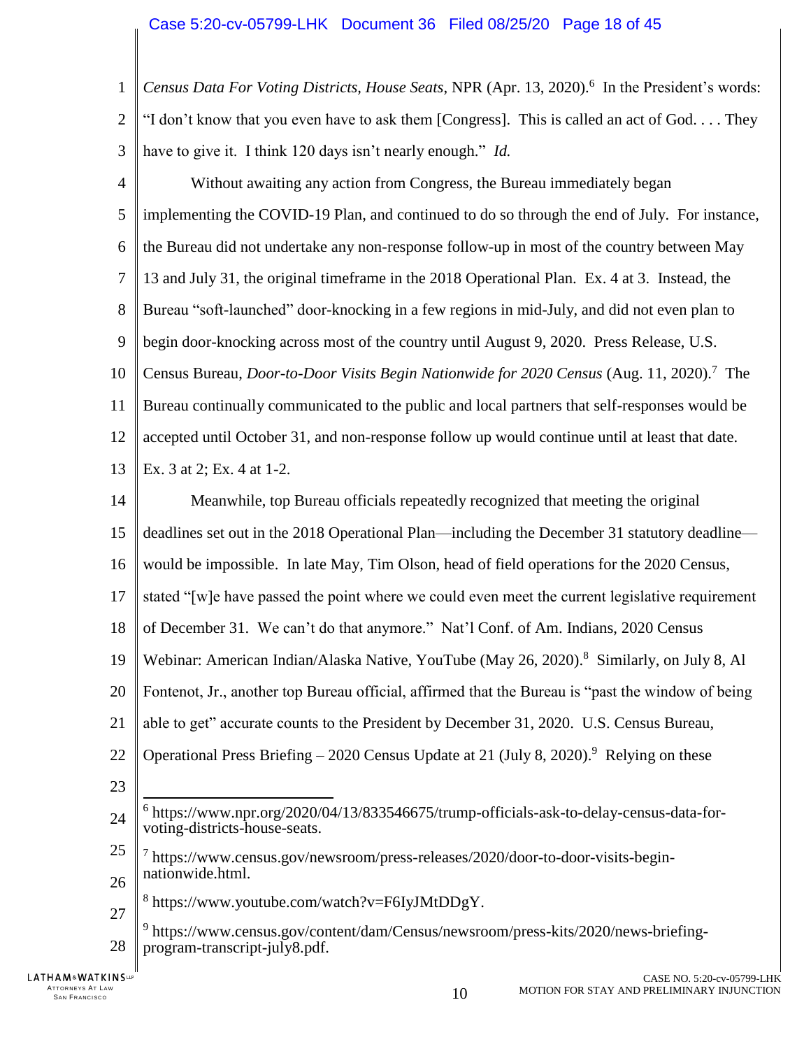*Census Data For Voting Districts, House Seats*, NPR (Apr. 13, 2020).[6] In the President's words: "I don't know that you even have to ask them [Congress]. This is called an act of God. . . . They have to give it. I think 120 days isn't nearly enough." *Id.*

Without awaiting any action from Congress, the Bureau immediately began implementing the COVID-19 Plan, and continued to do so through the end of July. For instance, the Bureau did not undertake any non-response follow-up in most of the country between May 13 and July 31, the original timeframe in the 2018 Operational Plan. Ex. 4 at 3. Instead, the Bureau "soft-launched" door-knocking in a few regions in mid-July, and did not even plan to begin door-knocking across most of the country until August 9, 2020. Press Release, U.S. Census Bureau, *Door-to-Door Visits Begin Nationwide for 2020 Census* (Aug. 11, 2020).[7] The Bureau continually communicated to the public and local partners that self-responses would be accepted until October 31, and non-response follow up would continue until at least that date. Ex. 3 at 2; Ex. 4 at 1-2.

Meanwhile, top Bureau officials repeatedly recognized that meeting the original deadlines set out in the 2018 Operational Plan—including the December 31 statutory deadline—would be impossible. In late May, Tim Olson, head of field operations for the 2020 Census, stated "[w]e have passed the point where we could even meet the current legislative requirement of December 31. We can't do that anymore." Nat'l Conf. of Am. Indians, 2020 Census Webinar: American Indian/Alaska Native, YouTube (May 26, 2020).[8] Similarly, on July 8, Al Fontenot, Jr., another top Bureau official, affirmed that the Bureau is "past the window of being able to get" accurate counts to the President by December 31, 2020. U.S. Census Bureau, Operational Press Briefing – 2020 Census Update at 21 (July 8, 2020).[9] Relying on these

---

[6] https://www.npr.org/2020/04/13/833546675/trump-officials-ask-to-delay-census-data-for-voting-districts-house-seats.

[7] https://www.census.gov/newsroom/press-releases/2020/door-to-door-visits-begin-nationwide.html.

[8] https://www.youtube.com/watch?v=F6IyJMtDDgY.

[9] https://www.census.gov/content/dam/Census/newsroom/press-kits/2020/news-briefing-program-transcript-july8.pdf.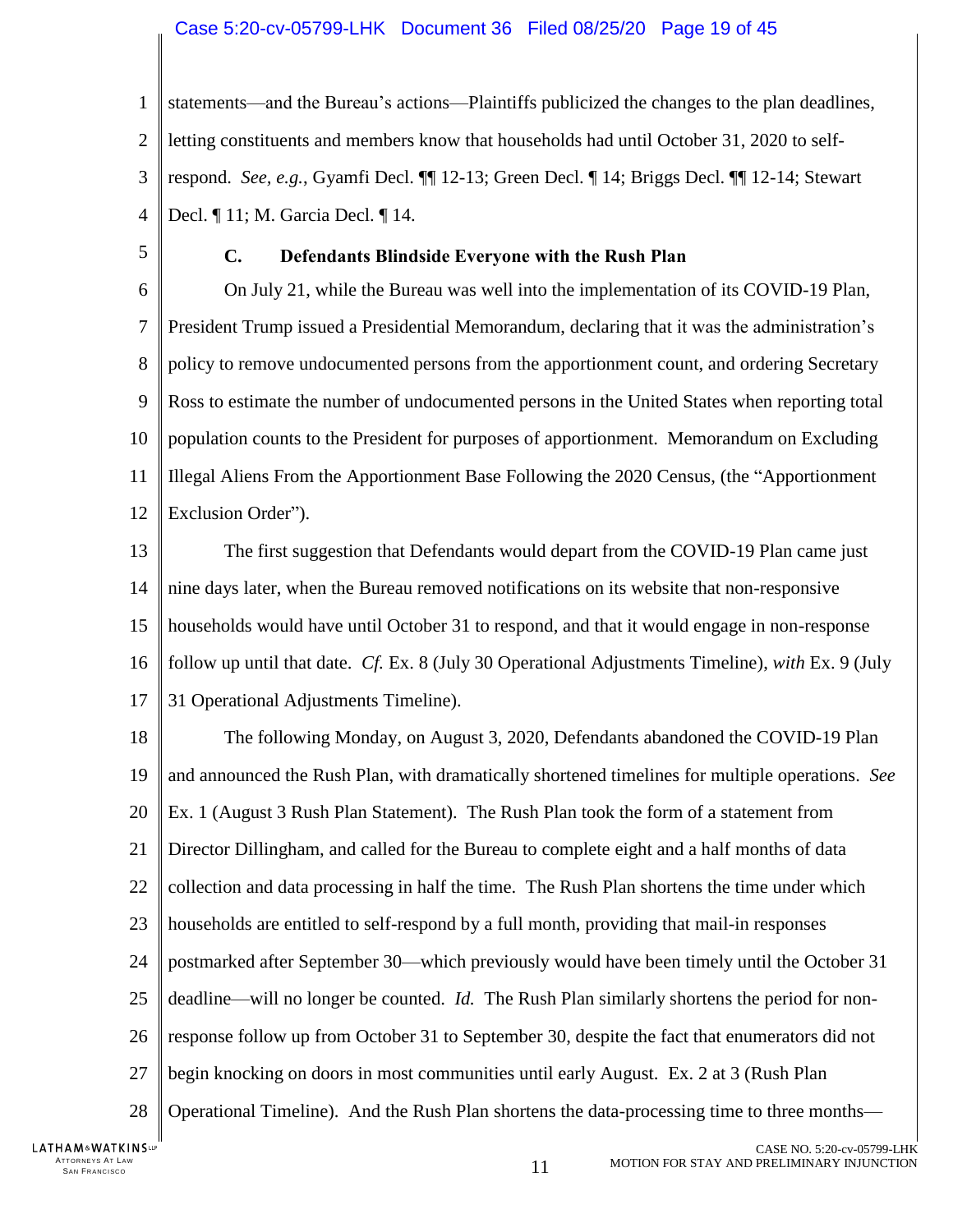statements—and the Bureau's actions—Plaintiffs publicized the changes to the plan deadlines, letting constituents and members know that households had until October 31, 2020 to self-respond. *See, e.g.*, Gyamfi Decl. ¶¶ 12-13; Green Decl. ¶ 14; Briggs Decl. ¶¶ 12-14; Stewart Decl. ¶ 11; M. Garcia Decl. ¶ 14.

### C. Defendants Blindside Everyone with the Rush Plan

On July 21, while the Bureau was well into the implementation of its COVID-19 Plan, President Trump issued a Presidential Memorandum, declaring that it was the administration's policy to remove undocumented persons from the apportionment count, and ordering Secretary Ross to estimate the number of undocumented persons in the United States when reporting total population counts to the President for purposes of apportionment. Memorandum on Excluding Illegal Aliens From the Apportionment Base Following the 2020 Census, (the "Apportionment Exclusion Order").

The first suggestion that Defendants would depart from the COVID-19 Plan came just nine days later, when the Bureau removed notifications on its website that non-responsive households would have until October 31 to respond, and that it would engage in non-response follow up until that date. *Cf.* Ex. 8 (July 30 Operational Adjustments Timeline), *with* Ex. 9 (July 31 Operational Adjustments Timeline).

The following Monday, on August 3, 2020, Defendants abandoned the COVID-19 Plan and announced the Rush Plan, with dramatically shortened timelines for multiple operations. *See* Ex. 1 (August 3 Rush Plan Statement). The Rush Plan took the form of a statement from Director Dillingham, and called for the Bureau to complete eight and a half months of data collection and data processing in half the time. The Rush Plan shortens the time under which households are entitled to self-respond by a full month, providing that mail-in responses postmarked after September 30—which previously would have been timely until the October 31 deadline—will no longer be counted. *Id.* The Rush Plan similarly shortens the period for non-response follow up from October 31 to September 30, despite the fact that enumerators did not begin knocking on doors in most communities until early August. Ex. 2 at 3 (Rush Plan Operational Timeline). And the Rush Plan shortens the data-processing time to three months—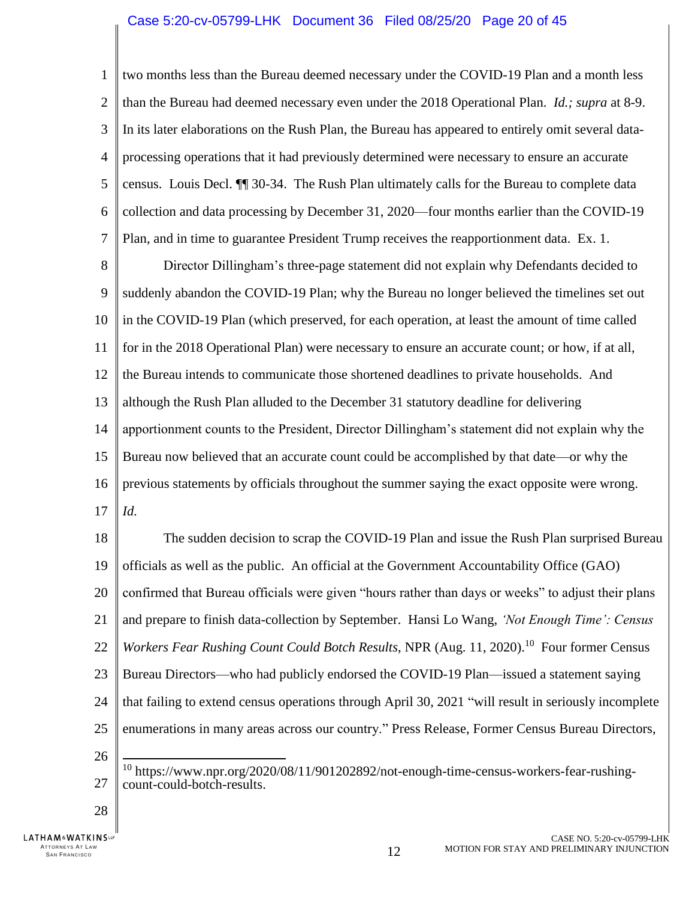two months less than the Bureau deemed necessary under the COVID-19 Plan and a month less than the Bureau had deemed necessary even under the 2018 Operational Plan. *Id.; supra* at 8-9. In its later elaborations on the Rush Plan, the Bureau has appeared to entirely omit several data-processing operations that it had previously determined were necessary to ensure an accurate census. Louis Decl. ¶¶ 30-34. The Rush Plan ultimately calls for the Bureau to complete data collection and data processing by December 31, 2020—four months earlier than the COVID-19 Plan, and in time to guarantee President Trump receives the reapportionment data. Ex. 1.

Director Dillingham's three-page statement did not explain why Defendants decided to suddenly abandon the COVID-19 Plan; why the Bureau no longer believed the timelines set out in the COVID-19 Plan (which preserved, for each operation, at least the amount of time called for in the 2018 Operational Plan) were necessary to ensure an accurate count; or how, if at all, the Bureau intends to communicate those shortened deadlines to private households. And although the Rush Plan alluded to the December 31 statutory deadline for delivering apportionment counts to the President, Director Dillingham's statement did not explain why the Bureau now believed that an accurate count could be accomplished by that date—or why the previous statements by officials throughout the summer saying the exact opposite were wrong. *Id.*

The sudden decision to scrap the COVID-19 Plan and issue the Rush Plan surprised Bureau officials as well as the public. An official at the Government Accountability Office (GAO) confirmed that Bureau officials were given "hours rather than days or weeks" to adjust their plans and prepare to finish data-collection by September. Hansi Lo Wang, *'Not Enough Time': Census Workers Fear Rushing Count Could Botch Results*, NPR (Aug. 11, 2020).[10] Four former Census Bureau Directors—who had publicly endorsed the COVID-19 Plan—issued a statement saying that failing to extend census operations through April 30, 2021 "will result in seriously incomplete enumerations in many areas across our country." Press Release, Former Census Bureau Directors,

[10] https://www.npr.org/2020/08/11/901202892/not-enough-time-census-workers-fear-rushing-count-could-botch-results.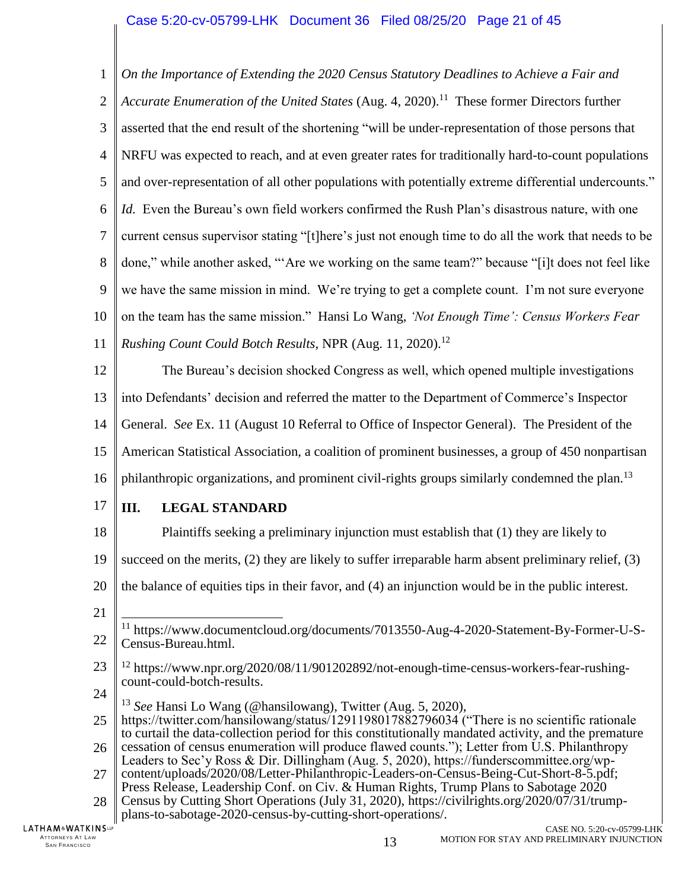*On the Importance of Extending the 2020 Census Statutory Deadlines to Achieve a Fair and Accurate Enumeration of the United States* (Aug. 4, 2020).[11] These former Directors further asserted that the end result of the shortening "will be under-representation of those persons that NRFU was expected to reach, and at even greater rates for traditionally hard-to-count populations and over-representation of all other populations with potentially extreme differential undercounts." *Id.* Even the Bureau's own field workers confirmed the Rush Plan's disastrous nature, with one current census supervisor stating "[t]here's just not enough time to do all the work that needs to be done," while another asked, "'Are we working on the same team?" because "[i]t does not feel like we have the same mission in mind. We're trying to get a complete count. I'm not sure everyone on the team has the same mission." Hansi Lo Wang, *'Not Enough Time': Census Workers Fear Rushing Count Could Botch Results*, NPR (Aug. 11, 2020).[12]

The Bureau's decision shocked Congress as well, which opened multiple investigations into Defendants' decision and referred the matter to the Department of Commerce's Inspector General. *See* Ex. 11 (August 10 Referral to Office of Inspector General). The President of the American Statistical Association, a coalition of prominent businesses, a group of 450 nonpartisan philanthropic organizations, and prominent civil-rights groups similarly condemned the plan.[13]

## III. LEGAL STANDARD

Plaintiffs seeking a preliminary injunction must establish that (1) they are likely to succeed on the merits, (2) they are likely to suffer irreparable harm absent preliminary relief, (3) the balance of equities tips in their favor, and (4) an injunction would be in the public interest.

---

[11] https://www.documentcloud.org/documents/7013550-Aug-4-2020-Statement-By-Former-U-S-Census-Bureau.html.

[12] https://www.npr.org/2020/08/11/901202892/not-enough-time-census-workers-fear-rushing-count-could-botch-results.

[13] *See* Hansi Lo Wang (@hansilowang), Twitter (Aug. 5, 2020), https://twitter.com/hansilowang/status/1291198017882796034 ("There is no scientific rationale to curtail the data-collection period for this constitutionally mandated activity, and the premature cessation of census enumeration will produce flawed counts."); Letter from U.S. Philanthropy Leaders to Sec'y Ross & Dir. Dillingham (Aug. 5, 2020), https://funderscommittee.org/wp-content/uploads/2020/08/Letter-Philanthropic-Leaders-on-Census-Being-Cut-Short-8-5.pdf; Press Release, Leadership Conf. on Civ. & Human Rights, Trump Plans to Sabotage 2020 Census by Cutting Short Operations (July 31, 2020), https://civilrights.org/2020/07/31/trump-plans-to-sabotage-2020-census-by-cutting-short-operations/.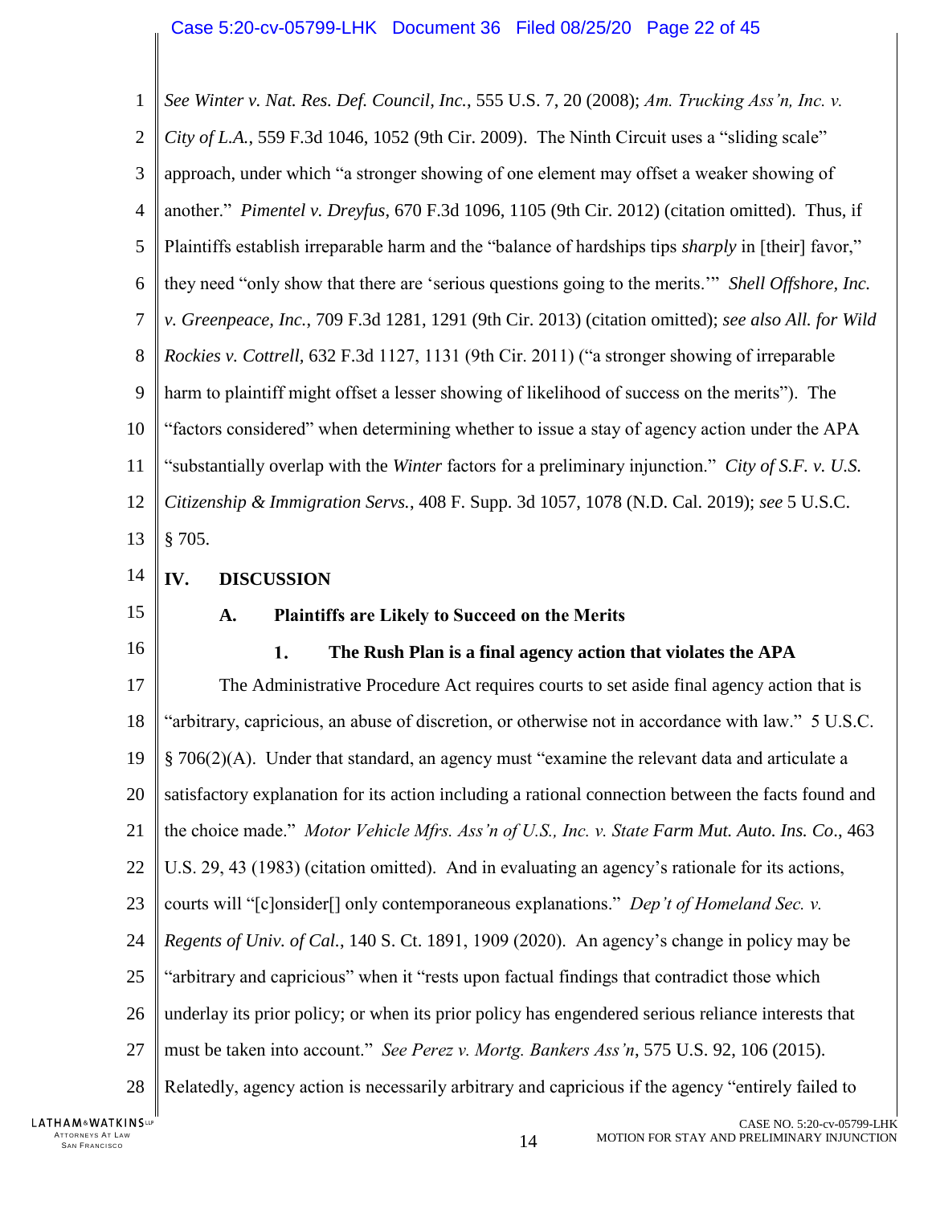*See Winter v. Nat. Res. Def. Council, Inc.*, 555 U.S. 7, 20 (2008); *Am. Trucking Ass'n, Inc. v. City of L.A.*, 559 F.3d 1046, 1052 (9th Cir. 2009). The Ninth Circuit uses a "sliding scale" approach, under which "a stronger showing of one element may offset a weaker showing of another." *Pimentel v. Dreyfus*, 670 F.3d 1096, 1105 (9th Cir. 2012) (citation omitted). Thus, if Plaintiffs establish irreparable harm and the "balance of hardships tips *sharply* in [their] favor," they need "only show that there are 'serious questions going to the merits.'" *Shell Offshore, Inc. v. Greenpeace, Inc.*, 709 F.3d 1281, 1291 (9th Cir. 2013) (citation omitted); *see also All. for Wild Rockies v. Cottrell*, 632 F.3d 1127, 1131 (9th Cir. 2011) ("a stronger showing of irreparable harm to plaintiff might offset a lesser showing of likelihood of success on the merits"). The "factors considered" when determining whether to issue a stay of agency action under the APA "substantially overlap with the *Winter* factors for a preliminary injunction." *City of S.F. v. U.S. Citizenship & Immigration Servs.*, 408 F. Supp. 3d 1057, 1078 (N.D. Cal. 2019); *see* 5 U.S.C. § 705.

## IV. DISCUSSION

### A. Plaintiffs are Likely to Succeed on the Merits

#### 1. The Rush Plan is a final agency action that violates the APA

The Administrative Procedure Act requires courts to set aside final agency action that is "arbitrary, capricious, an abuse of discretion, or otherwise not in accordance with law." 5 U.S.C. § 706(2)(A). Under that standard, an agency must "examine the relevant data and articulate a satisfactory explanation for its action including a rational connection between the facts found and the choice made." *Motor Vehicle Mfrs. Ass'n of U.S., Inc. v. State Farm Mut. Auto. Ins. Co.*, 463 U.S. 29, 43 (1983) (citation omitted). And in evaluating an agency's rationale for its actions, courts will "[c]onsider[] only contemporaneous explanations." *Dep't of Homeland Sec. v. Regents of Univ. of Cal.*, 140 S. Ct. 1891, 1909 (2020). An agency's change in policy may be "arbitrary and capricious" when it "rests upon factual findings that contradict those which underlay its prior policy; or when its prior policy has engendered serious reliance interests that must be taken into account." *See Perez v. Mortg. Bankers Ass'n*, 575 U.S. 92, 106 (2015). Relatedly, agency action is necessarily arbitrary and capricious if the agency "entirely failed to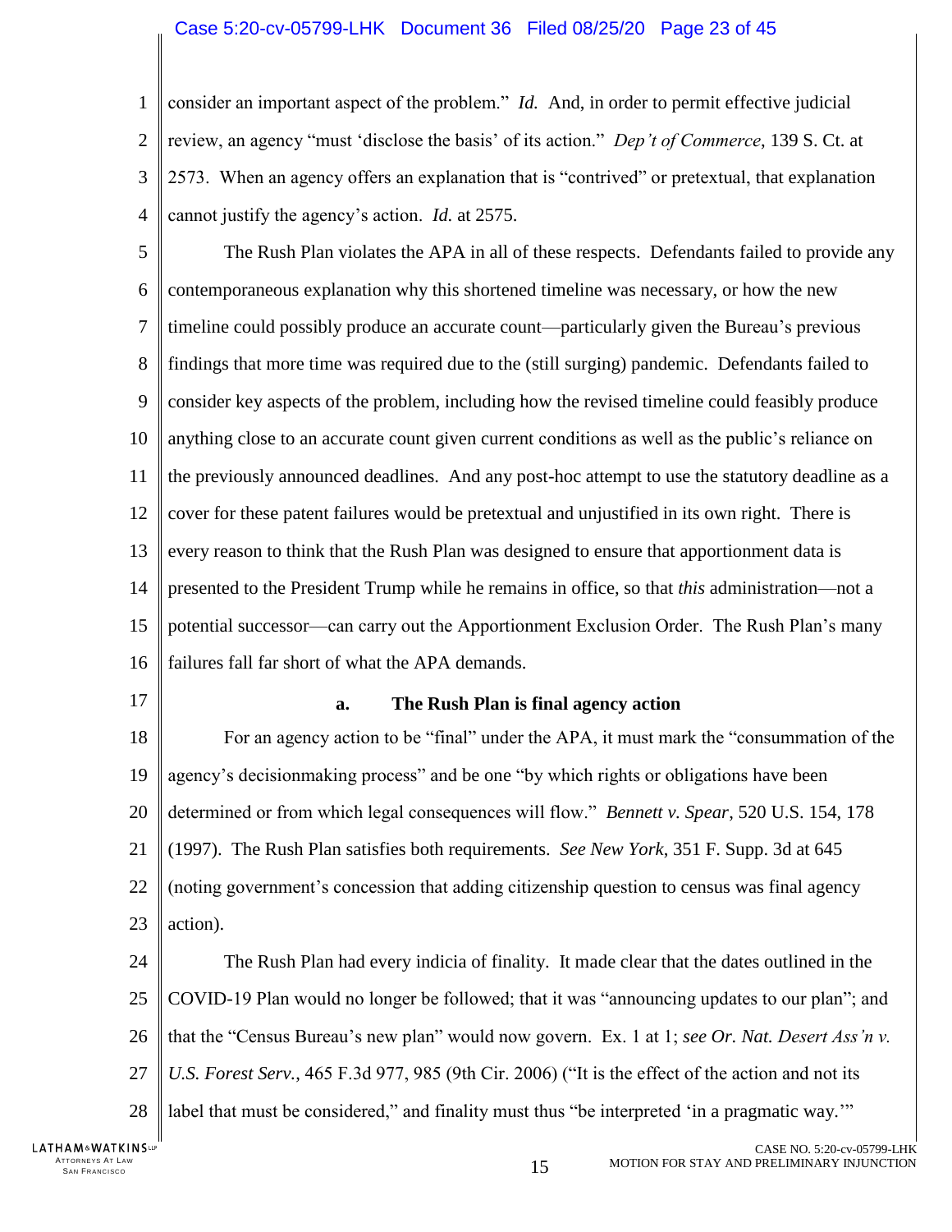consider an important aspect of the problem." *Id.* And, in order to permit effective judicial review, an agency "must 'disclose the basis' of its action." *Dep't of Commerce*, 139 S. Ct. at 2573. When an agency offers an explanation that is "contrived" or pretextual, that explanation cannot justify the agency's action. *Id.* at 2575.

The Rush Plan violates the APA in all of these respects. Defendants failed to provide any contemporaneous explanation why this shortened timeline was necessary, or how the new timeline could possibly produce an accurate count—particularly given the Bureau's previous findings that more time was required due to the (still surging) pandemic. Defendants failed to consider key aspects of the problem, including how the revised timeline could feasibly produce anything close to an accurate count given current conditions as well as the public's reliance on the previously announced deadlines. And any post-hoc attempt to use the statutory deadline as a cover for these patent failures would be pretextual and unjustified in its own right. There is every reason to think that the Rush Plan was designed to ensure that apportionment data is presented to the President Trump while he remains in office, so that *this* administration—not a potential successor—can carry out the Apportionment Exclusion Order. The Rush Plan's many failures fall far short of what the APA demands.

**a. The Rush Plan is final agency action**

For an agency action to be "final" under the APA, it must mark the "consummation of the agency's decisionmaking process" and be one "by which rights or obligations have been determined or from which legal consequences will flow." *Bennett v. Spear*, 520 U.S. 154, 178 (1997). The Rush Plan satisfies both requirements. *See New York*, 351 F. Supp. 3d at 645 (noting government's concession that adding citizenship question to census was final agency action).

The Rush Plan had every indicia of finality. It made clear that the dates outlined in the COVID-19 Plan would no longer be followed; that it was "announcing updates to our plan"; and that the "Census Bureau's new plan" would now govern. Ex. 1 at 1; *see Or. Nat. Desert Ass'n v. U.S. Forest Serv.*, 465 F.3d 977, 985 (9th Cir. 2006) ("It is the effect of the action and not its label that must be considered," and finality must thus "be interpreted 'in a pragmatic way.'"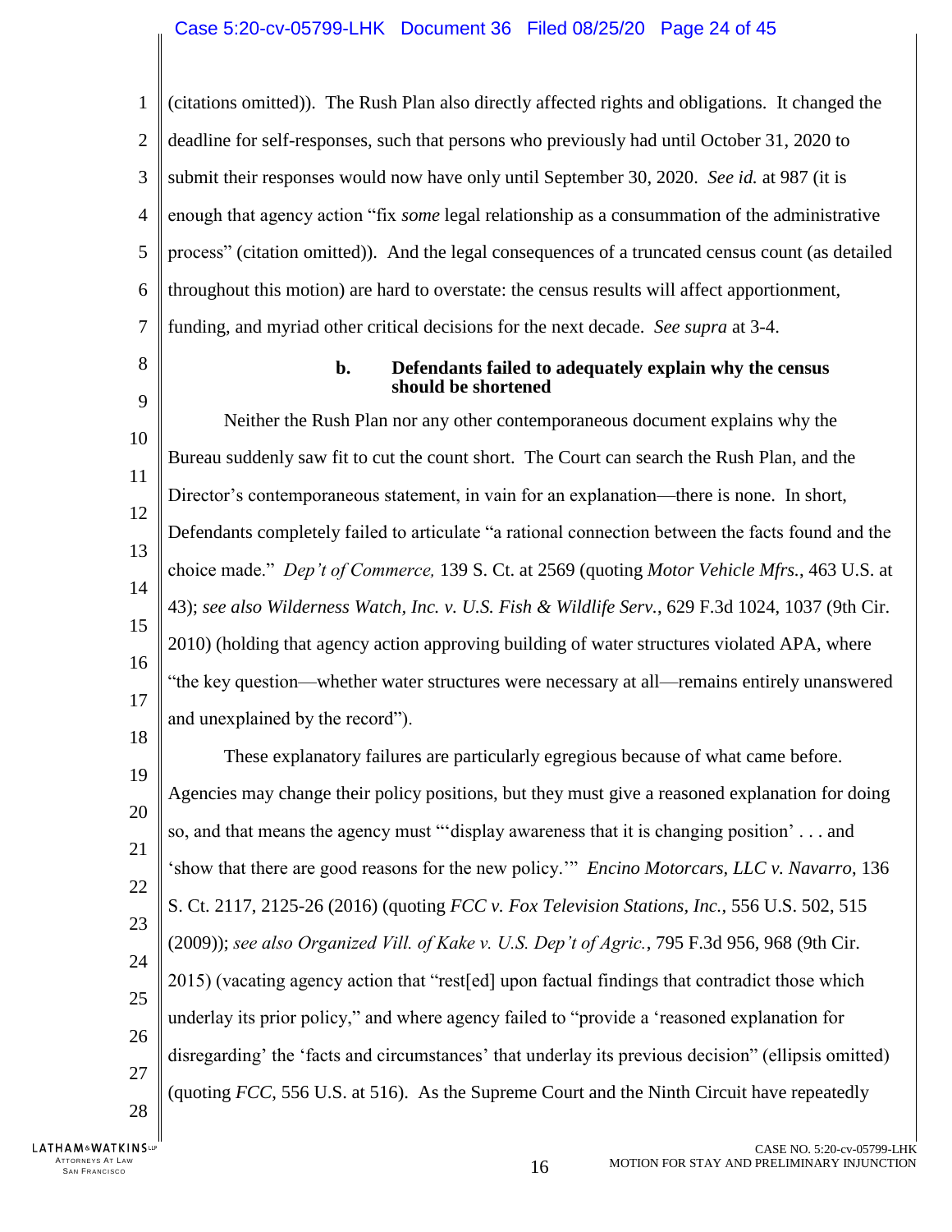(citations omitted)). The Rush Plan also directly affected rights and obligations. It changed the deadline for self-responses, such that persons who previously had until October 31, 2020 to submit their responses would now have only until September 30, 2020. *See id.* at 987 (it is enough that agency action "fix *some* legal relationship as a consummation of the administrative process" (citation omitted)). And the legal consequences of a truncated census count (as detailed throughout this motion) are hard to overstate: the census results will affect apportionment, funding, and myriad other critical decisions for the next decade. *See supra* at 3-4.

**b. Defendants failed to adequately explain why the census should be shortened**

Neither the Rush Plan nor any other contemporaneous document explains why the Bureau suddenly saw fit to cut the count short. The Court can search the Rush Plan, and the Director's contemporaneous statement, in vain for an explanation—there is none. In short, Defendants completely failed to articulate "a rational connection between the facts found and the choice made." *Dep't of Commerce,* 139 S. Ct. at 2569 (quoting *Motor Vehicle Mfrs.*, 463 U.S. at 43); *see also Wilderness Watch, Inc. v. U.S. Fish & Wildlife Serv.*, 629 F.3d 1024, 1037 (9th Cir. 2010) (holding that agency action approving building of water structures violated APA, where "the key question—whether water structures were necessary at all—remains entirely unanswered and unexplained by the record").

These explanatory failures are particularly egregious because of what came before. Agencies may change their policy positions, but they must give a reasoned explanation for doing so, and that means the agency must "'display awareness that it is changing position' . . . and 'show that there are good reasons for the new policy.'" *Encino Motorcars, LLC v. Navarro*, 136 S. Ct. 2117, 2125-26 (2016) (quoting *FCC v. Fox Television Stations, Inc.*, 556 U.S. 502, 515 (2009)); *see also Organized Vill. of Kake v. U.S. Dep't of Agric.*, 795 F.3d 956, 968 (9th Cir. 2015) (vacating agency action that "rest[ed] upon factual findings that contradict those which underlay its prior policy," and where agency failed to "provide a 'reasoned explanation for disregarding' the 'facts and circumstances' that underlay its previous decision" (ellipsis omitted) (quoting *FCC*, 556 U.S. at 516). As the Supreme Court and the Ninth Circuit have repeatedly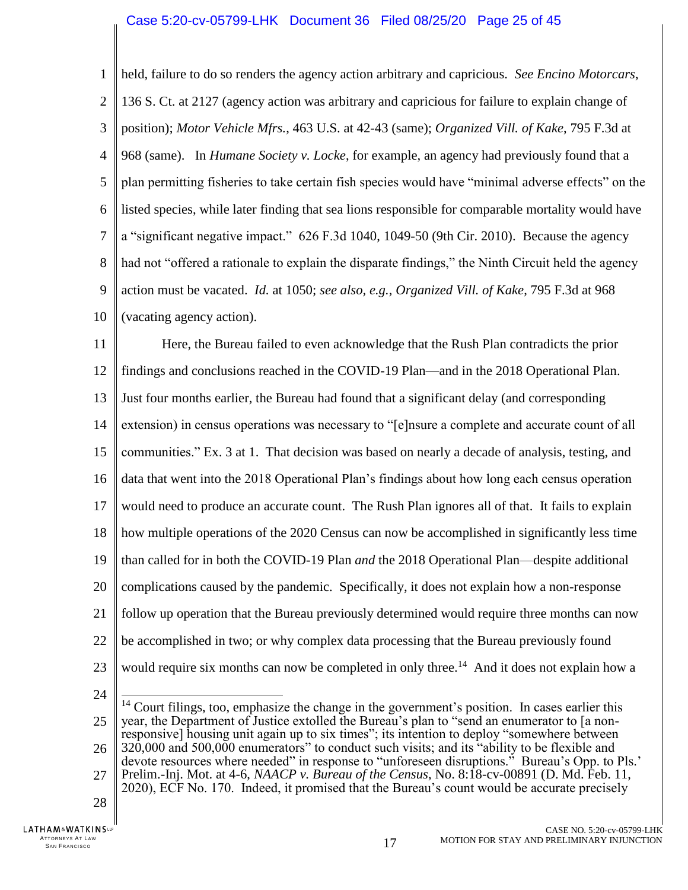held, failure to do so renders the agency action arbitrary and capricious. *See Encino Motorcars*, 136 S. Ct. at 2127 (agency action was arbitrary and capricious for failure to explain change of position); *Motor Vehicle Mfrs.*, 463 U.S. at 42-43 (same); *Organized Vill. of Kake*, 795 F.3d at 968 (same). In *Humane Society v. Locke*, for example, an agency had previously found that a plan permitting fisheries to take certain fish species would have "minimal adverse effects" on the listed species, while later finding that sea lions responsible for comparable mortality would have a "significant negative impact." 626 F.3d 1040, 1049-50 (9th Cir. 2010). Because the agency had not "offered a rationale to explain the disparate findings," the Ninth Circuit held the agency action must be vacated. *Id.* at 1050; *see also, e.g.*, *Organized Vill. of Kake*, 795 F.3d at 968 (vacating agency action).

Here, the Bureau failed to even acknowledge that the Rush Plan contradicts the prior findings and conclusions reached in the COVID-19 Plan—and in the 2018 Operational Plan. Just four months earlier, the Bureau had found that a significant delay (and corresponding extension) in census operations was necessary to "[e]nsure a complete and accurate count of all communities." Ex. 3 at 1. That decision was based on nearly a decade of analysis, testing, and data that went into the 2018 Operational Plan's findings about how long each census operation would need to produce an accurate count. The Rush Plan ignores all of that. It fails to explain how multiple operations of the 2020 Census can now be accomplished in significantly less time than called for in both the COVID-19 Plan *and* the 2018 Operational Plan—despite additional complications caused by the pandemic. Specifically, it does not explain how a non-response follow up operation that the Bureau previously determined would require three months can now be accomplished in two; or why complex data processing that the Bureau previously found would require six months can now be completed in only three.[14] And it does not explain how a

[14] Court filings, too, emphasize the change in the government's position. In cases earlier this year, the Department of Justice extolled the Bureau's plan to "send an enumerator to [a non-responsive] housing unit again up to six times"; its intention to deploy "somewhere between 320,000 and 500,000 enumerators" to conduct such visits; and its "ability to be flexible and devote resources where needed" in response to "unforeseen disruptions." Bureau's Opp. to Pls.' Prelim.-Inj. Mot. at 4-6, *NAACP v. Bureau of the Census*, No. 8:18-cv-00891 (D. Md. Feb. 11, 2020), ECF No. 170. Indeed, it promised that the Bureau's count would be accurate precisely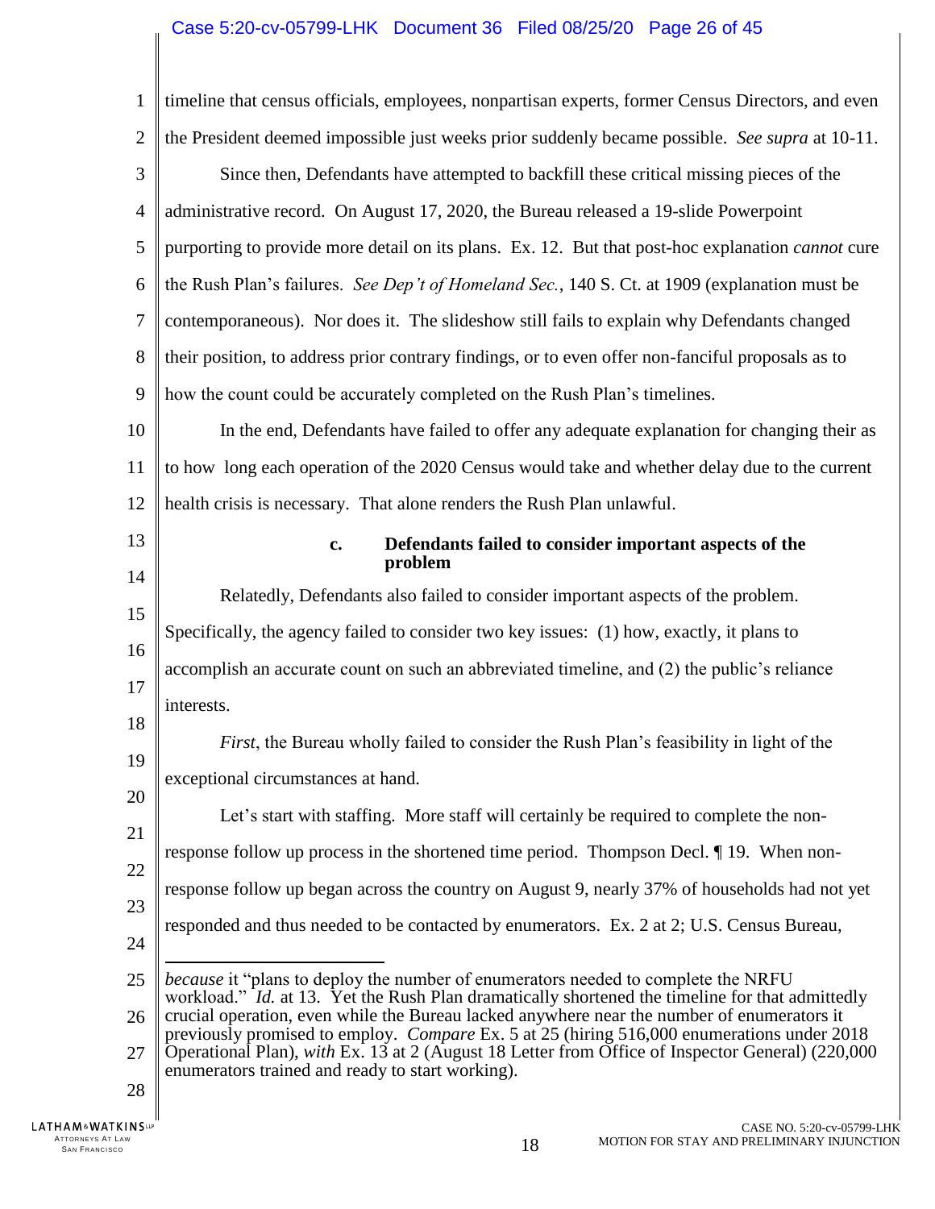timeline that census officials, employees, nonpartisan experts, former Census Directors, and even the President deemed impossible just weeks prior suddenly became possible. *See supra* at 10-11.

Since then, Defendants have attempted to backfill these critical missing pieces of the administrative record. On August 17, 2020, the Bureau released a 19-slide Powerpoint purporting to provide more detail on its plans. Ex. 12. But that post-hoc explanation *cannot* cure the Rush Plan's failures. *See Dep't of Homeland Sec.*, 140 S. Ct. at 1909 (explanation must be contemporaneous). Nor does it. The slideshow still fails to explain why Defendants changed their position, to address prior contrary findings, or to even offer non-fanciful proposals as to how the count could be accurately completed on the Rush Plan's timelines.

In the end, Defendants have failed to offer any adequate explanation for changing their as to how long each operation of the 2020 Census would take and whether delay due to the current health crisis is necessary. That alone renders the Rush Plan unlawful.

**c. Defendants failed to consider important aspects of the problem**

Relatedly, Defendants also failed to consider important aspects of the problem. Specifically, the agency failed to consider two key issues: (1) how, exactly, it plans to accomplish an accurate count on such an abbreviated timeline, and (2) the public's reliance interests.

*First*, the Bureau wholly failed to consider the Rush Plan's feasibility in light of the exceptional circumstances at hand.

Let's start with staffing. More staff will certainly be required to complete the non-response follow up process in the shortened time period. Thompson Decl. ¶ 19. When non-response follow up began across the country on August 9, nearly 37% of households had not yet responded and thus needed to be contacted by enumerators. Ex. 2 at 2; U.S. Census Bureau,

---

*because* it "plans to deploy the number of enumerators needed to complete the NRFU workload." *Id.* at 13. Yet the Rush Plan dramatically shortened the timeline for that admittedly crucial operation, even while the Bureau lacked anywhere near the number of enumerators it previously promised to employ. *Compare* Ex. 5 at 25 (hiring 516,000 enumerations under 2018 Operational Plan), *with* Ex. 13 at 2 (August 18 Letter from Office of Inspector General) (220,000 enumerators trained and ready to start working).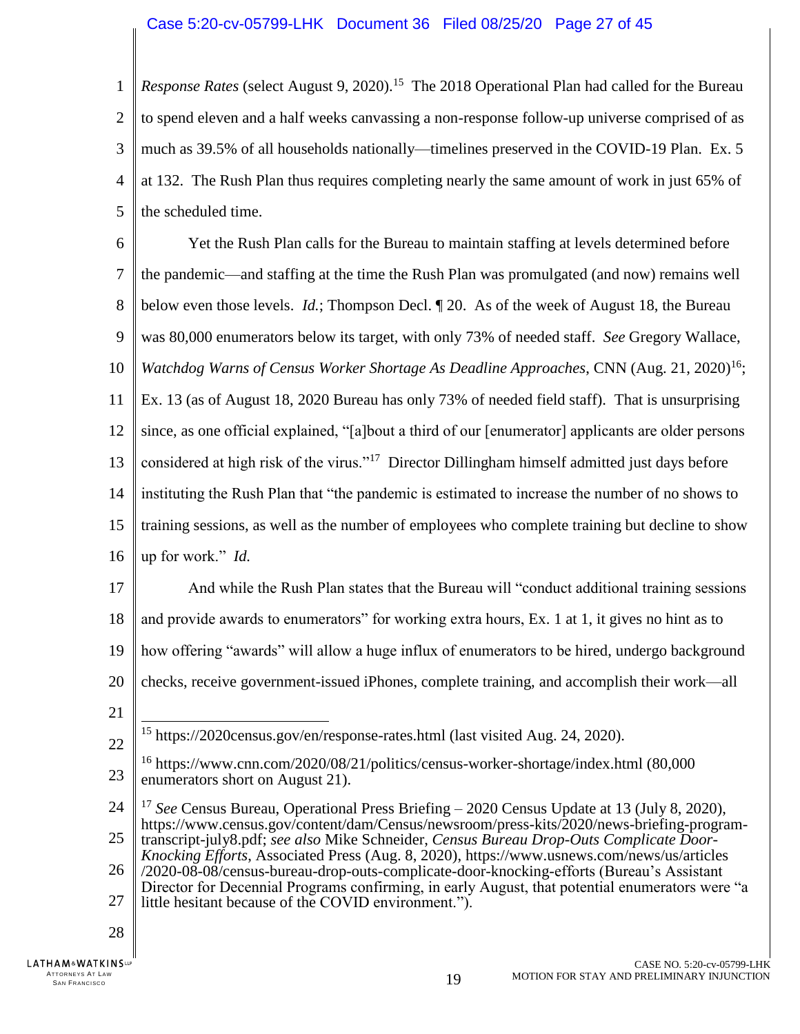*Response Rates* (select August 9, 2020).[15] The 2018 Operational Plan had called for the Bureau to spend eleven and a half weeks canvassing a non-response follow-up universe comprised of as much as 39.5% of all households nationally—timelines preserved in the COVID-19 Plan. Ex. 5 at 132. The Rush Plan thus requires completing nearly the same amount of work in just 65% of the scheduled time.

Yet the Rush Plan calls for the Bureau to maintain staffing at levels determined before the pandemic—and staffing at the time the Rush Plan was promulgated (and now) remains well below even those levels. *Id.*; Thompson Decl. ¶ 20. As of the week of August 18, the Bureau was 80,000 enumerators below its target, with only 73% of needed staff. *See* Gregory Wallace, *Watchdog Warns of Census Worker Shortage As Deadline Approaches*, CNN (Aug. 21, 2020)[16]; Ex. 13 (as of August 18, 2020 Bureau has only 73% of needed field staff). That is unsurprising since, as one official explained, "[a]bout a third of our [enumerator] applicants are older persons considered at high risk of the virus."[17] Director Dillingham himself admitted just days before instituting the Rush Plan that "the pandemic is estimated to increase the number of no shows to training sessions, as well as the number of employees who complete training but decline to show up for work." *Id.*

And while the Rush Plan states that the Bureau will "conduct additional training sessions and provide awards to enumerators" for working extra hours, Ex. 1 at 1, it gives no hint as to how offering "awards" will allow a huge influx of enumerators to be hired, undergo background checks, receive government-issued iPhones, complete training, and accomplish their work—all

---

[15] https://2020census.gov/en/response-rates.html (last visited Aug. 24, 2020).

[16] https://www.cnn.com/2020/08/21/politics/census-worker-shortage/index.html (80,000 enumerators short on August 21).

[17] *See* Census Bureau, Operational Press Briefing – 2020 Census Update at 13 (July 8, 2020), https://www.census.gov/content/dam/Census/newsroom/press-kits/2020/news-briefing-program-transcript-july8.pdf; *see also* Mike Schneider, *Census Bureau Drop-Outs Complicate Door-Knocking Efforts*, Associated Press (Aug. 8, 2020), https://www.usnews.com/news/us/articles/2020-08-08/census-bureau-drop-outs-complicate-door-knocking-efforts (Bureau's Assistant Director for Decennial Programs confirming, in early August, that potential enumerators were "a little hesitant because of the COVID environment.").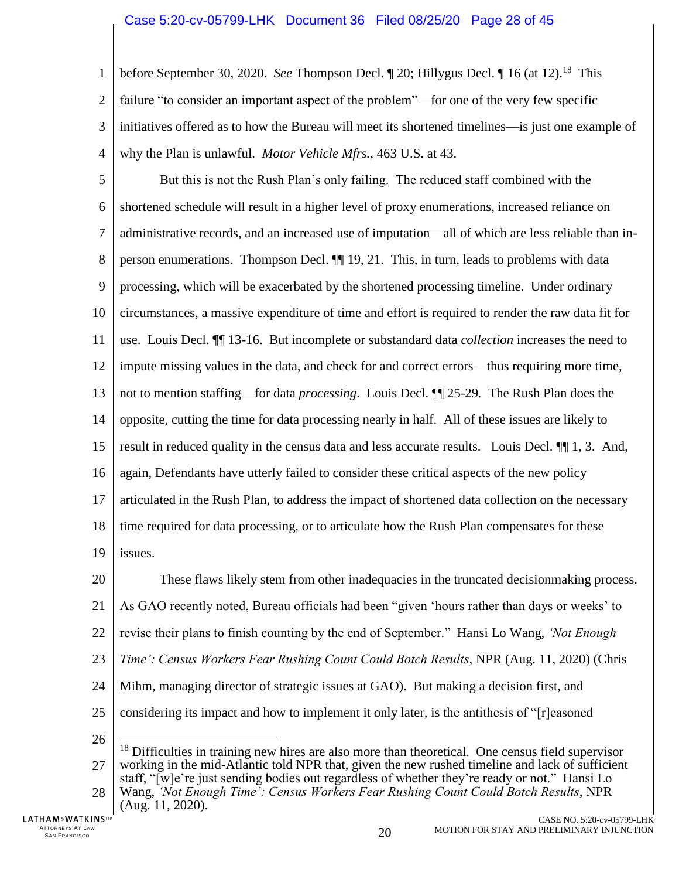before September 30, 2020. *See* Thompson Decl. ¶ 20; Hillygus Decl. ¶ 16 (at 12).[18] This failure "to consider an important aspect of the problem"—for one of the very few specific initiatives offered as to how the Bureau will meet its shortened timelines—is just one example of why the Plan is unlawful. *Motor Vehicle Mfrs.*, 463 U.S. at 43.

But this is not the Rush Plan's only failing. The reduced staff combined with the shortened schedule will result in a higher level of proxy enumerations, increased reliance on administrative records, and an increased use of imputation—all of which are less reliable than in-person enumerations. Thompson Decl. ¶¶ 19, 21. This, in turn, leads to problems with data processing, which will be exacerbated by the shortened processing timeline. Under ordinary circumstances, a massive expenditure of time and effort is required to render the raw data fit for use. Louis Decl. ¶¶ 13-16. But incomplete or substandard data *collection* increases the need to impute missing values in the data, and check for and correct errors—thus requiring more time, not to mention staffing—for data *processing*. Louis Decl. ¶¶ 25-29*.* The Rush Plan does the opposite, cutting the time for data processing nearly in half. All of these issues are likely to result in reduced quality in the census data and less accurate results. Louis Decl. ¶¶ 1, 3. And, again, Defendants have utterly failed to consider these critical aspects of the new policy articulated in the Rush Plan, to address the impact of shortened data collection on the necessary time required for data processing, or to articulate how the Rush Plan compensates for these issues.

These flaws likely stem from other inadequacies in the truncated decisionmaking process. As GAO recently noted, Bureau officials had been "given 'hours rather than days or weeks' to revise their plans to finish counting by the end of September." Hansi Lo Wang, *'Not Enough Time': Census Workers Fear Rushing Count Could Botch Results*, NPR (Aug. 11, 2020) (Chris Mihm, managing director of strategic issues at GAO). But making a decision first, and considering its impact and how to implement it only later, is the antithesis of "[r]easoned

---

[18] Difficulties in training new hires are also more than theoretical. One census field supervisor working in the mid-Atlantic told NPR that, given the new rushed timeline and lack of sufficient staff, "[w]e're just sending bodies out regardless of whether they're ready or not." Hansi Lo Wang, *'Not Enough Time': Census Workers Fear Rushing Count Could Botch Results*, NPR (Aug. 11, 2020).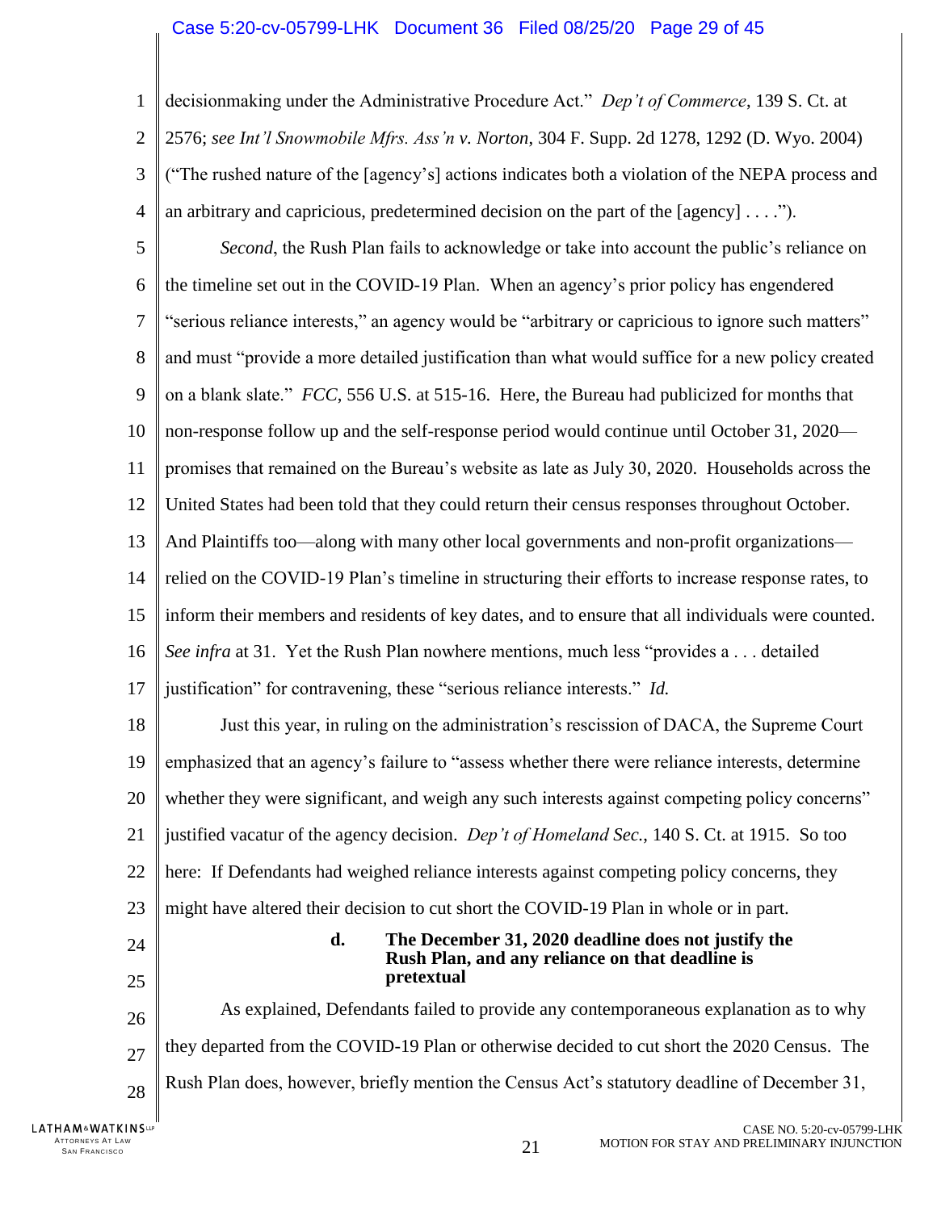decisionmaking under the Administrative Procedure Act." *Dep't of Commerce*, 139 S. Ct. at 2576; *see Int'l Snowmobile Mfrs. Ass'n v. Norton*, 304 F. Supp. 2d 1278, 1292 (D. Wyo. 2004) ("The rushed nature of the [agency's] actions indicates both a violation of the NEPA process and an arbitrary and capricious, predetermined decision on the part of the [agency] . . . .").

*Second*, the Rush Plan fails to acknowledge or take into account the public's reliance on the timeline set out in the COVID-19 Plan. When an agency's prior policy has engendered "serious reliance interests," an agency would be "arbitrary or capricious to ignore such matters" and must "provide a more detailed justification than what would suffice for a new policy created on a blank slate." *FCC*, 556 U.S. at 515-16. Here, the Bureau had publicized for months that non-response follow up and the self-response period would continue until October 31, 2020—promises that remained on the Bureau's website as late as July 30, 2020. Households across the United States had been told that they could return their census responses throughout October. And Plaintiffs too—along with many other local governments and non-profit organizations—relied on the COVID-19 Plan's timeline in structuring their efforts to increase response rates, to inform their members and residents of key dates, and to ensure that all individuals were counted. *See infra* at 31. Yet the Rush Plan nowhere mentions, much less "provides a . . . detailed justification" for contravening, these "serious reliance interests." *Id.*

Just this year, in ruling on the administration's rescission of DACA, the Supreme Court emphasized that an agency's failure to "assess whether there were reliance interests, determine whether they were significant, and weigh any such interests against competing policy concerns" justified vacatur of the agency decision. *Dep't of Homeland Sec.*, 140 S. Ct. at 1915. So too here: If Defendants had weighed reliance interests against competing policy concerns, they might have altered their decision to cut short the COVID-19 Plan in whole or in part.

#### d. The December 31, 2020 deadline does not justify the Rush Plan, and any reliance on that deadline is pretextual

As explained, Defendants failed to provide any contemporaneous explanation as to why they departed from the COVID-19 Plan or otherwise decided to cut short the 2020 Census. The Rush Plan does, however, briefly mention the Census Act's statutory deadline of December 31,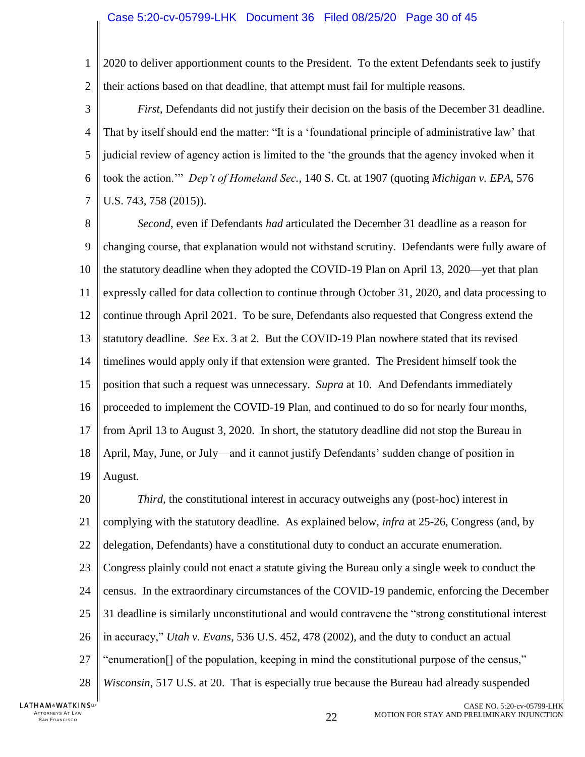2020 to deliver apportionment counts to the President. To the extent Defendants seek to justify their actions based on that deadline, that attempt must fail for multiple reasons.

*First*, Defendants did not justify their decision on the basis of the December 31 deadline. That by itself should end the matter: "It is a 'foundational principle of administrative law' that judicial review of agency action is limited to the 'the grounds that the agency invoked when it took the action.'" *Dep't of Homeland Sec.*, 140 S. Ct. at 1907 (quoting *Michigan v. EPA*, 576 U.S. 743, 758 (2015)).

*Second*, even if Defendants *had* articulated the December 31 deadline as a reason for changing course, that explanation would not withstand scrutiny. Defendants were fully aware of the statutory deadline when they adopted the COVID-19 Plan on April 13, 2020—yet that plan expressly called for data collection to continue through October 31, 2020, and data processing to continue through April 2021. To be sure, Defendants also requested that Congress extend the statutory deadline. *See* Ex. 3 at 2. But the COVID-19 Plan nowhere stated that its revised timelines would apply only if that extension were granted. The President himself took the position that such a request was unnecessary. *Supra* at 10. And Defendants immediately proceeded to implement the COVID-19 Plan, and continued to do so for nearly four months, from April 13 to August 3, 2020. In short, the statutory deadline did not stop the Bureau in April, May, June, or July—and it cannot justify Defendants' sudden change of position in August.

*Third*, the constitutional interest in accuracy outweighs any (post-hoc) interest in complying with the statutory deadline. As explained below, *infra* at 25-26, Congress (and, by delegation, Defendants) have a constitutional duty to conduct an accurate enumeration. Congress plainly could not enact a statute giving the Bureau only a single week to conduct the census. In the extraordinary circumstances of the COVID-19 pandemic, enforcing the December 31 deadline is similarly unconstitutional and would contravene the "strong constitutional interest in accuracy," *Utah v. Evans*, 536 U.S. 452, 478 (2002), and the duty to conduct an actual "enumeration[] of the population, keeping in mind the constitutional purpose of the census," *Wisconsin*, 517 U.S. at 20. That is especially true because the Bureau had already suspended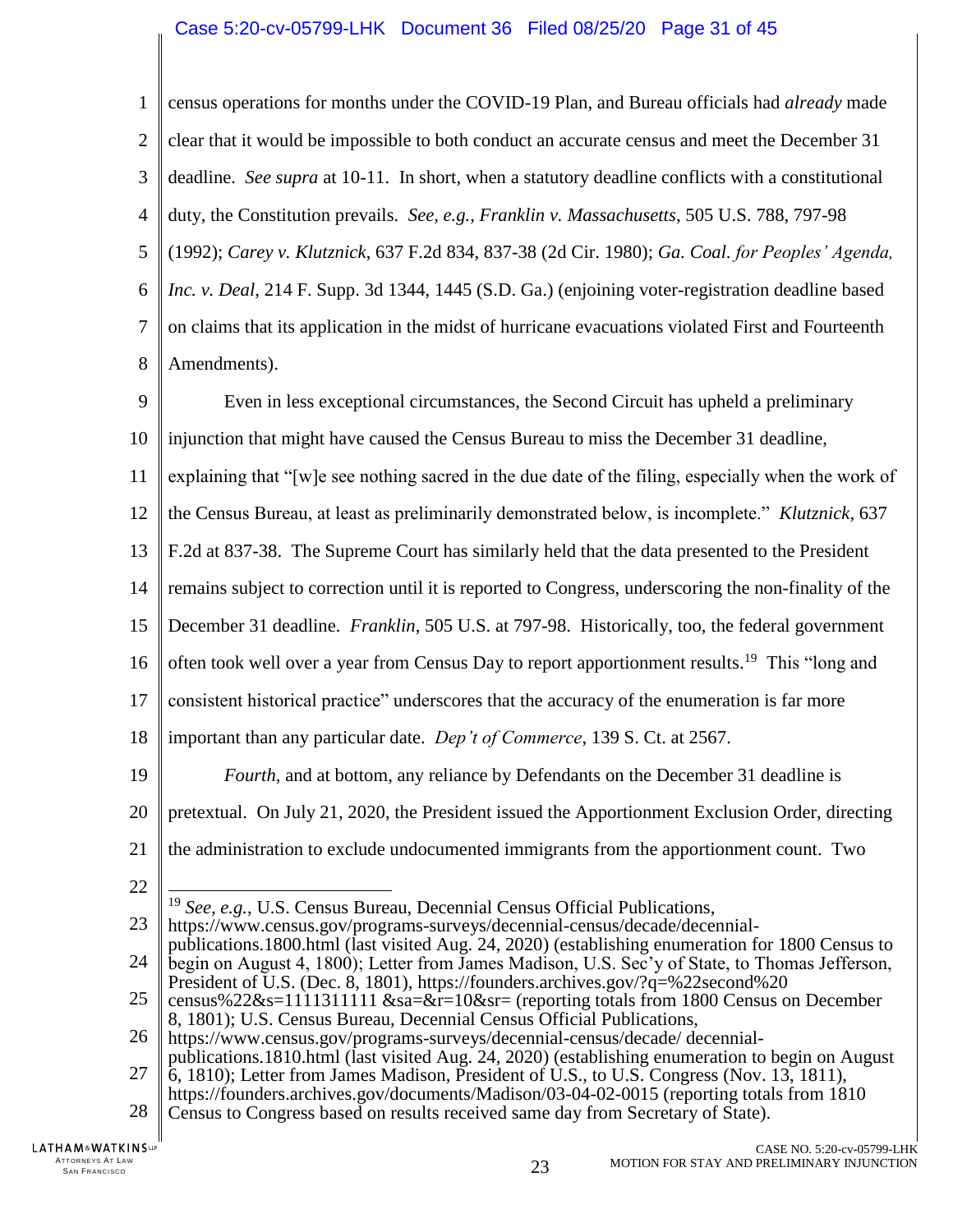census operations for months under the COVID-19 Plan, and Bureau officials had *already* made clear that it would be impossible to both conduct an accurate census and meet the December 31 deadline. *See supra* at 10-11. In short, when a statutory deadline conflicts with a constitutional duty, the Constitution prevails. *See, e.g.*, *Franklin v. Massachusetts*, 505 U.S. 788, 797-98 (1992); *Carey v. Klutznick*, 637 F.2d 834, 837-38 (2d Cir. 1980); *Ga. Coal. for Peoples' Agenda, Inc. v. Deal*, 214 F. Supp. 3d 1344, 1445 (S.D. Ga.) (enjoining voter-registration deadline based on claims that its application in the midst of hurricane evacuations violated First and Fourteenth Amendments).

Even in less exceptional circumstances, the Second Circuit has upheld a preliminary injunction that might have caused the Census Bureau to miss the December 31 deadline, explaining that "[w]e see nothing sacred in the due date of the filing, especially when the work of the Census Bureau, at least as preliminarily demonstrated below, is incomplete." *Klutznick*, 637 F.2d at 837-38. The Supreme Court has similarly held that the data presented to the President remains subject to correction until it is reported to Congress, underscoring the non-finality of the December 31 deadline. *Franklin*, 505 U.S. at 797-98. Historically, too, the federal government often took well over a year from Census Day to report apportionment results.[19] This "long and consistent historical practice" underscores that the accuracy of the enumeration is far more important than any particular date. *Dep't of Commerce*, 139 S. Ct. at 2567.

*Fourth*, and at bottom, any reliance by Defendants on the December 31 deadline is pretextual. On July 21, 2020, the President issued the Apportionment Exclusion Order, directing the administration to exclude undocumented immigrants from the apportionment count. Two

---

[19] *See, e.g.*, U.S. Census Bureau, Decennial Census Official Publications, https://www.census.gov/programs-surveys/decennial-census/decade/decennial-publications.1800.html (last visited Aug. 24, 2020) (establishing enumeration for 1800 Census to begin on August 4, 1800); Letter from James Madison, U.S. Sec'y of State, to Thomas Jefferson, President of U.S. (Dec. 8, 1801), https://founders.archives.gov/?q=%22second%20census%22&s=1111311111 &sa=&r=10&sr= (reporting totals from 1800 Census on December 8, 1801); U.S. Census Bureau, Decennial Census Official Publications, https://www.census.gov/programs-surveys/decennial-census/decade/ decennial-publications.1810.html (last visited Aug. 24, 2020) (establishing enumeration to begin on August 6, 1810); Letter from James Madison, President of U.S., to U.S. Congress (Nov. 13, 1811), https://founders.archives.gov/documents/Madison/03-04-02-0015 (reporting totals from 1810 Census to Congress based on results received same day from Secretary of State).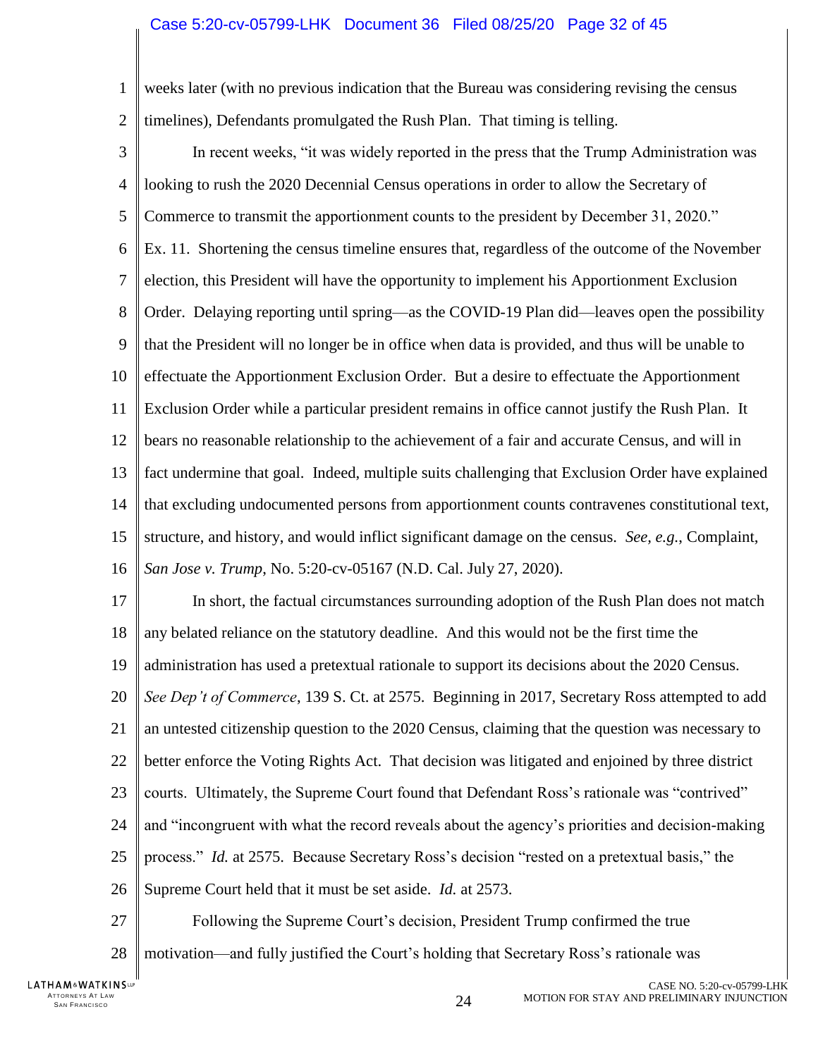weeks later (with no previous indication that the Bureau was considering revising the census timelines), Defendants promulgated the Rush Plan. That timing is telling.

In recent weeks, "it was widely reported in the press that the Trump Administration was looking to rush the 2020 Decennial Census operations in order to allow the Secretary of Commerce to transmit the apportionment counts to the president by December 31, 2020." Ex. 11. Shortening the census timeline ensures that, regardless of the outcome of the November election, this President will have the opportunity to implement his Apportionment Exclusion Order. Delaying reporting until spring—as the COVID-19 Plan did—leaves open the possibility that the President will no longer be in office when data is provided, and thus will be unable to effectuate the Apportionment Exclusion Order. But a desire to effectuate the Apportionment Exclusion Order while a particular president remains in office cannot justify the Rush Plan. It bears no reasonable relationship to the achievement of a fair and accurate Census, and will in fact undermine that goal. Indeed, multiple suits challenging that Exclusion Order have explained that excluding undocumented persons from apportionment counts contravenes constitutional text, structure, and history, and would inflict significant damage on the census. *See, e.g.*, Complaint, *San Jose v. Trump*, No. 5:20-cv-05167 (N.D. Cal. July 27, 2020).

In short, the factual circumstances surrounding adoption of the Rush Plan does not match any belated reliance on the statutory deadline. And this would not be the first time the administration has used a pretextual rationale to support its decisions about the 2020 Census. *See Dep't of Commerce*, 139 S. Ct. at 2575. Beginning in 2017, Secretary Ross attempted to add an untested citizenship question to the 2020 Census, claiming that the question was necessary to better enforce the Voting Rights Act. That decision was litigated and enjoined by three district courts. Ultimately, the Supreme Court found that Defendant Ross's rationale was "contrived" and "incongruent with what the record reveals about the agency's priorities and decision-making process." *Id.* at 2575. Because Secretary Ross's decision "rested on a pretextual basis," the Supreme Court held that it must be set aside. *Id.* at 2573.

Following the Supreme Court's decision, President Trump confirmed the true motivation—and fully justified the Court's holding that Secretary Ross's rationale was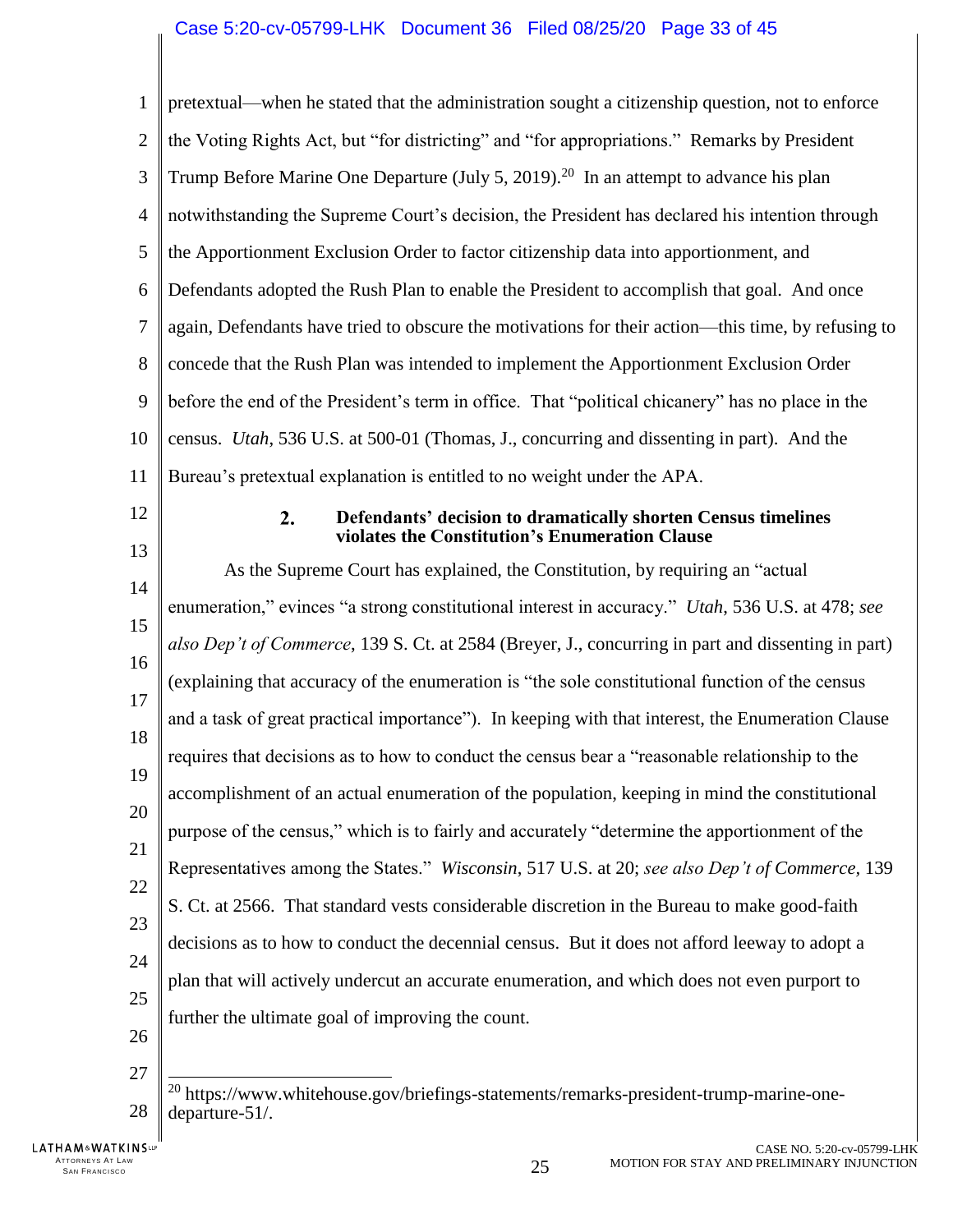pretextual—when he stated that the administration sought a citizenship question, not to enforce the Voting Rights Act, but "for districting" and "for appropriations." Remarks by President Trump Before Marine One Departure (July 5, 2019).[20] In an attempt to advance his plan notwithstanding the Supreme Court's decision, the President has declared his intention through the Apportionment Exclusion Order to factor citizenship data into apportionment, and Defendants adopted the Rush Plan to enable the President to accomplish that goal. And once again, Defendants have tried to obscure the motivations for their action—this time, by refusing to concede that the Rush Plan was intended to implement the Apportionment Exclusion Order before the end of the President's term in office. That "political chicanery" has no place in the census. *Utah*, 536 U.S. at 500-01 (Thomas, J., concurring and dissenting in part). And the Bureau's pretextual explanation is entitled to no weight under the APA.

### 2. Defendants' decision to dramatically shorten Census timelines violates the Constitution's Enumeration Clause

As the Supreme Court has explained, the Constitution, by requiring an "actual enumeration," evinces "a strong constitutional interest in accuracy." *Utah*, 536 U.S. at 478; *see also Dep't of Commerce*, 139 S. Ct. at 2584 (Breyer, J., concurring in part and dissenting in part) (explaining that accuracy of the enumeration is "the sole constitutional function of the census and a task of great practical importance"). In keeping with that interest, the Enumeration Clause requires that decisions as to how to conduct the census bear a "reasonable relationship to the accomplishment of an actual enumeration of the population, keeping in mind the constitutional purpose of the census," which is to fairly and accurately "determine the apportionment of the Representatives among the States." *Wisconsin*, 517 U.S. at 20; *see also Dep't of Commerce*, 139 S. Ct. at 2566. That standard vests considerable discretion in the Bureau to make good-faith decisions as to how to conduct the decennial census. But it does not afford leeway to adopt a plan that will actively undercut an accurate enumeration, and which does not even purport to further the ultimate goal of improving the count.

[20] https://www.whitehouse.gov/briefings-statements/remarks-president-trump-marine-one-departure-51/.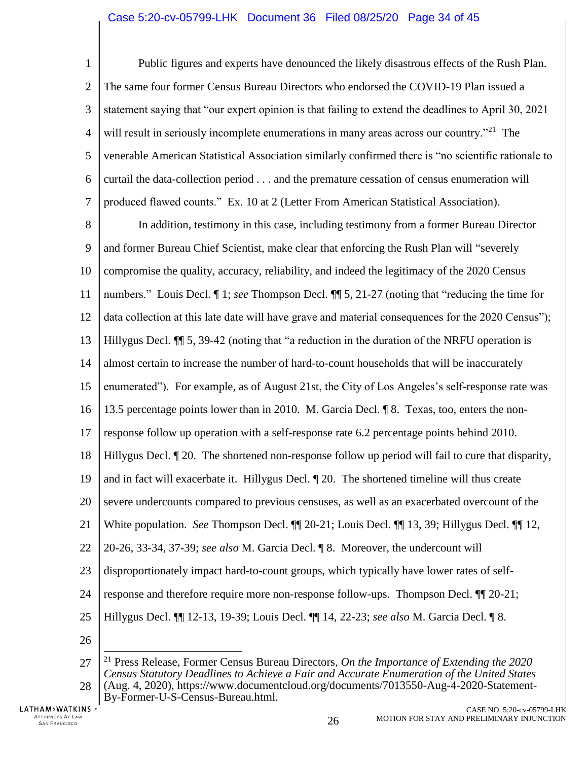Public figures and experts have denounced the likely disastrous effects of the Rush Plan. The same four former Census Bureau Directors who endorsed the COVID-19 Plan issued a statement saying that "our expert opinion is that failing to extend the deadlines to April 30, 2021 will result in seriously incomplete enumerations in many areas across our country."[21] The venerable American Statistical Association similarly confirmed there is "no scientific rationale to curtail the data-collection period . . . and the premature cessation of census enumeration will produced flawed counts." Ex. 10 at 2 (Letter From American Statistical Association).

In addition, testimony in this case, including testimony from a former Bureau Director and former Bureau Chief Scientist, make clear that enforcing the Rush Plan will "severely compromise the quality, accuracy, reliability, and indeed the legitimacy of the 2020 Census numbers." Louis Decl. ¶ 1; *see* Thompson Decl. ¶¶ 5, 21-27 (noting that "reducing the time for data collection at this late date will have grave and material consequences for the 2020 Census"); Hillygus Decl. ¶¶ 5, 39-42 (noting that "a reduction in the duration of the NRFU operation is almost certain to increase the number of hard-to-count households that will be inaccurately enumerated"). For example, as of August 21st, the City of Los Angeles's self-response rate was 13.5 percentage points lower than in 2010. M. Garcia Decl. ¶ 8. Texas, too, enters the non-response follow up operation with a self-response rate 6.2 percentage points behind 2010. Hillygus Decl. ¶ 20. The shortened non-response follow up period will fail to cure that disparity, and in fact will exacerbate it. Hillygus Decl. ¶ 20. The shortened timeline will thus create severe undercounts compared to previous censuses, as well as an exacerbated overcount of the White population. *See* Thompson Decl. ¶¶ 20-21; Louis Decl. ¶¶ 13, 39; Hillygus Decl. ¶¶ 12, 20-26, 33-34, 37-39; *see also* M. Garcia Decl. ¶ 8. Moreover, the undercount will disproportionately impact hard-to-count groups, which typically have lower rates of self-response and therefore require more non-response follow-ups. Thompson Decl. ¶¶ 20-21; Hillygus Decl. ¶¶ 12-13, 19-39; Louis Decl. ¶¶ 14, 22-23; *see also* M. Garcia Decl. ¶ 8.

---

[21] Press Release, Former Census Bureau Directors, *On the Importance of Extending the 2020 Census Statutory Deadlines to Achieve a Fair and Accurate Enumeration of the United States* (Aug. 4, 2020), https://www.documentcloud.org/documents/7013550-Aug-4-2020-Statement-By-Former-U-S-Census-Bureau.html.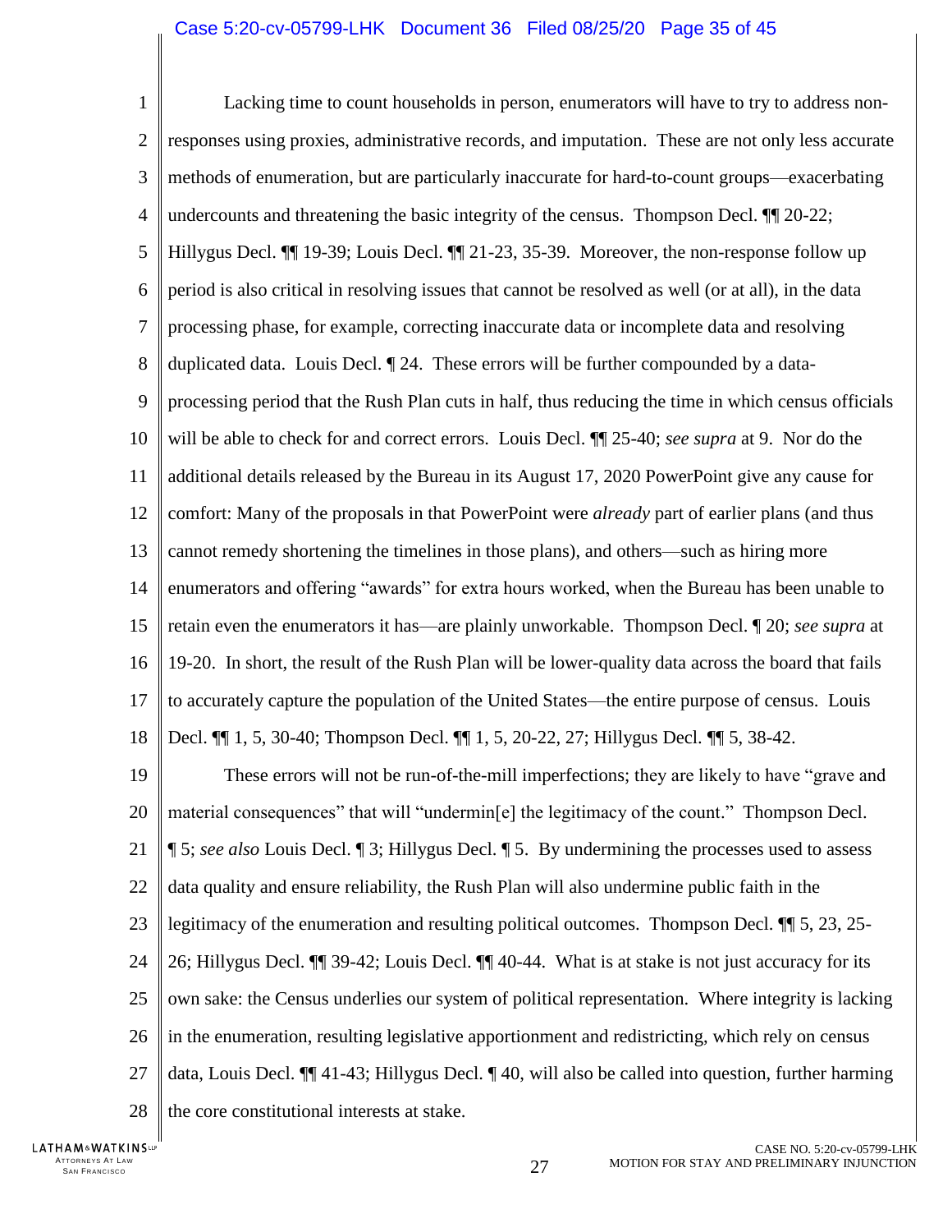Lacking time to count households in person, enumerators will have to try to address non-responses using proxies, administrative records, and imputation. These are not only less accurate methods of enumeration, but are particularly inaccurate for hard-to-count groups—exacerbating undercounts and threatening the basic integrity of the census. Thompson Decl. ¶¶ 20-22; Hillygus Decl. ¶¶ 19-39; Louis Decl. ¶¶ 21-23, 35-39. Moreover, the non-response follow up period is also critical in resolving issues that cannot be resolved as well (or at all), in the data processing phase, for example, correcting inaccurate data or incomplete data and resolving duplicated data. Louis Decl. ¶ 24. These errors will be further compounded by a data-processing period that the Rush Plan cuts in half, thus reducing the time in which census officials will be able to check for and correct errors. Louis Decl. ¶¶ 25-40; *see supra* at 9. Nor do the additional details released by the Bureau in its August 17, 2020 PowerPoint give any cause for comfort: Many of the proposals in that PowerPoint were *already* part of earlier plans (and thus cannot remedy shortening the timelines in those plans), and others—such as hiring more enumerators and offering "awards" for extra hours worked, when the Bureau has been unable to retain even the enumerators it has—are plainly unworkable. Thompson Decl. ¶ 20; *see supra* at 19-20. In short, the result of the Rush Plan will be lower-quality data across the board that fails to accurately capture the population of the United States—the entire purpose of census. Louis Decl. ¶¶ 1, 5, 30-40; Thompson Decl. ¶¶ 1, 5, 20-22, 27; Hillygus Decl. ¶¶ 5, 38-42.

These errors will not be run-of-the-mill imperfections; they are likely to have "grave and material consequences" that will "undermin[e] the legitimacy of the count." Thompson Decl. ¶ 5; *see also* Louis Decl. ¶ 3; Hillygus Decl. ¶ 5. By undermining the processes used to assess data quality and ensure reliability, the Rush Plan will also undermine public faith in the legitimacy of the enumeration and resulting political outcomes. Thompson Decl. ¶¶ 5, 23, 25-26; Hillygus Decl. ¶¶ 39-42; Louis Decl. ¶¶ 40-44. What is at stake is not just accuracy for its own sake: the Census underlies our system of political representation. Where integrity is lacking in the enumeration, resulting legislative apportionment and redistricting, which rely on census data, Louis Decl. ¶¶ 41-43; Hillygus Decl. ¶ 40, will also be called into question, further harming the core constitutional interests at stake.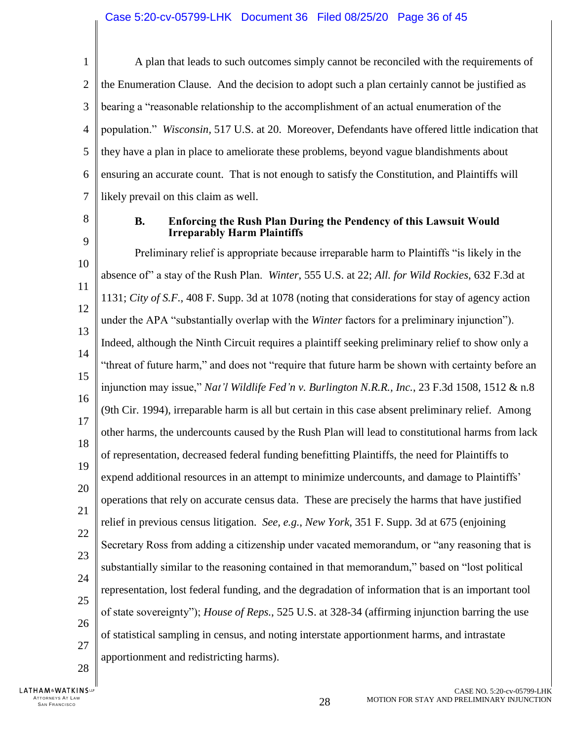A plan that leads to such outcomes simply cannot be reconciled with the requirements of the Enumeration Clause. And the decision to adopt such a plan certainly cannot be justified as bearing a "reasonable relationship to the accomplishment of an actual enumeration of the population." *Wisconsin*, 517 U.S. at 20. Moreover, Defendants have offered little indication that they have a plan in place to ameliorate these problems, beyond vague blandishments about ensuring an accurate count. That is not enough to satisfy the Constitution, and Plaintiffs will likely prevail on this claim as well.

### B. Enforcing the Rush Plan During the Pendency of this Lawsuit Would Irreparably Harm Plaintiffs

Preliminary relief is appropriate because irreparable harm to Plaintiffs "is likely in the absence of" a stay of the Rush Plan. *Winter*, 555 U.S. at 22; *All. for Wild Rockies*, 632 F.3d at 1131; *City of S.F.*, 408 F. Supp. 3d at 1078 (noting that considerations for stay of agency action under the APA "substantially overlap with the *Winter* factors for a preliminary injunction"). Indeed, although the Ninth Circuit requires a plaintiff seeking preliminary relief to show only a "threat of future harm," and does not "require that future harm be shown with certainty before an injunction may issue," *Nat'l Wildlife Fed'n v. Burlington N.R.R., Inc.*, 23 F.3d 1508, 1512 & n.8 (9th Cir. 1994), irreparable harm is all but certain in this case absent preliminary relief. Among other harms, the undercounts caused by the Rush Plan will lead to constitutional harms from lack of representation, decreased federal funding benefitting Plaintiffs, the need for Plaintiffs to expend additional resources in an attempt to minimize undercounts, and damage to Plaintiffs' operations that rely on accurate census data. These are precisely the harms that have justified relief in previous census litigation. *See, e.g.*, *New York*, 351 F. Supp. 3d at 675 (enjoining Secretary Ross from adding a citizenship under vacated memorandum, or "any reasoning that is substantially similar to the reasoning contained in that memorandum," based on "lost political representation, lost federal funding, and the degradation of information that is an important tool of state sovereignty"); *House of Reps.*, 525 U.S. at 328-34 (affirming injunction barring the use of statistical sampling in census, and noting interstate apportionment harms, and intrastate apportionment and redistricting harms).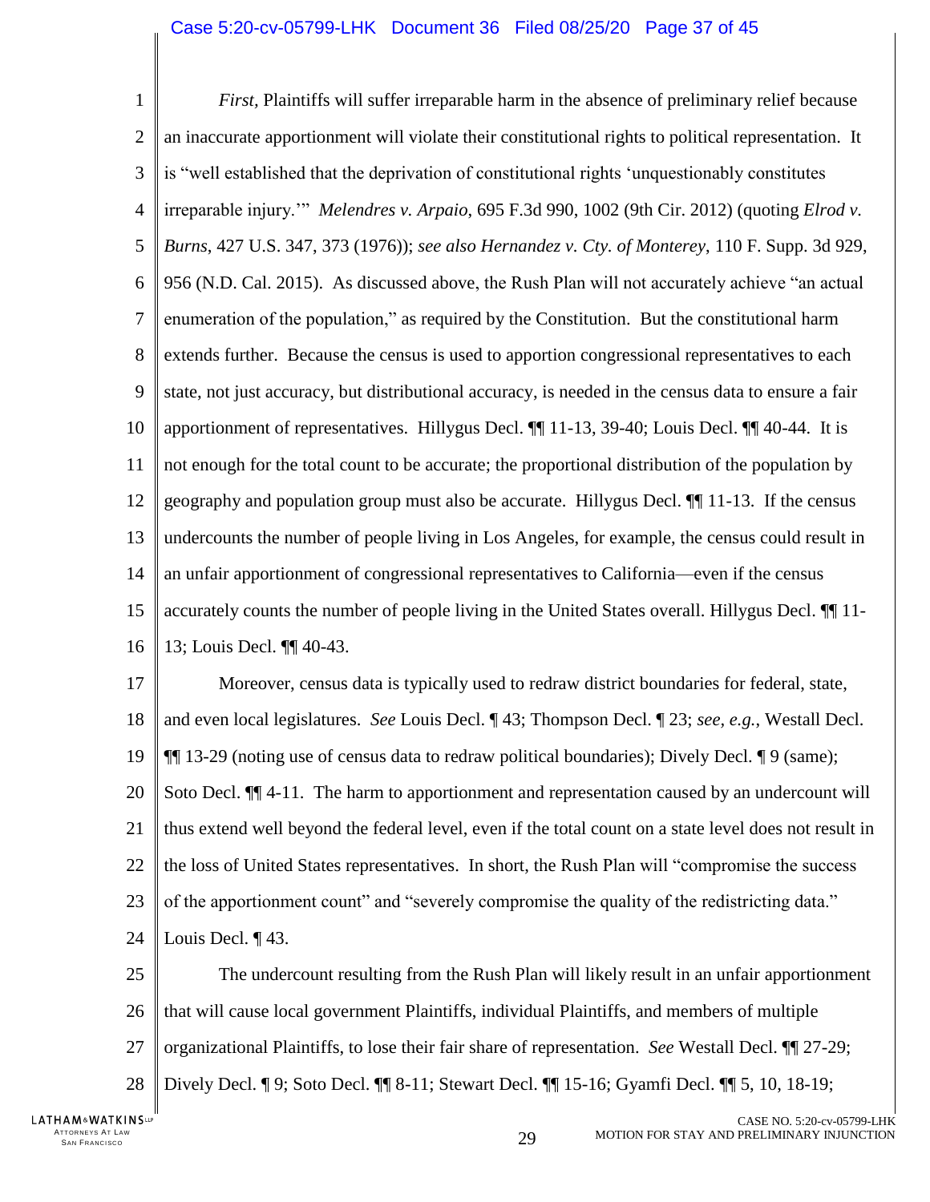*First,* Plaintiffs will suffer irreparable harm in the absence of preliminary relief because an inaccurate apportionment will violate their constitutional rights to political representation. It is "well established that the deprivation of constitutional rights 'unquestionably constitutes irreparable injury.'" *Melendres v. Arpaio*, 695 F.3d 990, 1002 (9th Cir. 2012) (quoting *Elrod v. Burns*, 427 U.S. 347, 373 (1976)); *see also Hernandez v. Cty. of Monterey*, 110 F. Supp. 3d 929, 956 (N.D. Cal. 2015). As discussed above, the Rush Plan will not accurately achieve "an actual enumeration of the population," as required by the Constitution. But the constitutional harm extends further. Because the census is used to apportion congressional representatives to each state, not just accuracy, but distributional accuracy, is needed in the census data to ensure a fair apportionment of representatives. Hillygus Decl. ¶¶ 11-13, 39-40; Louis Decl. ¶¶ 40-44. It is not enough for the total count to be accurate; the proportional distribution of the population by geography and population group must also be accurate. Hillygus Decl. ¶¶ 11-13. If the census undercounts the number of people living in Los Angeles, for example, the census could result in an unfair apportionment of congressional representatives to California—even if the census accurately counts the number of people living in the United States overall. Hillygus Decl. ¶¶ 11-13; Louis Decl. ¶¶ 40-43.

Moreover, census data is typically used to redraw district boundaries for federal, state, and even local legislatures. *See* Louis Decl. ¶ 43; Thompson Decl. ¶ 23; *see, e.g.*, Westall Decl. ¶¶ 13-29 (noting use of census data to redraw political boundaries); Dively Decl. ¶ 9 (same); Soto Decl. ¶¶ 4-11. The harm to apportionment and representation caused by an undercount will thus extend well beyond the federal level, even if the total count on a state level does not result in the loss of United States representatives. In short, the Rush Plan will "compromise the success of the apportionment count" and "severely compromise the quality of the redistricting data." Louis Decl. ¶ 43.

The undercount resulting from the Rush Plan will likely result in an unfair apportionment that will cause local government Plaintiffs, individual Plaintiffs, and members of multiple organizational Plaintiffs, to lose their fair share of representation. *See* Westall Decl. ¶¶ 27-29; Dively Decl. ¶ 9; Soto Decl. ¶¶ 8-11; Stewart Decl. ¶¶ 15-16; Gyamfi Decl. ¶¶ 5, 10, 18-19;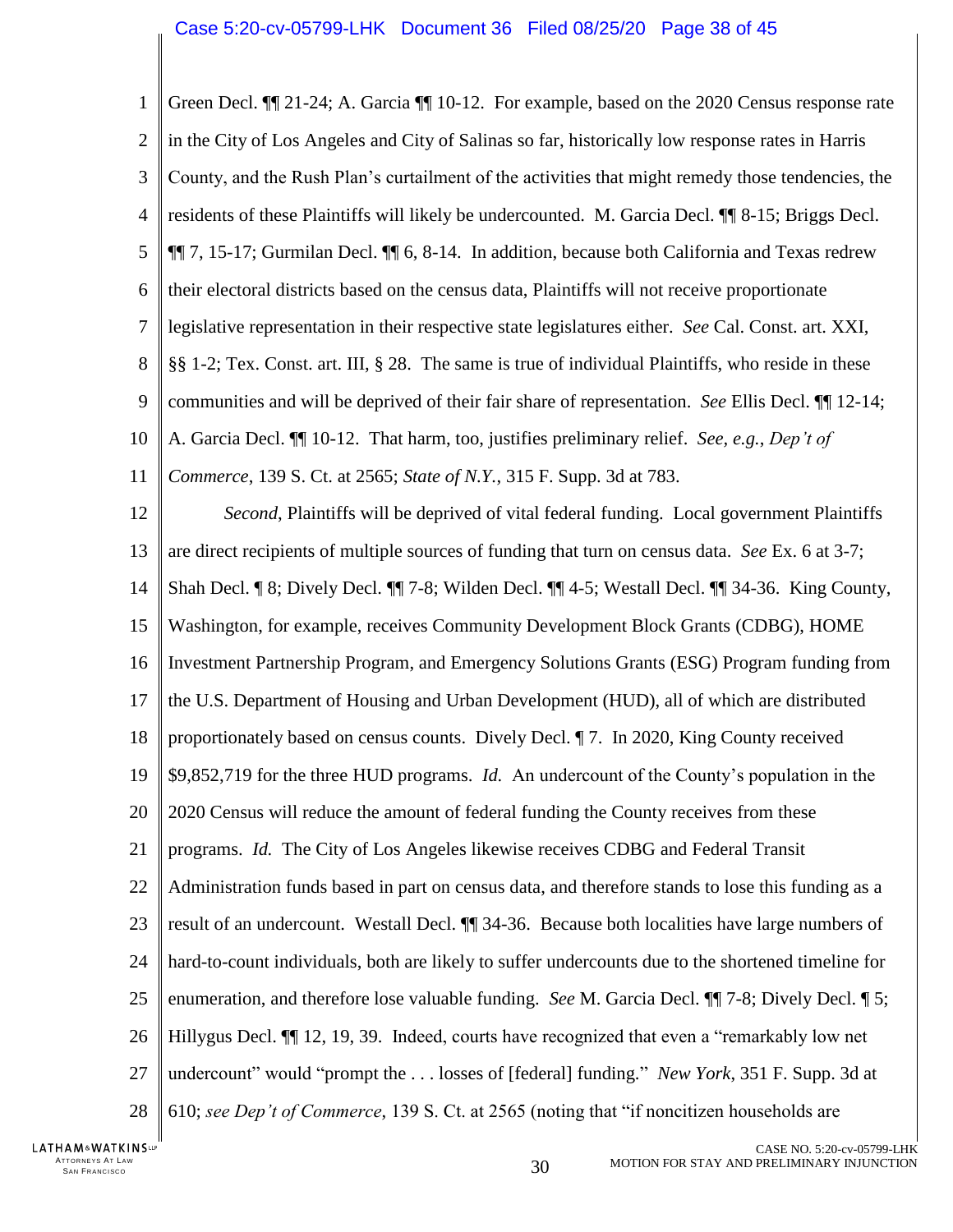Green Decl. ¶¶ 21-24; A. Garcia ¶¶ 10-12. For example, based on the 2020 Census response rate in the City of Los Angeles and City of Salinas so far, historically low response rates in Harris County, and the Rush Plan's curtailment of the activities that might remedy those tendencies, the residents of these Plaintiffs will likely be undercounted. M. Garcia Decl. ¶¶ 8-15; Briggs Decl. ¶¶ 7, 15-17; Gurmilan Decl. ¶¶ 6, 8-14. In addition, because both California and Texas redrew their electoral districts based on the census data, Plaintiffs will not receive proportionate legislative representation in their respective state legislatures either. *See* Cal. Const. art. XXI, §§ 1-2; Tex. Const. art. III, § 28. The same is true of individual Plaintiffs, who reside in these communities and will be deprived of their fair share of representation. *See* Ellis Decl. ¶¶ 12-14; A. Garcia Decl. ¶¶ 10-12. That harm, too, justifies preliminary relief. *See, e.g.*, *Dep't of Commerce*, 139 S. Ct. at 2565; *State of N.Y.*, 315 F. Supp. 3d at 783.

*Second*, Plaintiffs will be deprived of vital federal funding. Local government Plaintiffs are direct recipients of multiple sources of funding that turn on census data. *See* Ex. 6 at 3-7; Shah Decl. ¶ 8; Dively Decl. ¶¶ 7-8; Wilden Decl. ¶¶ 4-5; Westall Decl. ¶¶ 34-36. King County, Washington, for example, receives Community Development Block Grants (CDBG), HOME Investment Partnership Program, and Emergency Solutions Grants (ESG) Program funding from the U.S. Department of Housing and Urban Development (HUD), all of which are distributed proportionately based on census counts. Dively Decl. ¶ 7. In 2020, King County received $9,852,719 for the three HUD programs. *Id.* An undercount of the County's population in the 2020 Census will reduce the amount of federal funding the County receives from these programs. *Id.* The City of Los Angeles likewise receives CDBG and Federal Transit Administration funds based in part on census data, and therefore stands to lose this funding as a result of an undercount. Westall Decl. ¶¶ 34-36. Because both localities have large numbers of hard-to-count individuals, both are likely to suffer undercounts due to the shortened timeline for enumeration, and therefore lose valuable funding. *See* M. Garcia Decl. ¶¶ 7-8; Dively Decl. ¶ 5; Hillygus Decl. ¶¶ 12, 19, 39. Indeed, courts have recognized that even a "remarkably low net undercount" would "prompt the . . . losses of [federal] funding." *New York*, 351 F. Supp. 3d at 610; *see Dep't of Commerce*, 139 S. Ct. at 2565 (noting that "if noncitizen households are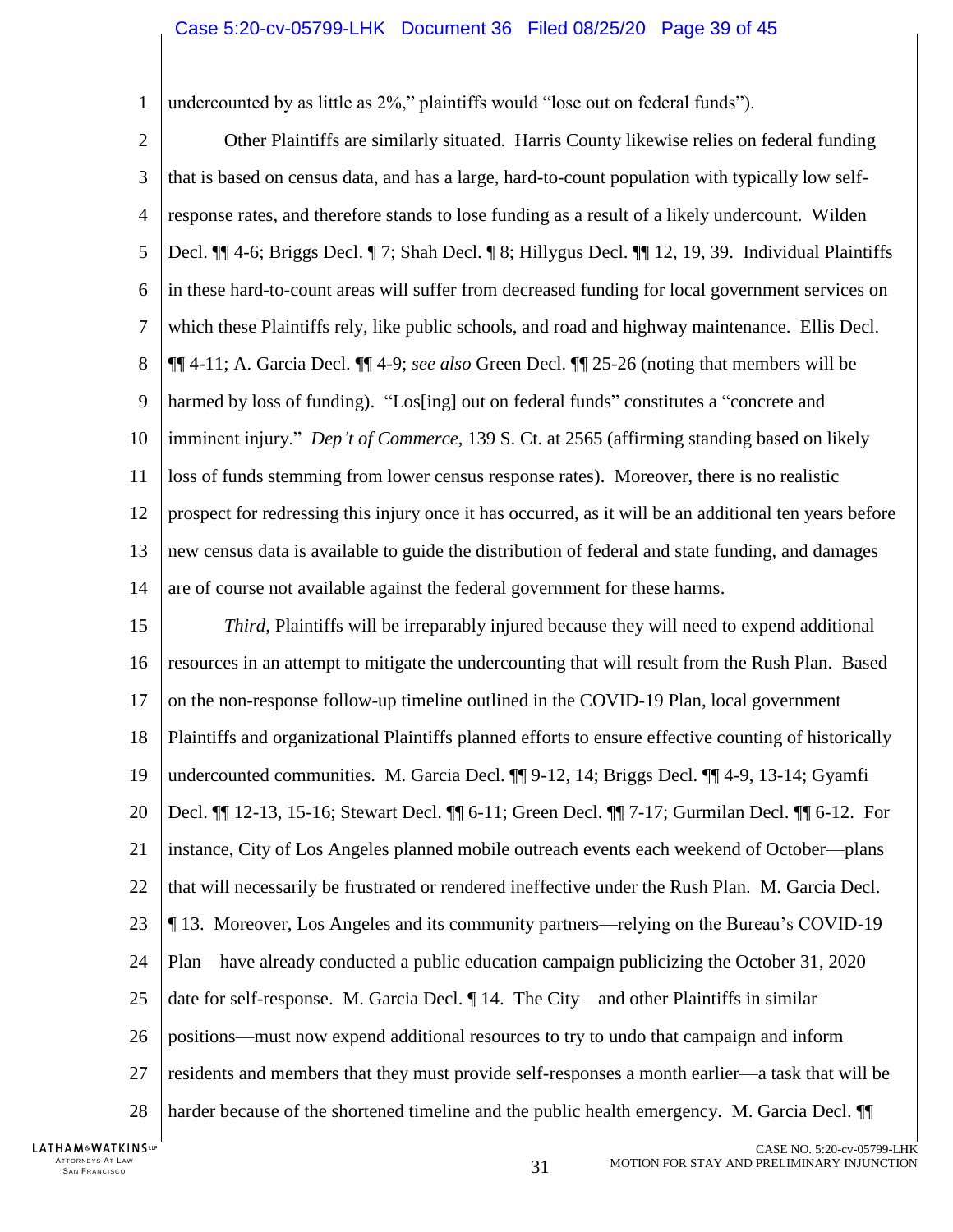undercounted by as little as 2%," plaintiffs would "lose out on federal funds").

Other Plaintiffs are similarly situated. Harris County likewise relies on federal funding that is based on census data, and has a large, hard-to-count population with typically low self-response rates, and therefore stands to lose funding as a result of a likely undercount. Wilden Decl. ¶¶ 4-6; Briggs Decl. ¶ 7; Shah Decl. ¶ 8; Hillygus Decl. ¶¶ 12, 19, 39. Individual Plaintiffs in these hard-to-count areas will suffer from decreased funding for local government services on which these Plaintiffs rely, like public schools, and road and highway maintenance. Ellis Decl. ¶¶ 4-11; A. Garcia Decl. ¶¶ 4-9; *see also* Green Decl. ¶¶ 25-26 (noting that members will be harmed by loss of funding). "Los[ing] out on federal funds" constitutes a "concrete and imminent injury." *Dep't of Commerce*, 139 S. Ct. at 2565 (affirming standing based on likely loss of funds stemming from lower census response rates). Moreover, there is no realistic prospect for redressing this injury once it has occurred, as it will be an additional ten years before new census data is available to guide the distribution of federal and state funding, and damages are of course not available against the federal government for these harms.

*Third*, Plaintiffs will be irreparably injured because they will need to expend additional resources in an attempt to mitigate the undercounting that will result from the Rush Plan. Based on the non-response follow-up timeline outlined in the COVID-19 Plan, local government Plaintiffs and organizational Plaintiffs planned efforts to ensure effective counting of historically undercounted communities. M. Garcia Decl. ¶¶ 9-12, 14; Briggs Decl. ¶¶ 4-9, 13-14; Gyamfi Decl. ¶¶ 12-13, 15-16; Stewart Decl. ¶¶ 6-11; Green Decl. ¶¶ 7-17; Gurmilan Decl. ¶¶ 6-12. For instance, City of Los Angeles planned mobile outreach events each weekend of October—plans that will necessarily be frustrated or rendered ineffective under the Rush Plan. M. Garcia Decl. ¶ 13. Moreover, Los Angeles and its community partners—relying on the Bureau's COVID-19 Plan—have already conducted a public education campaign publicizing the October 31, 2020 date for self-response. M. Garcia Decl. ¶ 14. The City—and other Plaintiffs in similar positions—must now expend additional resources to try to undo that campaign and inform residents and members that they must provide self-responses a month earlier—a task that will be harder because of the shortened timeline and the public health emergency. M. Garcia Decl. ¶¶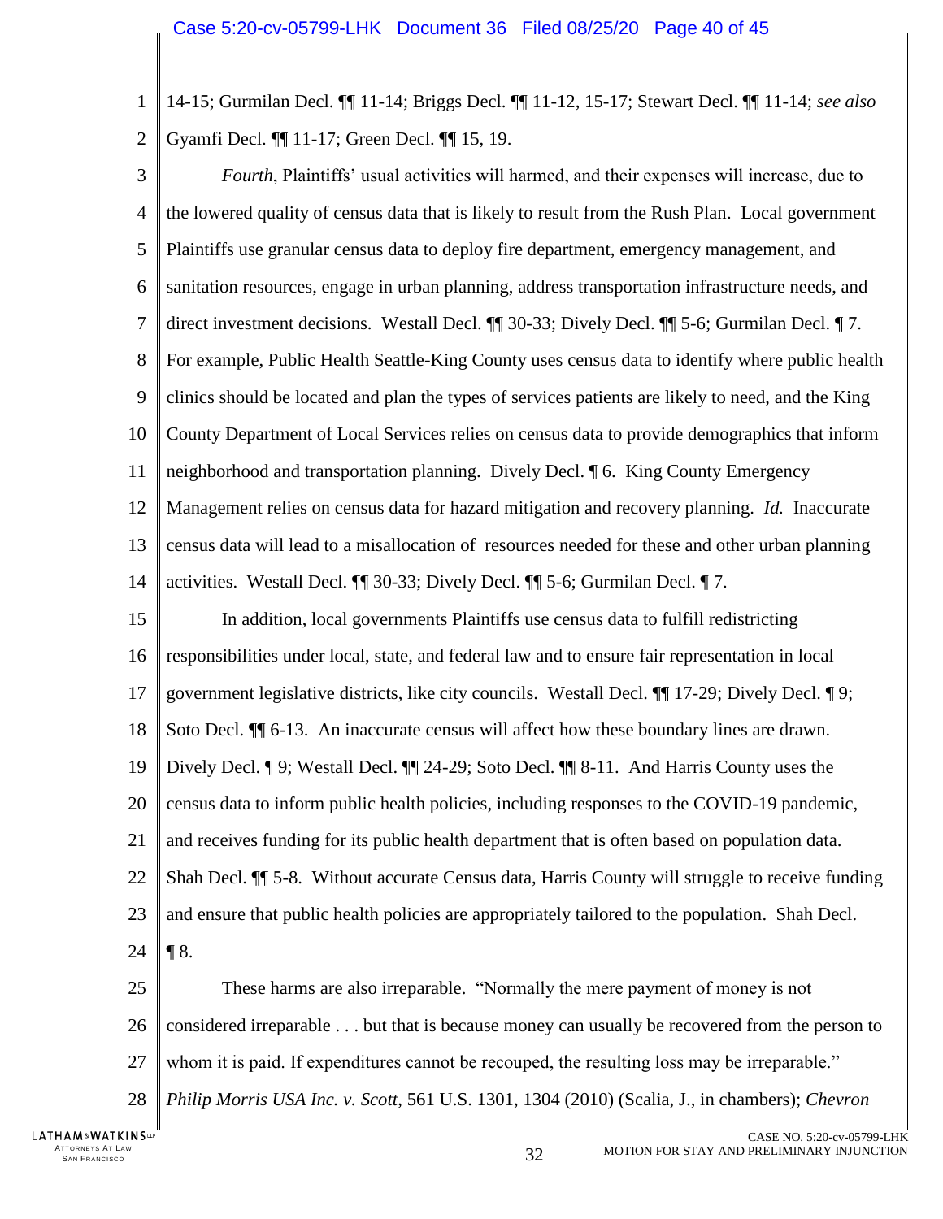14-15; Gurmilan Decl. ¶¶ 11-14; Briggs Decl. ¶¶ 11-12, 15-17; Stewart Decl. ¶¶ 11-14; *see also* Gyamfi Decl. ¶¶ 11-17; Green Decl. ¶¶ 15, 19.

*Fourth*, Plaintiffs' usual activities will harmed, and their expenses will increase, due to the lowered quality of census data that is likely to result from the Rush Plan. Local government Plaintiffs use granular census data to deploy fire department, emergency management, and sanitation resources, engage in urban planning, address transportation infrastructure needs, and direct investment decisions. Westall Decl. ¶¶ 30-33; Dively Decl. ¶¶ 5-6; Gurmilan Decl. ¶ 7. For example, Public Health Seattle-King County uses census data to identify where public health clinics should be located and plan the types of services patients are likely to need, and the King County Department of Local Services relies on census data to provide demographics that inform neighborhood and transportation planning. Dively Decl. ¶ 6. King County Emergency Management relies on census data for hazard mitigation and recovery planning. *Id.* Inaccurate census data will lead to a misallocation of resources needed for these and other urban planning activities. Westall Decl. ¶¶ 30-33; Dively Decl. ¶¶ 5-6; Gurmilan Decl. ¶ 7.

In addition, local governments Plaintiffs use census data to fulfill redistricting responsibilities under local, state, and federal law and to ensure fair representation in local government legislative districts, like city councils. Westall Decl. ¶¶ 17-29; Dively Decl. ¶ 9; Soto Decl. ¶¶ 6-13. An inaccurate census will affect how these boundary lines are drawn. Dively Decl. ¶ 9; Westall Decl. ¶¶ 24-29; Soto Decl. ¶¶ 8-11. And Harris County uses the census data to inform public health policies, including responses to the COVID-19 pandemic, and receives funding for its public health department that is often based on population data. Shah Decl. ¶¶ 5-8. Without accurate Census data, Harris County will struggle to receive funding and ensure that public health policies are appropriately tailored to the population. Shah Decl. ¶ 8.

These harms are also irreparable. "Normally the mere payment of money is not considered irreparable . . . but that is because money can usually be recovered from the person to whom it is paid. If expenditures cannot be recouped, the resulting loss may be irreparable." *Philip Morris USA Inc. v. Scott*, 561 U.S. 1301, 1304 (2010) (Scalia, J., in chambers); *Chevron*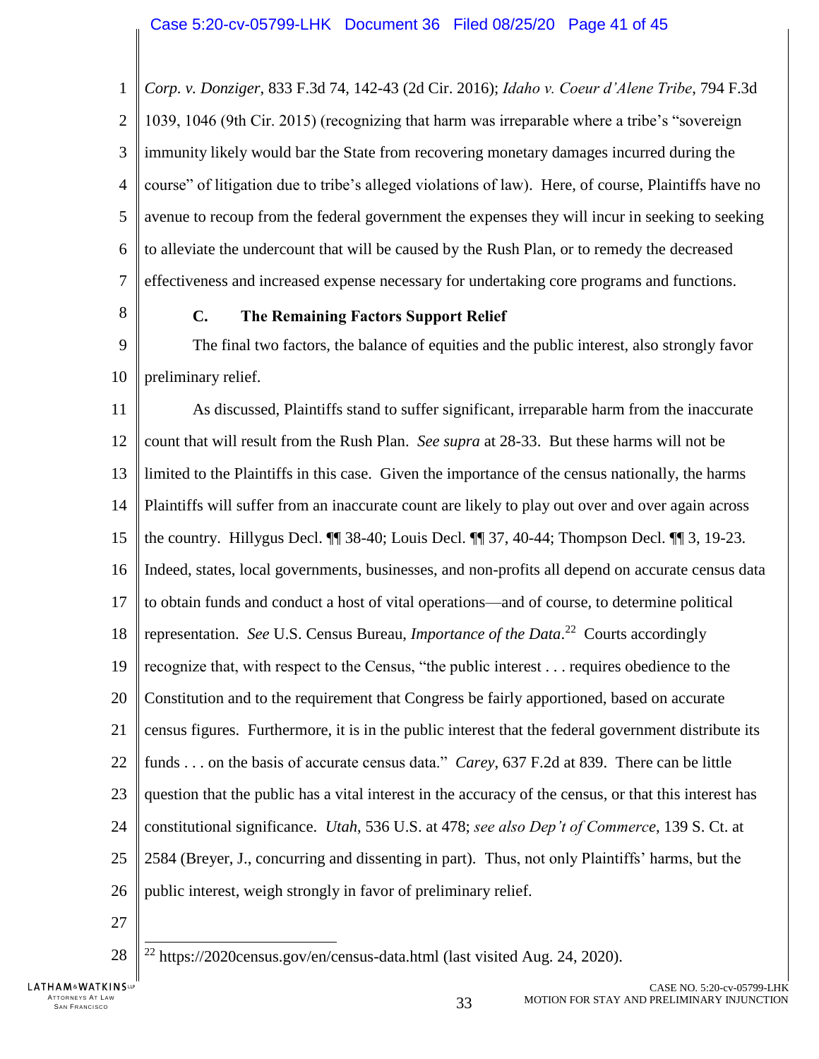*Corp. v. Donziger*, 833 F.3d 74, 142-43 (2d Cir. 2016); *Idaho v. Coeur d'Alene Tribe*, 794 F.3d 1039, 1046 (9th Cir. 2015) (recognizing that harm was irreparable where a tribe's "sovereign immunity likely would bar the State from recovering monetary damages incurred during the course" of litigation due to tribe's alleged violations of law). Here, of course, Plaintiffs have no avenue to recoup from the federal government the expenses they will incur in seeking to seeking to alleviate the undercount that will be caused by the Rush Plan, or to remedy the decreased effectiveness and increased expense necessary for undertaking core programs and functions.

### C. The Remaining Factors Support Relief

The final two factors, the balance of equities and the public interest, also strongly favor preliminary relief.

As discussed, Plaintiffs stand to suffer significant, irreparable harm from the inaccurate count that will result from the Rush Plan. *See supra* at 28-33. But these harms will not be limited to the Plaintiffs in this case. Given the importance of the census nationally, the harms Plaintiffs will suffer from an inaccurate count are likely to play out over and over again across the country. Hillygus Decl. ¶¶ 38-40; Louis Decl. ¶¶ 37, 40-44; Thompson Decl. ¶¶ 3, 19-23. Indeed, states, local governments, businesses, and non-profits all depend on accurate census data to obtain funds and conduct a host of vital operations—and of course, to determine political representation. *See* U.S. Census Bureau, *Importance of the Data*.[22] Courts accordingly recognize that, with respect to the Census, "the public interest . . . requires obedience to the Constitution and to the requirement that Congress be fairly apportioned, based on accurate census figures. Furthermore, it is in the public interest that the federal government distribute its funds . . . on the basis of accurate census data." *Carey*, 637 F.2d at 839. There can be little question that the public has a vital interest in the accuracy of the census, or that this interest has constitutional significance. *Utah*, 536 U.S. at 478; *see also Dep't of Commerce*, 139 S. Ct. at 2584 (Breyer, J., concurring and dissenting in part). Thus, not only Plaintiffs' harms, but the public interest, weigh strongly in favor of preliminary relief.

---

[22] https://2020census.gov/en/census-data.html (last visited Aug. 24, 2020).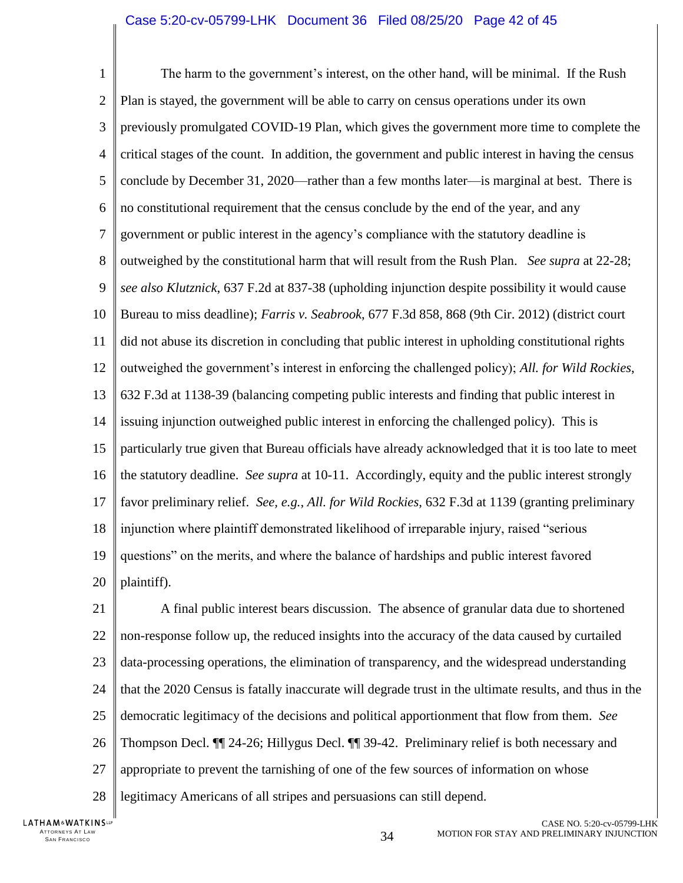The harm to the government's interest, on the other hand, will be minimal. If the Rush Plan is stayed, the government will be able to carry on census operations under its own previously promulgated COVID-19 Plan, which gives the government more time to complete the critical stages of the count. In addition, the government and public interest in having the census conclude by December 31, 2020—rather than a few months later—is marginal at best. There is no constitutional requirement that the census conclude by the end of the year, and any government or public interest in the agency's compliance with the statutory deadline is outweighed by the constitutional harm that will result from the Rush Plan. *See supra* at 22-28; *see also Klutznick*, 637 F.2d at 837-38 (upholding injunction despite possibility it would cause Bureau to miss deadline); *Farris v. Seabrook*, 677 F.3d 858, 868 (9th Cir. 2012) (district court did not abuse its discretion in concluding that public interest in upholding constitutional rights outweighed the government's interest in enforcing the challenged policy); *All. for Wild Rockies*, 632 F.3d at 1138-39 (balancing competing public interests and finding that public interest in issuing injunction outweighed public interest in enforcing the challenged policy). This is particularly true given that Bureau officials have already acknowledged that it is too late to meet the statutory deadline. *See supra* at 10-11. Accordingly, equity and the public interest strongly favor preliminary relief. *See, e.g.*, *All. for Wild Rockies*, 632 F.3d at 1139 (granting preliminary injunction where plaintiff demonstrated likelihood of irreparable injury, raised "serious questions" on the merits, and where the balance of hardships and public interest favored plaintiff).

A final public interest bears discussion. The absence of granular data due to shortened non-response follow up, the reduced insights into the accuracy of the data caused by curtailed data-processing operations, the elimination of transparency, and the widespread understanding that the 2020 Census is fatally inaccurate will degrade trust in the ultimate results, and thus in the democratic legitimacy of the decisions and political apportionment that flow from them. *See* Thompson Decl. ¶¶ 24-26; Hillygus Decl. ¶¶ 39-42. Preliminary relief is both necessary and appropriate to prevent the tarnishing of one of the few sources of information on whose legitimacy Americans of all stripes and persuasions can still depend.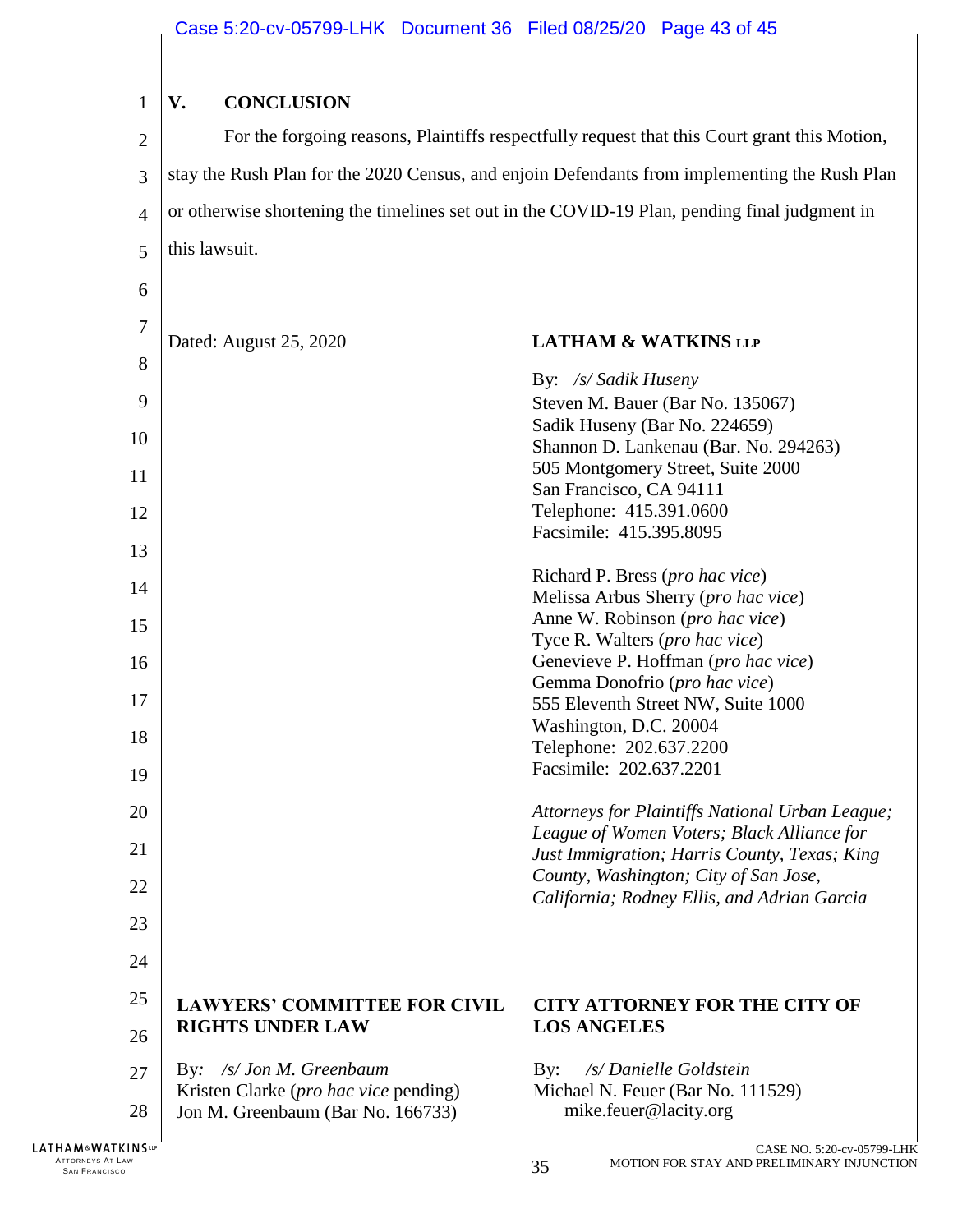## V. CONCLUSION

For the forgoing reasons, Plaintiffs respectfully request that this Court grant this Motion, stay the Rush Plan for the 2020 Census, and enjoin Defendants from implementing the Rush Plan or otherwise shortening the timelines set out in the COVID-19 Plan, pending final judgment in this lawsuit.

Dated: August 25, 2020

**LATHAM & WATKINS LLP**

By: */s/ Sadik Huseny*
Steven M. Bauer (Bar No. 135067)
Sadik Huseny (Bar No. 224659)
Shannon D. Lankenau (Bar. No. 294263)
505 Montgomery Street, Suite 2000
San Francisco, CA 94111
Telephone: 415.391.0600
Facsimile: 415.395.8095

Richard P. Bress (*pro hac vice*)
Melissa Arbus Sherry (*pro hac vice*)
Anne W. Robinson (*pro hac vice*)
Tyce R. Walters (*pro hac vice*)
Genevieve P. Hoffman (*pro hac vice*)
Gemma Donofrio (*pro hac vice*)
555 Eleventh Street NW, Suite 1000
Washington, D.C. 20004
Telephone: 202.637.2200
Facsimile: 202.637.2201

*Attorneys for Plaintiffs National Urban League; League of Women Voters; Black Alliance for Just Immigration; Harris County, Texas; King County, Washington; City of San Jose, California; Rodney Ellis, and Adrian Garcia*

**LAWYERS' COMMITTEE FOR CIVIL RIGHTS UNDER LAW**

By: */s/ Jon M. Greenbaum*
Kristen Clarke (*pro hac vice* pending)
Jon M. Greenbaum (Bar No. 166733)

**CITY ATTORNEY FOR THE CITY OF LOS ANGELES**

By: */s/ Danielle Goldstein*
Michael N. Feuer (Bar No. 111529)
mike.feuer@lacity.org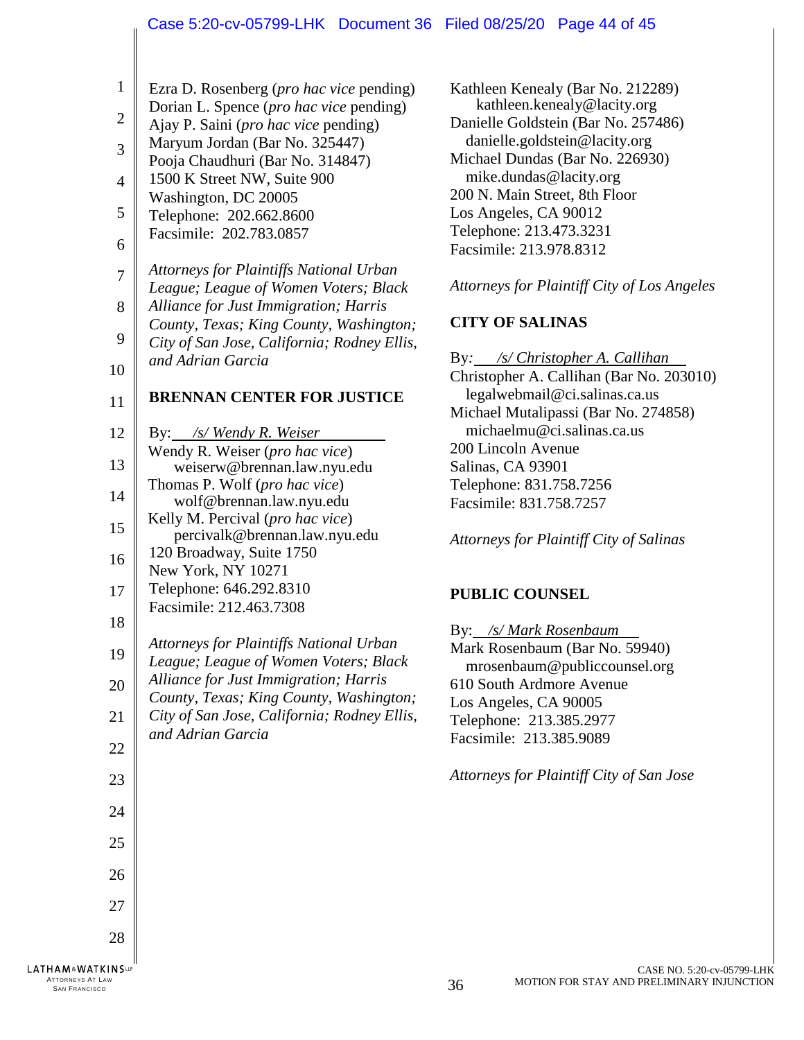Ezra D. Rosenberg (*pro hac vice* pending)
Dorian L. Spence (*pro hac vice* pending)
Ajay P. Saini (*pro hac vice* pending)
Maryum Jordan (Bar No. 325447)
Pooja Chaudhuri (Bar No. 314847)
1500 K Street NW, Suite 900
Washington, DC 20005
Telephone: 202.662.8600
Facsimile: 202.783.0857

*Attorneys for Plaintiffs National Urban League; League of Women Voters; Black Alliance for Just Immigration; Harris County, Texas; King County, Washington; City of San Jose, California; Rodney Ellis, and Adrian Garcia*

**BRENNAN CENTER FOR JUSTICE**

By: */s/ Wendy R. Weiser*
Wendy R. Weiser (*pro hac vice*)
weiserw@brennan.law.nyu.edu
Thomas P. Wolf (*pro hac vice*)
wolf@brennan.law.nyu.edu
Kelly M. Percival (*pro hac vice*)
percivalk@brennan.law.nyu.edu
120 Broadway, Suite 1750
New York, NY 10271
Telephone: 646.292.8310
Facsimile: 212.463.7308

*Attorneys for Plaintiffs National Urban League; League of Women Voters; Black Alliance for Just Immigration; Harris County, Texas; King County, Washington; City of San Jose, California; Rodney Ellis, and Adrian Garcia*

Kathleen Kenealy (Bar No. 212289)
kathleen.kenealy@lacity.org
Danielle Goldstein (Bar No. 257486)
danielle.goldstein@lacity.org
Michael Dundas (Bar No. 226930)
mike.dundas@lacity.org
200 N. Main Street, 8th Floor
Los Angeles, CA 90012
Telephone: 213.473.3231
Facsimile: 213.978.8312

*Attorneys for Plaintiff City of Los Angeles*

**CITY OF SALINAS**

By: */s/ Christopher A. Callihan*
Christopher A. Callihan (Bar No. 203010)
legalwebmail@ci.salinas.ca.us
Michael Mutalipassi (Bar No. 274858)
michaelmu@ci.salinas.ca.us
200 Lincoln Avenue
Salinas, CA 93901
Telephone: 831.758.7256
Facsimile: 831.758.7257

*Attorneys for Plaintiff City of Salinas*

**PUBLIC COUNSEL**

By: */s/ Mark Rosenbaum*
Mark Rosenbaum (Bar No. 59940)
mrosenbaum@publiccounsel.org
610 South Ardmore Avenue
Los Angeles, CA 90005
Telephone: 213.385.2977
Facsimile: 213.385.9089

*Attorneys for Plaintiff City of San Jose*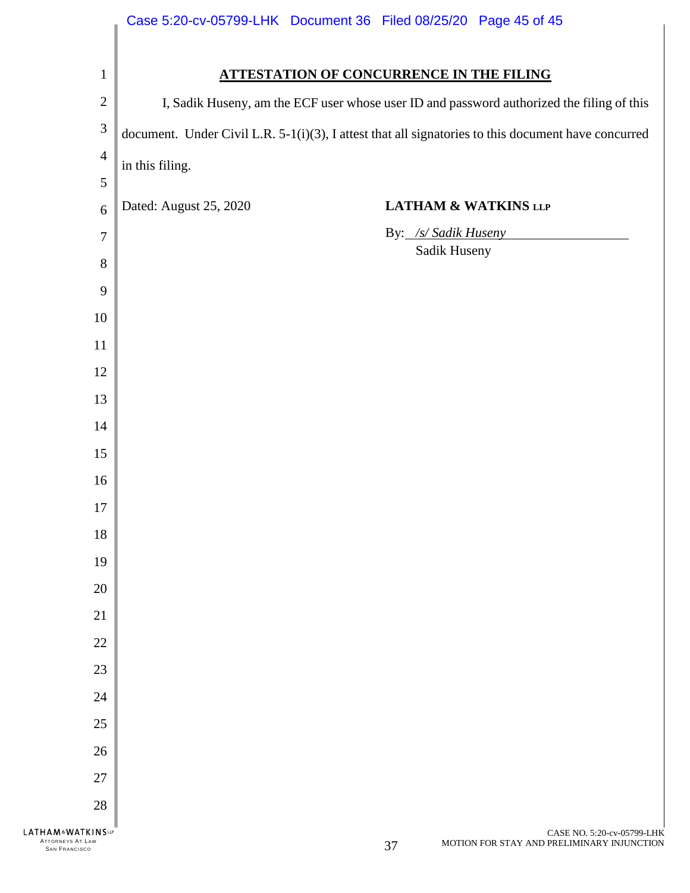## ATTESTATION OF CONCURRENCE IN THE FILING

I, Sadik Huseny, am the ECF user whose user ID and password authorized the filing of this document. Under Civil L.R. 5-1(i)(3), I attest that all signatories to this document have concurred in this filing.

Dated: August 25, 2020

**LATHAM & WATKINS LLP**

By: */s/ Sadik Huseny*
Sadik Huseny